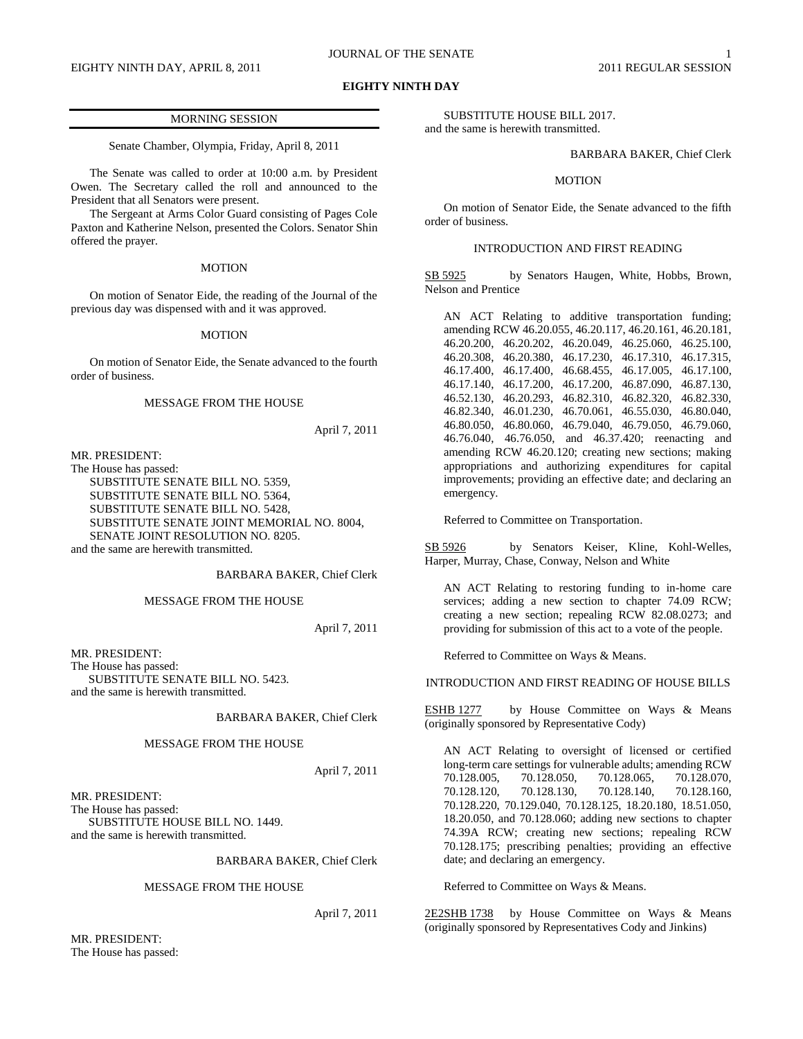# EIGHTY NINTH DAY

## MORNING SESSION

Senate Chamber, Olympia, Friday, April 8, 2011

The Senate was called to order at 10:00 a.m. by President Owen. The Secretary called the roll and announced to the President that all Senators were present.

The Sergeant at Arms Color Guard consisting of Pages Cole Paxton and Katherine Nelson, presented the Colors. Senator Shin offered the prayer.

### MOTION

On motion of Senator Eide, the reading of the Journal of the previous day was dispensed with and it was approved.

### MOTION

On motion of Senator Eide, the Senate advanced to the fourth order of business.

### MESSAGE FROM THE HOUSE

April 7, 2011

MR. PRESIDENT:
The House has passed:
SUBSTITUTE SENATE BILL NO. 5359,
SUBSTITUTE SENATE BILL NO. 5364,
SUBSTITUTE SENATE BILL NO. 5428,
SUBSTITUTE SENATE JOINT MEMORIAL NO. 8004,
SENATE JOINT RESOLUTION NO. 8205.
and the same are herewith transmitted.

BARBARA BAKER, Chief Clerk

### MESSAGE FROM THE HOUSE

April 7, 2011

MR. PRESIDENT:
The House has passed:
SUBSTITUTE SENATE BILL NO. 5423.
and the same is herewith transmitted.

BARBARA BAKER, Chief Clerk

### MESSAGE FROM THE HOUSE

April 7, 2011

MR. PRESIDENT:
The House has passed:
SUBSTITUTE HOUSE BILL NO. 1449.
and the same is herewith transmitted.

BARBARA BAKER, Chief Clerk

### MESSAGE FROM THE HOUSE

April 7, 2011

MR. PRESIDENT:
The House has passed:
SUBSTITUTE HOUSE BILL 2017.
and the same is herewith transmitted.

BARBARA BAKER, Chief Clerk

### MOTION

On motion of Senator Eide, the Senate advanced to the fifth order of business.

### INTRODUCTION AND FIRST READING

SB 5925 by Senators Haugen, White, Hobbs, Brown, Nelson and Prentice

AN ACT Relating to additive transportation funding; amending RCW 46.20.055, 46.20.117, 46.20.161, 46.20.181, 46.20.200, 46.20.202, 46.20.049, 46.25.060, 46.25.100, 46.20.308, 46.20.380, 46.17.230, 46.17.310, 46.17.315, 46.17.400, 46.17.400, 46.68.455, 46.17.005, 46.17.100, 46.17.140, 46.17.200, 46.17.200, 46.87.090, 46.87.130, 46.52.130, 46.20.293, 46.82.310, 46.82.320, 46.82.330, 46.82.340, 46.01.230, 46.70.061, 46.55.030, 46.80.040, 46.80.050, 46.80.060, 46.79.040, 46.79.050, 46.79.060, 46.76.040, 46.76.050, and 46.37.420; reenacting and amending RCW 46.20.120; creating new sections; making appropriations and authorizing expenditures for capital improvements; providing an effective date; and declaring an emergency.

Referred to Committee on Transportation.

SB 5926 by Senators Keiser, Kline, Kohl-Welles, Harper, Murray, Chase, Conway, Nelson and White

AN ACT Relating to restoring funding to in-home care services; adding a new section to chapter 74.09 RCW; creating a new section; repealing RCW 82.08.0273; and providing for submission of this act to a vote of the people.

Referred to Committee on Ways & Means.

### INTRODUCTION AND FIRST READING OF HOUSE BILLS

ESHB 1277 by House Committee on Ways & Means (originally sponsored by Representative Cody)

AN ACT Relating to oversight of licensed or certified long-term care settings for vulnerable adults; amending RCW 70.128.005, 70.128.050, 70.128.065, 70.128.070, 70.128.120, 70.128.130, 70.128.140, 70.128.160, 70.128.220, 70.129.040, 70.128.125, 18.20.180, 18.51.050, 18.20.050, and 70.128.060; adding new sections to chapter 74.39A RCW; creating new sections; repealing RCW 70.128.175; prescribing penalties; providing an effective date; and declaring an emergency.

Referred to Committee on Ways & Means.

2E2SHB 1738 by House Committee on Ways & Means (originally sponsored by Representatives Cody and Jinkins)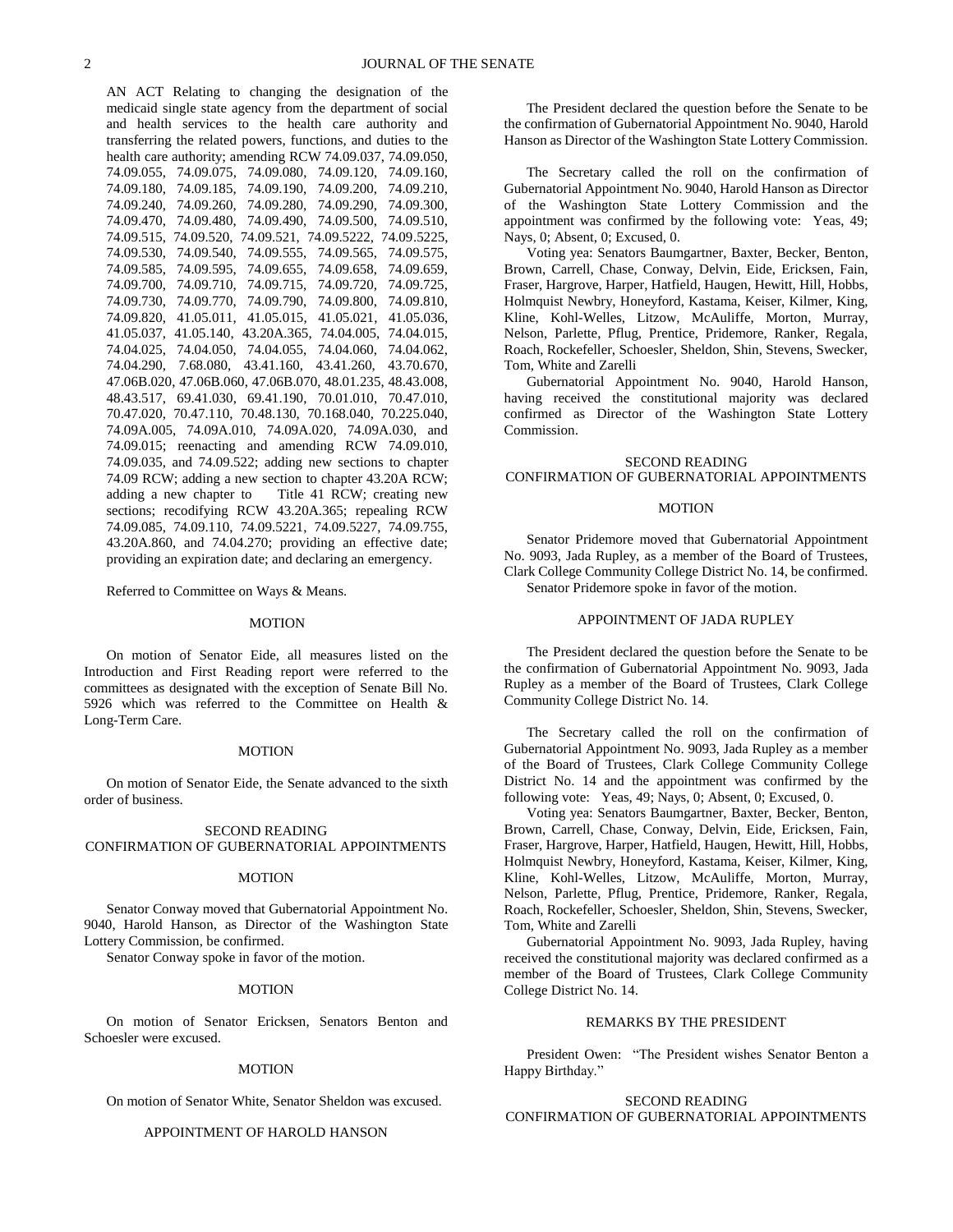AN ACT Relating to changing the designation of the medicaid single state agency from the department of social and health services to the health care authority and transferring the related powers, functions, and duties to the health care authority; amending RCW 74.09.037, 74.09.050, 74.09.055, 74.09.075, 74.09.080, 74.09.120, 74.09.160, 74.09.180, 74.09.185, 74.09.190, 74.09.200, 74.09.210, 74.09.240, 74.09.260, 74.09.280, 74.09.290, 74.09.300, 74.09.470, 74.09.480, 74.09.490, 74.09.500, 74.09.510, 74.09.515, 74.09.520, 74.09.521, 74.09.5222, 74.09.5225, 74.09.530, 74.09.540, 74.09.555, 74.09.565, 74.09.575, 74.09.585, 74.09.595, 74.09.655, 74.09.658, 74.09.659, 74.09.700, 74.09.710, 74.09.715, 74.09.720, 74.09.725, 74.09.730, 74.09.770, 74.09.790, 74.09.800, 74.09.810, 74.09.820, 41.05.011, 41.05.015, 41.05.021, 41.05.036, 41.05.037, 41.05.140, 43.20A.365, 74.04.005, 74.04.015, 74.04.025, 74.04.050, 74.04.055, 74.04.060, 74.04.062, 74.04.290, 7.68.080, 43.41.160, 43.41.260, 43.70.670, 47.06B.020, 47.06B.060, 47.06B.070, 48.01.235, 48.43.008, 48.43.517, 69.41.030, 69.41.190, 70.01.010, 70.47.010, 70.47.020, 70.47.110, 70.48.130, 70.168.040, 70.225.040, 74.09A.005, 74.09A.010, 74.09A.020, 74.09A.030, and 74.09.015; reenacting and amending RCW 74.09.010, 74.09.035, and 74.09.522; adding new sections to chapter 74.09 RCW; adding a new section to chapter 43.20A RCW; adding a new chapter to Title 41 RCW; creating new sections; recodifying RCW 43.20A.365; repealing RCW 74.09.085, 74.09.110, 74.09.5221, 74.09.5227, 74.09.755, 43.20A.860, and 74.04.270; providing an effective date; providing an expiration date; and declaring an emergency.

Referred to Committee on Ways & Means.

MOTION

On motion of Senator Eide, all measures listed on the Introduction and First Reading report were referred to the committees as designated with the exception of Senate Bill No. 5926 which was referred to the Committee on Health & Long-Term Care.

MOTION

On motion of Senator Eide, the Senate advanced to the sixth order of business.

SECOND READING
CONFIRMATION OF GUBERNATORIAL APPOINTMENTS

MOTION

Senator Conway moved that Gubernatorial Appointment No. 9040, Harold Hanson, as Director of the Washington State Lottery Commission, be confirmed.

Senator Conway spoke in favor of the motion.

MOTION

On motion of Senator Ericksen, Senators Benton and Schoesler were excused.

MOTION

On motion of Senator White, Senator Sheldon was excused.

APPOINTMENT OF HAROLD HANSON

The President declared the question before the Senate to be the confirmation of Gubernatorial Appointment No. 9040, Harold Hanson as Director of the Washington State Lottery Commission.

The Secretary called the roll on the confirmation of Gubernatorial Appointment No. 9040, Harold Hanson as Director of the Washington State Lottery Commission and the appointment was confirmed by the following vote: Yeas, 49; Nays, 0; Absent, 0; Excused, 0.

Voting yea: Senators Baumgartner, Baxter, Becker, Benton, Brown, Carrell, Chase, Conway, Delvin, Eide, Ericksen, Fain, Fraser, Hargrove, Harper, Hatfield, Haugen, Hewitt, Hill, Hobbs, Holmquist Newbry, Honeyford, Kastama, Keiser, Kilmer, King, Kline, Kohl-Welles, Litzow, McAuliffe, Morton, Murray, Nelson, Parlette, Pflug, Prentice, Pridemore, Ranker, Regala, Roach, Rockefeller, Schoesler, Sheldon, Shin, Stevens, Swecker, Tom, White and Zarelli

Gubernatorial Appointment No. 9040, Harold Hanson, having received the constitutional majority was declared confirmed as Director of the Washington State Lottery Commission.

SECOND READING
CONFIRMATION OF GUBERNATORIAL APPOINTMENTS

MOTION

Senator Pridemore moved that Gubernatorial Appointment No. 9093, Jada Rupley, as a member of the Board of Trustees, Clark College Community College District No. 14, be confirmed.

Senator Pridemore spoke in favor of the motion.

APPOINTMENT OF JADA RUPLEY

The President declared the question before the Senate to be the confirmation of Gubernatorial Appointment No. 9093, Jada Rupley as a member of the Board of Trustees, Clark College Community College District No. 14.

The Secretary called the roll on the confirmation of Gubernatorial Appointment No. 9093, Jada Rupley as a member of the Board of Trustees, Clark College Community College District No. 14 and the appointment was confirmed by the following vote: Yeas, 49; Nays, 0; Absent, 0; Excused, 0.

Voting yea: Senators Baumgartner, Baxter, Becker, Benton, Brown, Carrell, Chase, Conway, Delvin, Eide, Ericksen, Fain, Fraser, Hargrove, Harper, Hatfield, Haugen, Hewitt, Hill, Hobbs, Holmquist Newbry, Honeyford, Kastama, Keiser, Kilmer, King, Kline, Kohl-Welles, Litzow, McAuliffe, Morton, Murray, Nelson, Parlette, Pflug, Prentice, Pridemore, Ranker, Regala, Roach, Rockefeller, Schoesler, Sheldon, Shin, Stevens, Swecker, Tom, White and Zarelli

Gubernatorial Appointment No. 9093, Jada Rupley, having received the constitutional majority was declared confirmed as a member of the Board of Trustees, Clark College Community College District No. 14.

REMARKS BY THE PRESIDENT

President Owen: "The President wishes Senator Benton a Happy Birthday."

SECOND READING
CONFIRMATION OF GUBERNATORIAL APPOINTMENTS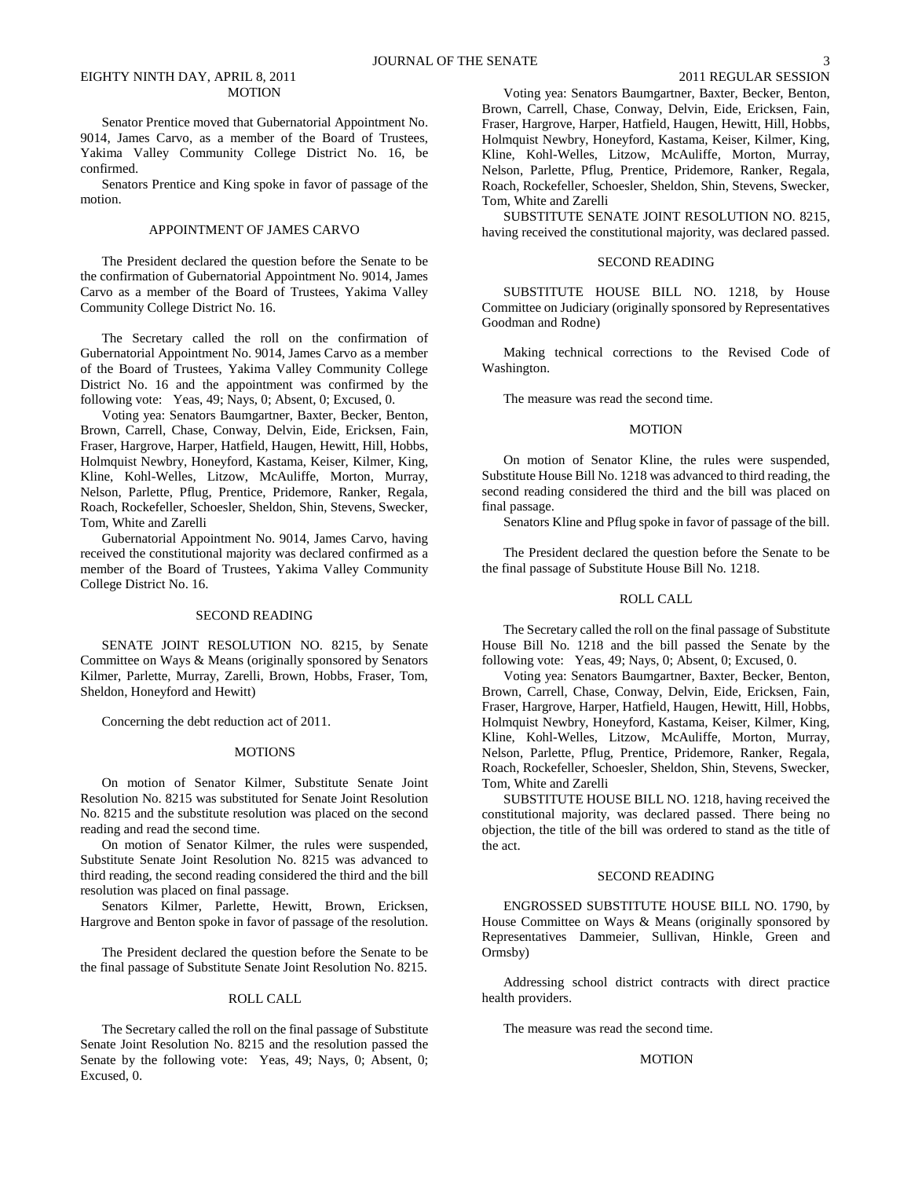MOTION

Senator Prentice moved that Gubernatorial Appointment No. 9014, James Carvo, as a member of the Board of Trustees, Yakima Valley Community College District No. 16, be confirmed.

Senators Prentice and King spoke in favor of passage of the motion.

APPOINTMENT OF JAMES CARVO

The President declared the question before the Senate to be the confirmation of Gubernatorial Appointment No. 9014, James Carvo as a member of the Board of Trustees, Yakima Valley Community College District No. 16.

The Secretary called the roll on the confirmation of Gubernatorial Appointment No. 9014, James Carvo as a member of the Board of Trustees, Yakima Valley Community College District No. 16 and the appointment was confirmed by the following vote: Yeas, 49; Nays, 0; Absent, 0; Excused, 0.

Voting yea: Senators Baumgartner, Baxter, Becker, Benton, Brown, Carrell, Chase, Conway, Delvin, Eide, Ericksen, Fain, Fraser, Hargrove, Harper, Hatfield, Haugen, Hewitt, Hill, Hobbs, Holmquist Newbry, Honeyford, Kastama, Keiser, Kilmer, King, Kline, Kohl-Welles, Litzow, McAuliffe, Morton, Murray, Nelson, Parlette, Pflug, Prentice, Pridemore, Ranker, Regala, Roach, Rockefeller, Schoesler, Sheldon, Shin, Stevens, Swecker, Tom, White and Zarelli

Gubernatorial Appointment No. 9014, James Carvo, having received the constitutional majority was declared confirmed as a member of the Board of Trustees, Yakima Valley Community College District No. 16.

SECOND READING

SENATE JOINT RESOLUTION NO. 8215, by Senate Committee on Ways & Means (originally sponsored by Senators Kilmer, Parlette, Murray, Zarelli, Brown, Hobbs, Fraser, Tom, Sheldon, Honeyford and Hewitt)

Concerning the debt reduction act of 2011.

MOTIONS

On motion of Senator Kilmer, Substitute Senate Joint Resolution No. 8215 was substituted for Senate Joint Resolution No. 8215 and the substitute resolution was placed on the second reading and read the second time.

On motion of Senator Kilmer, the rules were suspended, Substitute Senate Joint Resolution No. 8215 was advanced to third reading, the second reading considered the third and the bill resolution was placed on final passage.

Senators Kilmer, Parlette, Hewitt, Brown, Ericksen, Hargrove and Benton spoke in favor of passage of the resolution.

The President declared the question before the Senate to be the final passage of Substitute Senate Joint Resolution No. 8215.

ROLL CALL

The Secretary called the roll on the final passage of Substitute Senate Joint Resolution No. 8215 and the resolution passed the Senate by the following vote: Yeas, 49; Nays, 0; Absent, 0; Excused, 0.

Voting yea: Senators Baumgartner, Baxter, Becker, Benton, Brown, Carrell, Chase, Conway, Delvin, Eide, Ericksen, Fain, Fraser, Hargrove, Harper, Hatfield, Haugen, Hewitt, Hill, Hobbs, Holmquist Newbry, Honeyford, Kastama, Keiser, Kilmer, King, Kline, Kohl-Welles, Litzow, McAuliffe, Morton, Murray, Nelson, Parlette, Pflug, Prentice, Pridemore, Ranker, Regala, Roach, Rockefeller, Schoesler, Sheldon, Shin, Stevens, Swecker, Tom, White and Zarelli

SUBSTITUTE SENATE JOINT RESOLUTION NO. 8215, having received the constitutional majority, was declared passed.

SECOND READING

SUBSTITUTE HOUSE BILL NO. 1218, by House Committee on Judiciary (originally sponsored by Representatives Goodman and Rodne)

Making technical corrections to the Revised Code of Washington.

The measure was read the second time.

MOTION

On motion of Senator Kline, the rules were suspended, Substitute House Bill No. 1218 was advanced to third reading, the second reading considered the third and the bill was placed on final passage.

Senators Kline and Pflug spoke in favor of passage of the bill.

The President declared the question before the Senate to be the final passage of Substitute House Bill No. 1218.

ROLL CALL

The Secretary called the roll on the final passage of Substitute House Bill No. 1218 and the bill passed the Senate by the following vote: Yeas, 49; Nays, 0; Absent, 0; Excused, 0.

Voting yea: Senators Baumgartner, Baxter, Becker, Benton, Brown, Carrell, Chase, Conway, Delvin, Eide, Ericksen, Fain, Fraser, Hargrove, Harper, Hatfield, Haugen, Hewitt, Hill, Hobbs, Holmquist Newbry, Honeyford, Kastama, Keiser, Kilmer, King, Kline, Kohl-Welles, Litzow, McAuliffe, Morton, Murray, Nelson, Parlette, Pflug, Prentice, Pridemore, Ranker, Regala, Roach, Rockefeller, Schoesler, Sheldon, Shin, Stevens, Swecker, Tom, White and Zarelli

SUBSTITUTE HOUSE BILL NO. 1218, having received the constitutional majority, was declared passed. There being no objection, the title of the bill was ordered to stand as the title of the act.

SECOND READING

ENGROSSED SUBSTITUTE HOUSE BILL NO. 1790, by House Committee on Ways & Means (originally sponsored by Representatives Dammeier, Sullivan, Hinkle, Green and Ormsby)

Addressing school district contracts with direct practice health providers.

The measure was read the second time.

MOTION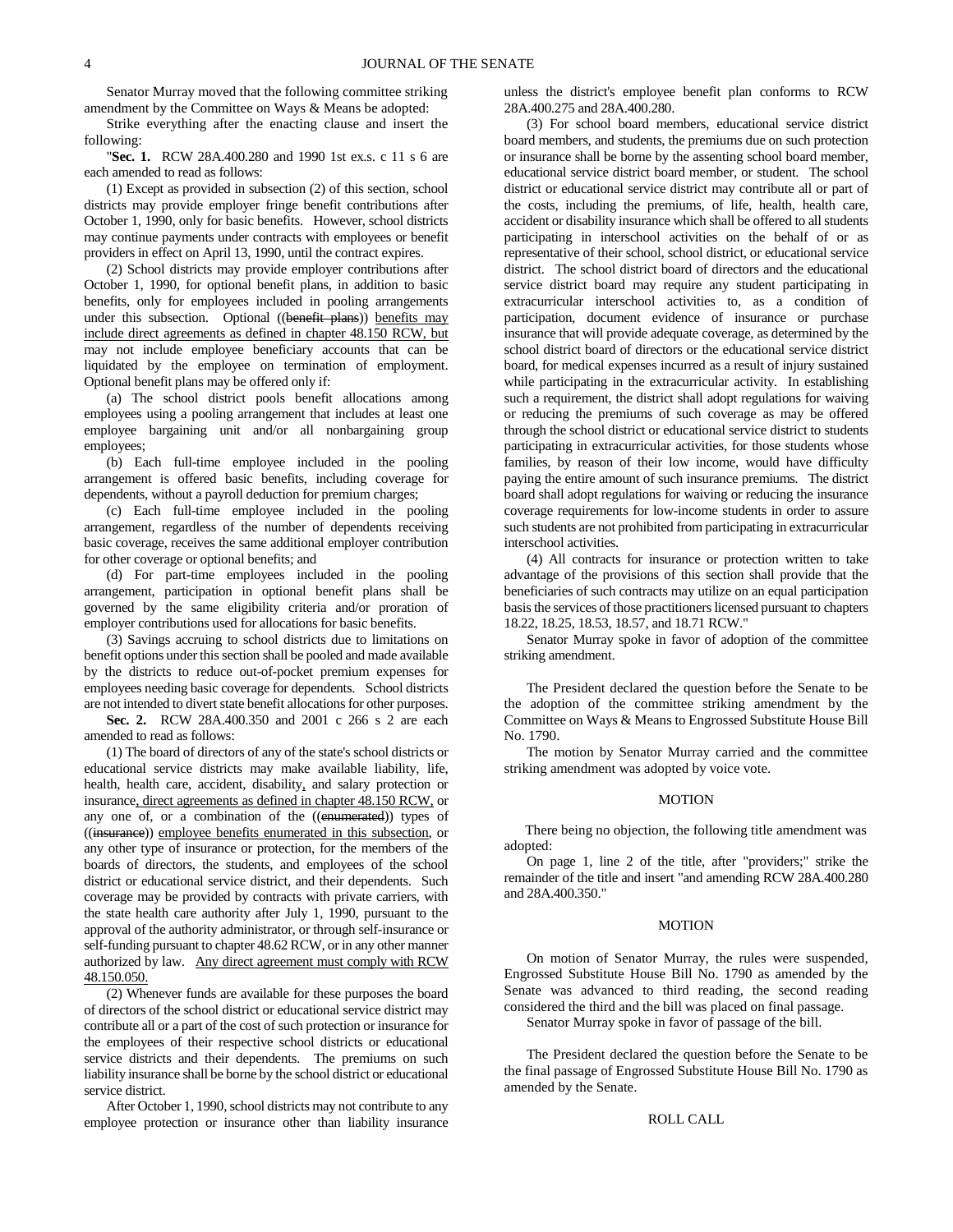Senator Murray moved that the following committee striking amendment by the Committee on Ways & Means be adopted:

Strike everything after the enacting clause and insert the following:

"**Sec. 1.** RCW 28A.400.280 and 1990 1st ex.s. c 11 s 6 are each amended to read as follows:

(1) Except as provided in subsection (2) of this section, school districts may provide employer fringe benefit contributions after October 1, 1990, only for basic benefits. However, school districts may continue payments under contracts with employees or benefit providers in effect on April 13, 1990, until the contract expires.

(2) School districts may provide employer contributions after October 1, 1990, for optional benefit plans, in addition to basic benefits, only for employees included in pooling arrangements under this subsection. Optional ((~~benefit plans~~)) benefits may include direct agreements as defined in chapter 48.150 RCW, but may not include employee beneficiary accounts that can be liquidated by the employee on termination of employment. Optional benefit plans may be offered only if:

(a) The school district pools benefit allocations among employees using a pooling arrangement that includes at least one employee bargaining unit and/or all nonbargaining group employees;

(b) Each full-time employee included in the pooling arrangement is offered basic benefits, including coverage for dependents, without a payroll deduction for premium charges;

(c) Each full-time employee included in the pooling arrangement, regardless of the number of dependents receiving basic coverage, receives the same additional employer contribution for other coverage or optional benefits; and

(d) For part-time employees included in the pooling arrangement, participation in optional benefit plans shall be governed by the same eligibility criteria and/or proration of employer contributions used for allocations for basic benefits.

(3) Savings accruing to school districts due to limitations on benefit options under this section shall be pooled and made available by the districts to reduce out-of-pocket premium expenses for employees needing basic coverage for dependents. School districts are not intended to divert state benefit allocations for other purposes.

**Sec. 2.** RCW 28A.400.350 and 2001 c 266 s 2 are each amended to read as follows:

(1) The board of directors of any of the state's school districts or educational service districts may make available liability, life, health, health care, accident, disability, and salary protection or insurance, direct agreements as defined in chapter 48.150 RCW, or any one of, or a combination of the ((~~enumerated~~)) types of ((~~insurance~~)) employee benefits enumerated in this subsection, or any other type of insurance or protection, for the members of the boards of directors, the students, and employees of the school district or educational service district, and their dependents. Such coverage may be provided by contracts with private carriers, with the state health care authority after July 1, 1990, pursuant to the approval of the authority administrator, or through self-insurance or self-funding pursuant to chapter 48.62 RCW, or in any other manner authorized by law. Any direct agreement must comply with RCW 48.150.050.

(2) Whenever funds are available for these purposes the board of directors of the school district or educational service district may contribute all or a part of the cost of such protection or insurance for the employees of their respective school districts or educational service districts and their dependents. The premiums on such liability insurance shall be borne by the school district or educational service district.

After October 1, 1990, school districts may not contribute to any employee protection or insurance other than liability insurance unless the district's employee benefit plan conforms to RCW 28A.400.275 and 28A.400.280.

(3) For school board members, educational service district board members, and students, the premiums due on such protection or insurance shall be borne by the assenting school board member, educational service district board member, or student. The school district or educational service district may contribute all or part of the costs, including the premiums, of life, health, health care, accident or disability insurance which shall be offered to all students participating in interschool activities on the behalf of or as representative of their school, school district, or educational service district. The school district board of directors and the educational service district board may require any student participating in extracurricular interschool activities to, as a condition of participation, document evidence of insurance or purchase insurance that will provide adequate coverage, as determined by the school district board of directors or the educational service district board, for medical expenses incurred as a result of injury sustained while participating in the extracurricular activity. In establishing such a requirement, the district shall adopt regulations for waiving or reducing the premiums of such coverage as may be offered through the school district or educational service district to students participating in extracurricular activities, for those students whose families, by reason of their low income, would have difficulty paying the entire amount of such insurance premiums. The district board shall adopt regulations for waiving or reducing the insurance coverage requirements for low-income students in order to assure such students are not prohibited from participating in extracurricular interschool activities.

(4) All contracts for insurance or protection written to take advantage of the provisions of this section shall provide that the beneficiaries of such contracts may utilize on an equal participation basis the services of those practitioners licensed pursuant to chapters 18.22, 18.25, 18.53, 18.57, and 18.71 RCW."

Senator Murray spoke in favor of adoption of the committee striking amendment.

The President declared the question before the Senate to be the adoption of the committee striking amendment by the Committee on Ways & Means to Engrossed Substitute House Bill No. 1790.

The motion by Senator Murray carried and the committee striking amendment was adopted by voice vote.

MOTION

There being no objection, the following title amendment was adopted:

On page 1, line 2 of the title, after "providers;" strike the remainder of the title and insert "and amending RCW 28A.400.280 and 28A.400.350."

MOTION

On motion of Senator Murray, the rules were suspended, Engrossed Substitute House Bill No. 1790 as amended by the Senate was advanced to third reading, the second reading considered the third and the bill was placed on final passage.

Senator Murray spoke in favor of passage of the bill.

The President declared the question before the Senate to be the final passage of Engrossed Substitute House Bill No. 1790 as amended by the Senate.

ROLL CALL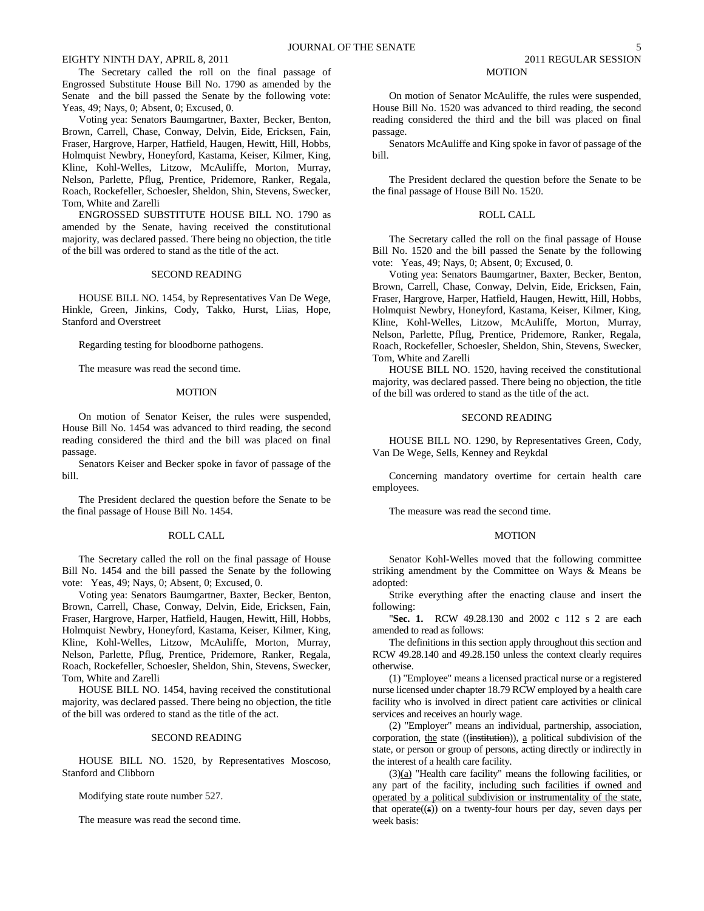The Secretary called the roll on the final passage of Engrossed Substitute House Bill No. 1790 as amended by the Senate and the bill passed the Senate by the following vote: Yeas, 49; Nays, 0; Absent, 0; Excused, 0.

Voting yea: Senators Baumgartner, Baxter, Becker, Benton, Brown, Carrell, Chase, Conway, Delvin, Eide, Ericksen, Fain, Fraser, Hargrove, Harper, Hatfield, Haugen, Hewitt, Hill, Hobbs, Holmquist Newbry, Honeyford, Kastama, Keiser, Kilmer, King, Kline, Kohl-Welles, Litzow, McAuliffe, Morton, Murray, Nelson, Parlette, Pflug, Prentice, Pridemore, Ranker, Regala, Roach, Rockefeller, Schoesler, Sheldon, Shin, Stevens, Swecker, Tom, White and Zarelli

ENGROSSED SUBSTITUTE HOUSE BILL NO. 1790 as amended by the Senate, having received the constitutional majority, was declared passed. There being no objection, the title of the bill was ordered to stand as the title of the act.

SECOND READING

HOUSE BILL NO. 1454, by Representatives Van De Wege, Hinkle, Green, Jinkins, Cody, Takko, Hurst, Liias, Hope, Stanford and Overstreet

Regarding testing for bloodborne pathogens.

The measure was read the second time.

MOTION

On motion of Senator Keiser, the rules were suspended, House Bill No. 1454 was advanced to third reading, the second reading considered the third and the bill was placed on final passage.

Senators Keiser and Becker spoke in favor of passage of the bill.

The President declared the question before the Senate to be the final passage of House Bill No. 1454.

ROLL CALL

The Secretary called the roll on the final passage of House Bill No. 1454 and the bill passed the Senate by the following vote: Yeas, 49; Nays, 0; Absent, 0; Excused, 0.

Voting yea: Senators Baumgartner, Baxter, Becker, Benton, Brown, Carrell, Chase, Conway, Delvin, Eide, Ericksen, Fain, Fraser, Hargrove, Harper, Hatfield, Haugen, Hewitt, Hill, Hobbs, Holmquist Newbry, Honeyford, Kastama, Keiser, Kilmer, King, Kline, Kohl-Welles, Litzow, McAuliffe, Morton, Murray, Nelson, Parlette, Pflug, Prentice, Pridemore, Ranker, Regala, Roach, Rockefeller, Schoesler, Sheldon, Shin, Stevens, Swecker, Tom, White and Zarelli

HOUSE BILL NO. 1454, having received the constitutional majority, was declared passed. There being no objection, the title of the bill was ordered to stand as the title of the act.

SECOND READING

HOUSE BILL NO. 1520, by Representatives Moscoso, Stanford and Clibborn

Modifying state route number 527.

The measure was read the second time.

MOTION

On motion of Senator McAuliffe, the rules were suspended, House Bill No. 1520 was advanced to third reading, the second reading considered the third and the bill was placed on final passage.

Senators McAuliffe and King spoke in favor of passage of the bill.

The President declared the question before the Senate to be the final passage of House Bill No. 1520.

ROLL CALL

The Secretary called the roll on the final passage of House Bill No. 1520 and the bill passed the Senate by the following vote: Yeas, 49; Nays, 0; Absent, 0; Excused, 0.

Voting yea: Senators Baumgartner, Baxter, Becker, Benton, Brown, Carrell, Chase, Conway, Delvin, Eide, Ericksen, Fain, Fraser, Hargrove, Harper, Hatfield, Haugen, Hewitt, Hill, Hobbs, Holmquist Newbry, Honeyford, Kastama, Keiser, Kilmer, King, Kline, Kohl-Welles, Litzow, McAuliffe, Morton, Murray, Nelson, Parlette, Pflug, Prentice, Pridemore, Ranker, Regala, Roach, Rockefeller, Schoesler, Sheldon, Shin, Stevens, Swecker, Tom, White and Zarelli

HOUSE BILL NO. 1520, having received the constitutional majority, was declared passed. There being no objection, the title of the bill was ordered to stand as the title of the act.

SECOND READING

HOUSE BILL NO. 1290, by Representatives Green, Cody, Van De Wege, Sells, Kenney and Reykdal

Concerning mandatory overtime for certain health care employees.

The measure was read the second time.

MOTION

Senator Kohl-Welles moved that the following committee striking amendment by the Committee on Ways & Means be adopted:

Strike everything after the enacting clause and insert the following:

"**Sec. 1.** RCW 49.28.130 and 2002 c 112 s 2 are each amended to read as follows:

The definitions in this section apply throughout this section and RCW 49.28.140 and 49.28.150 unless the context clearly requires otherwise.

(1) "Employee" means a licensed practical nurse or a registered nurse licensed under chapter 18.79 RCW employed by a health care facility who is involved in direct patient care activities or clinical services and receives an hourly wage.

(2) "Employer" means an individual, partnership, association, corporation, the state ((~~institution~~)), a political subdivision of the state, or person or group of persons, acting directly or indirectly in the interest of a health care facility.

(3)(a) "Health care facility" means the following facilities, or any part of the facility, including such facilities if owned and operated by a political subdivision or instrumentality of the state, that operate((~~s~~)) on a twenty-four hours per day, seven days per week basis: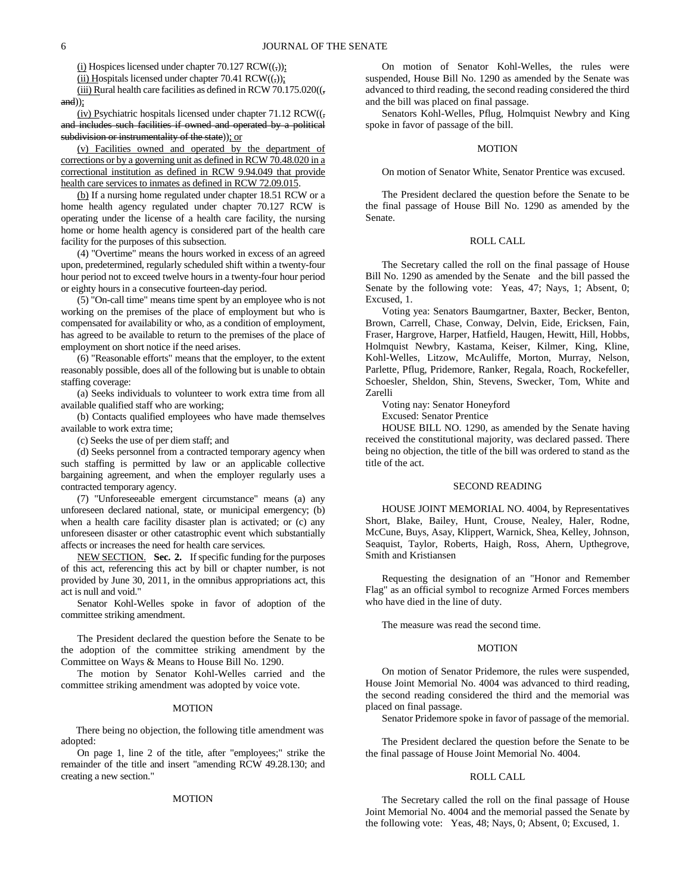(i) Hospices licensed under chapter 70.127 RCW((,));

(ii) Hospitals licensed under chapter 70.41 RCW((,));

(iii) Rural health care facilities as defined in RCW 70.175.020((, and));

(iv) Psychiatric hospitals licensed under chapter 71.12 RCW((, and includes such facilities if owned and operated by a political subdivision or instrumentality of the state)); or

(v) Facilities owned and operated by the department of corrections or by a governing unit as defined in RCW 70.48.020 in a correctional institution as defined in RCW 9.94.049 that provide health care services to inmates as defined in RCW 72.09.015.

(b) If a nursing home regulated under chapter 18.51 RCW or a home health agency regulated under chapter 70.127 RCW is operating under the license of a health care facility, the nursing home or home health agency is considered part of the health care facility for the purposes of this subsection.

(4) "Overtime" means the hours worked in excess of an agreed upon, predetermined, regularly scheduled shift within a twenty-four hour period not to exceed twelve hours in a twenty-four hour period or eighty hours in a consecutive fourteen-day period.

(5) "On-call time" means time spent by an employee who is not working on the premises of the place of employment but who is compensated for availability or who, as a condition of employment, has agreed to be available to return to the premises of the place of employment on short notice if the need arises.

(6) "Reasonable efforts" means that the employer, to the extent reasonably possible, does all of the following but is unable to obtain staffing coverage:

(a) Seeks individuals to volunteer to work extra time from all available qualified staff who are working;

(b) Contacts qualified employees who have made themselves available to work extra time;

(c) Seeks the use of per diem staff; and

(d) Seeks personnel from a contracted temporary agency when such staffing is permitted by law or an applicable collective bargaining agreement, and when the employer regularly uses a contracted temporary agency.

(7) "Unforeseeable emergent circumstance" means (a) any unforeseen declared national, state, or municipal emergency; (b) when a health care facility disaster plan is activated; or (c) any unforeseen disaster or other catastrophic event which substantially affects or increases the need for health care services.

NEW SECTION. **Sec. 2.** If specific funding for the purposes of this act, referencing this act by bill or chapter number, is not provided by June 30, 2011, in the omnibus appropriations act, this act is null and void."

Senator Kohl-Welles spoke in favor of adoption of the committee striking amendment.

The President declared the question before the Senate to be the adoption of the committee striking amendment by the Committee on Ways & Means to House Bill No. 1290.

The motion by Senator Kohl-Welles carried and the committee striking amendment was adopted by voice vote.

## MOTION

There being no objection, the following title amendment was adopted:

On page 1, line 2 of the title, after "employees;" strike the remainder of the title and insert "amending RCW 49.28.130; and creating a new section."

## MOTION

On motion of Senator Kohl-Welles, the rules were suspended, House Bill No. 1290 as amended by the Senate was advanced to third reading, the second reading considered the third and the bill was placed on final passage.

Senators Kohl-Welles, Pflug, Holmquist Newbry and King spoke in favor of passage of the bill.

## MOTION

On motion of Senator White, Senator Prentice was excused.

The President declared the question before the Senate to be the final passage of House Bill No. 1290 as amended by the Senate.

## ROLL CALL

The Secretary called the roll on the final passage of House Bill No. 1290 as amended by the Senate and the bill passed the Senate by the following vote: Yeas, 47; Nays, 1; Absent, 0; Excused, 1.

Voting yea: Senators Baumgartner, Baxter, Becker, Benton, Brown, Carrell, Chase, Conway, Delvin, Eide, Ericksen, Fain, Fraser, Hargrove, Harper, Hatfield, Haugen, Hewitt, Hill, Hobbs, Holmquist Newbry, Kastama, Keiser, Kilmer, King, Kline, Kohl-Welles, Litzow, McAuliffe, Morton, Murray, Nelson, Parlette, Pflug, Pridemore, Ranker, Regala, Roach, Rockefeller, Schoesler, Sheldon, Shin, Stevens, Swecker, Tom, White and Zarelli

Voting nay: Senator Honeyford

Excused: Senator Prentice

HOUSE BILL NO. 1290, as amended by the Senate having received the constitutional majority, was declared passed. There being no objection, the title of the bill was ordered to stand as the title of the act.

## SECOND READING

HOUSE JOINT MEMORIAL NO. 4004, by Representatives Short, Blake, Bailey, Hunt, Crouse, Nealey, Haler, Rodne, McCune, Buys, Asay, Klippert, Warnick, Shea, Kelley, Johnson, Seaquist, Taylor, Roberts, Haigh, Ross, Ahern, Upthegrove, Smith and Kristiansen

Requesting the designation of an "Honor and Remember Flag" as an official symbol to recognize Armed Forces members who have died in the line of duty.

The measure was read the second time.

## MOTION

On motion of Senator Pridemore, the rules were suspended, House Joint Memorial No. 4004 was advanced to third reading, the second reading considered the third and the memorial was placed on final passage.

Senator Pridemore spoke in favor of passage of the memorial.

The President declared the question before the Senate to be the final passage of House Joint Memorial No. 4004.

## ROLL CALL

The Secretary called the roll on the final passage of House Joint Memorial No. 4004 and the memorial passed the Senate by the following vote: Yeas, 48; Nays, 0; Absent, 0; Excused, 1.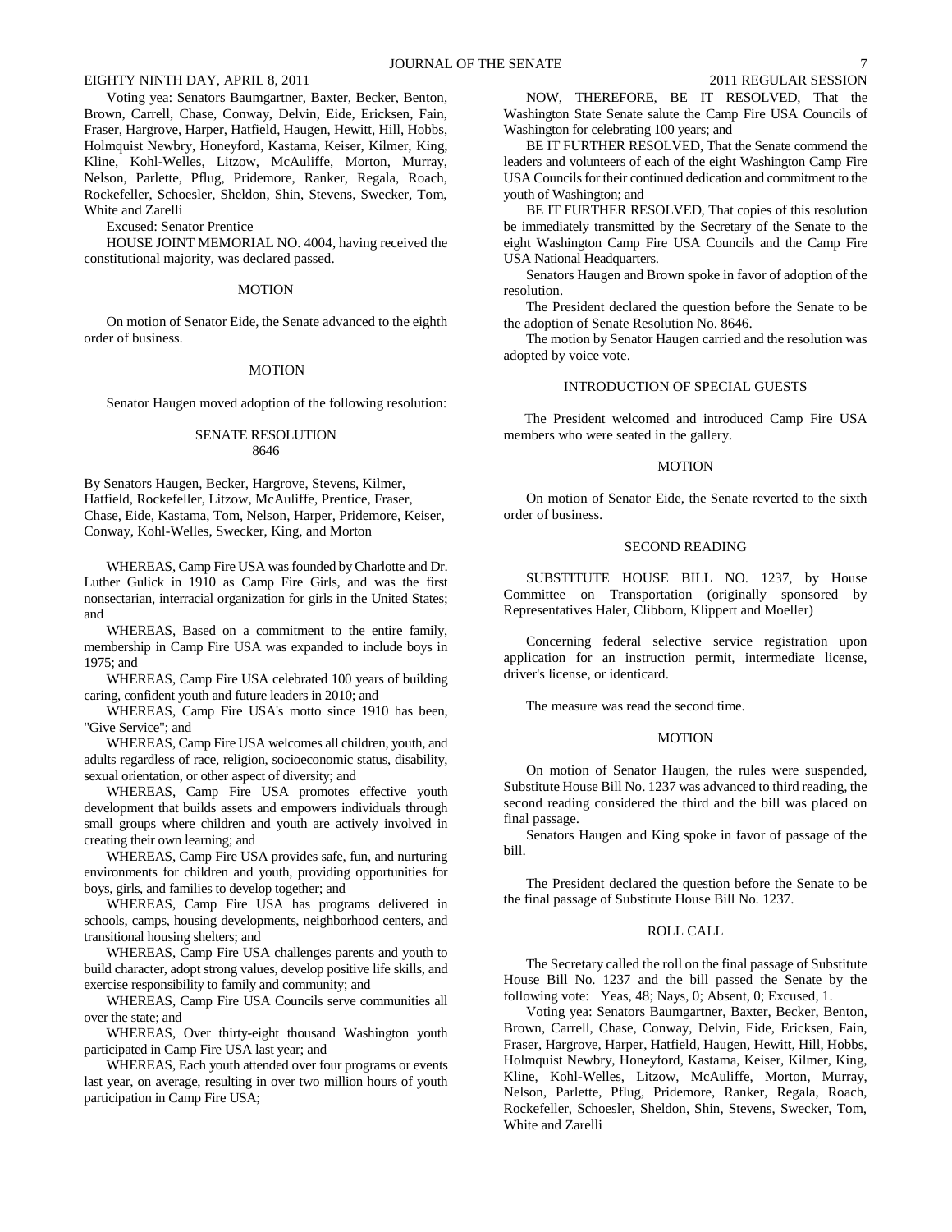Voting yea: Senators Baumgartner, Baxter, Becker, Benton, Brown, Carrell, Chase, Conway, Delvin, Eide, Ericksen, Fain, Fraser, Hargrove, Harper, Hatfield, Haugen, Hewitt, Hill, Hobbs, Holmquist Newbry, Honeyford, Kastama, Keiser, Kilmer, King, Kline, Kohl-Welles, Litzow, McAuliffe, Morton, Murray, Nelson, Parlette, Pflug, Pridemore, Ranker, Regala, Roach, Rockefeller, Schoesler, Sheldon, Shin, Stevens, Swecker, Tom, White and Zarelli

Excused: Senator Prentice

HOUSE JOINT MEMORIAL NO. 4004, having received the constitutional majority, was declared passed.

MOTION

On motion of Senator Eide, the Senate advanced to the eighth order of business.

MOTION

Senator Haugen moved adoption of the following resolution:

SENATE RESOLUTION
8646

By Senators Haugen, Becker, Hargrove, Stevens, Kilmer, Hatfield, Rockefeller, Litzow, McAuliffe, Prentice, Fraser, Chase, Eide, Kastama, Tom, Nelson, Harper, Pridemore, Keiser, Conway, Kohl-Welles, Swecker, King, and Morton

WHEREAS, Camp Fire USA was founded by Charlotte and Dr. Luther Gulick in 1910 as Camp Fire Girls, and was the first nonsectarian, interracial organization for girls in the United States; and

WHEREAS, Based on a commitment to the entire family, membership in Camp Fire USA was expanded to include boys in 1975; and

WHEREAS, Camp Fire USA celebrated 100 years of building caring, confident youth and future leaders in 2010; and

WHEREAS, Camp Fire USA's motto since 1910 has been, "Give Service"; and

WHEREAS, Camp Fire USA welcomes all children, youth, and adults regardless of race, religion, socioeconomic status, disability, sexual orientation, or other aspect of diversity; and

WHEREAS, Camp Fire USA promotes effective youth development that builds assets and empowers individuals through small groups where children and youth are actively involved in creating their own learning; and

WHEREAS, Camp Fire USA provides safe, fun, and nurturing environments for children and youth, providing opportunities for boys, girls, and families to develop together; and

WHEREAS, Camp Fire USA has programs delivered in schools, camps, housing developments, neighborhood centers, and transitional housing shelters; and

WHEREAS, Camp Fire USA challenges parents and youth to build character, adopt strong values, develop positive life skills, and exercise responsibility to family and community; and

WHEREAS, Camp Fire USA Councils serve communities all over the state; and

WHEREAS, Over thirty-eight thousand Washington youth participated in Camp Fire USA last year; and

WHEREAS, Each youth attended over four programs or events last year, on average, resulting in over two million hours of youth participation in Camp Fire USA;

NOW, THEREFORE, BE IT RESOLVED, That the Washington State Senate salute the Camp Fire USA Councils of Washington for celebrating 100 years; and

BE IT FURTHER RESOLVED, That the Senate commend the leaders and volunteers of each of the eight Washington Camp Fire USA Councils for their continued dedication and commitment to the youth of Washington; and

BE IT FURTHER RESOLVED, That copies of this resolution be immediately transmitted by the Secretary of the Senate to the eight Washington Camp Fire USA Councils and the Camp Fire USA National Headquarters.

Senators Haugen and Brown spoke in favor of adoption of the resolution.

The President declared the question before the Senate to be the adoption of Senate Resolution No. 8646.

The motion by Senator Haugen carried and the resolution was adopted by voice vote.

INTRODUCTION OF SPECIAL GUESTS

The President welcomed and introduced Camp Fire USA members who were seated in the gallery.

MOTION

On motion of Senator Eide, the Senate reverted to the sixth order of business.

SECOND READING

SUBSTITUTE HOUSE BILL NO. 1237, by House Committee on Transportation (originally sponsored by Representatives Haler, Clibborn, Klippert and Moeller)

Concerning federal selective service registration upon application for an instruction permit, intermediate license, driver's license, or identicard.

The measure was read the second time.

MOTION

On motion of Senator Haugen, the rules were suspended, Substitute House Bill No. 1237 was advanced to third reading, the second reading considered the third and the bill was placed on final passage.

Senators Haugen and King spoke in favor of passage of the bill.

The President declared the question before the Senate to be the final passage of Substitute House Bill No. 1237.

ROLL CALL

The Secretary called the roll on the final passage of Substitute House Bill No. 1237 and the bill passed the Senate by the following vote: Yeas, 48; Nays, 0; Absent, 0; Excused, 1.

Voting yea: Senators Baumgartner, Baxter, Becker, Benton, Brown, Carrell, Chase, Conway, Delvin, Eide, Ericksen, Fain, Fraser, Hargrove, Harper, Hatfield, Haugen, Hewitt, Hill, Hobbs, Holmquist Newbry, Honeyford, Kastama, Keiser, Kilmer, King, Kline, Kohl-Welles, Litzow, McAuliffe, Morton, Murray, Nelson, Parlette, Pflug, Pridemore, Ranker, Regala, Roach, Rockefeller, Schoesler, Sheldon, Shin, Stevens, Swecker, Tom, White and Zarelli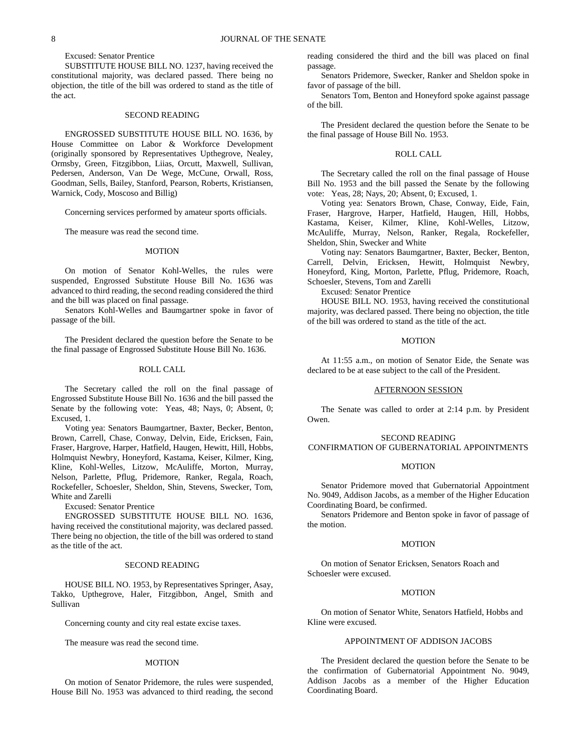Excused: Senator Prentice

SUBSTITUTE HOUSE BILL NO. 1237, having received the constitutional majority, was declared passed. There being no objection, the title of the bill was ordered to stand as the title of the act.

SECOND READING

ENGROSSED SUBSTITUTE HOUSE BILL NO. 1636, by House Committee on Labor & Workforce Development (originally sponsored by Representatives Upthegrove, Nealey, Ormsby, Green, Fitzgibbon, Liias, Orcutt, Maxwell, Sullivan, Pedersen, Anderson, Van De Wege, McCune, Orwall, Ross, Goodman, Sells, Bailey, Stanford, Pearson, Roberts, Kristiansen, Warnick, Cody, Moscoso and Billig)

Concerning services performed by amateur sports officials.

The measure was read the second time.

MOTION

On motion of Senator Kohl-Welles, the rules were suspended, Engrossed Substitute House Bill No. 1636 was advanced to third reading, the second reading considered the third and the bill was placed on final passage.

Senators Kohl-Welles and Baumgartner spoke in favor of passage of the bill.

The President declared the question before the Senate to be the final passage of Engrossed Substitute House Bill No. 1636.

ROLL CALL

The Secretary called the roll on the final passage of Engrossed Substitute House Bill No. 1636 and the bill passed the Senate by the following vote: Yeas, 48; Nays, 0; Absent, 0; Excused, 1.

Voting yea: Senators Baumgartner, Baxter, Becker, Benton, Brown, Carrell, Chase, Conway, Delvin, Eide, Ericksen, Fain, Fraser, Hargrove, Harper, Hatfield, Haugen, Hewitt, Hill, Hobbs, Holmquist Newbry, Honeyford, Kastama, Keiser, Kilmer, King, Kline, Kohl-Welles, Litzow, McAuliffe, Morton, Murray, Nelson, Parlette, Pflug, Pridemore, Ranker, Regala, Roach, Rockefeller, Schoesler, Sheldon, Shin, Stevens, Swecker, Tom, White and Zarelli

Excused: Senator Prentice

ENGROSSED SUBSTITUTE HOUSE BILL NO. 1636, having received the constitutional majority, was declared passed. There being no objection, the title of the bill was ordered to stand as the title of the act.

SECOND READING

HOUSE BILL NO. 1953, by Representatives Springer, Asay, Takko, Upthegrove, Haler, Fitzgibbon, Angel, Smith and Sullivan

Concerning county and city real estate excise taxes.

The measure was read the second time.

MOTION

On motion of Senator Pridemore, the rules were suspended, House Bill No. 1953 was advanced to third reading, the second reading considered the third and the bill was placed on final passage.

Senators Pridemore, Swecker, Ranker and Sheldon spoke in favor of passage of the bill.

Senators Tom, Benton and Honeyford spoke against passage of the bill.

The President declared the question before the Senate to be the final passage of House Bill No. 1953.

ROLL CALL

The Secretary called the roll on the final passage of House Bill No. 1953 and the bill passed the Senate by the following vote: Yeas, 28; Nays, 20; Absent, 0; Excused, 1.

Voting yea: Senators Brown, Chase, Conway, Eide, Fain, Fraser, Hargrove, Harper, Hatfield, Haugen, Hill, Hobbs, Kastama, Keiser, Kilmer, Kline, Kohl-Welles, Litzow, McAuliffe, Murray, Nelson, Ranker, Regala, Rockefeller, Sheldon, Shin, Swecker and White

Voting nay: Senators Baumgartner, Baxter, Becker, Benton, Carrell, Delvin, Ericksen, Hewitt, Holmquist Newbry, Honeyford, King, Morton, Parlette, Pflug, Pridemore, Roach, Schoesler, Stevens, Tom and Zarelli

Excused: Senator Prentice

HOUSE BILL NO. 1953, having received the constitutional majority, was declared passed. There being no objection, the title of the bill was ordered to stand as the title of the act.

MOTION

At 11:55 a.m., on motion of Senator Eide, the Senate was declared to be at ease subject to the call of the President.

AFTERNOON SESSION

The Senate was called to order at 2:14 p.m. by President Owen.

SECOND READING
CONFIRMATION OF GUBERNATORIAL APPOINTMENTS

MOTION

Senator Pridemore moved that Gubernatorial Appointment No. 9049, Addison Jacobs, as a member of the Higher Education Coordinating Board, be confirmed.

Senators Pridemore and Benton spoke in favor of passage of the motion.

MOTION

On motion of Senator Ericksen, Senators Roach and Schoesler were excused.

MOTION

On motion of Senator White, Senators Hatfield, Hobbs and Kline were excused.

APPOINTMENT OF ADDISON JACOBS

The President declared the question before the Senate to be the confirmation of Gubernatorial Appointment No. 9049, Addison Jacobs as a member of the Higher Education Coordinating Board.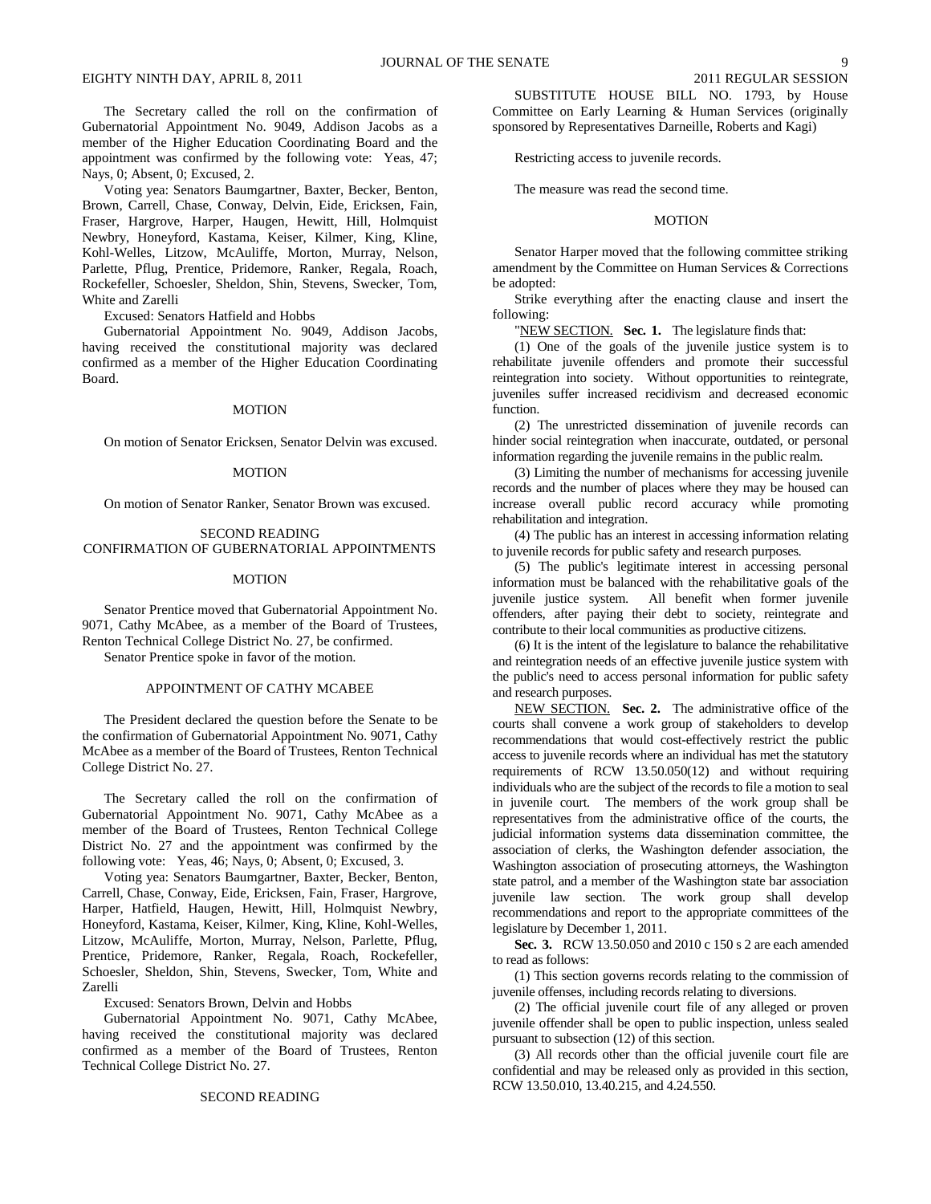The Secretary called the roll on the confirmation of Gubernatorial Appointment No. 9049, Addison Jacobs as a member of the Higher Education Coordinating Board and the appointment was confirmed by the following vote: Yeas, 47; Nays, 0; Absent, 0; Excused, 2.

Voting yea: Senators Baumgartner, Baxter, Becker, Benton, Brown, Carrell, Chase, Conway, Delvin, Eide, Ericksen, Fain, Fraser, Hargrove, Harper, Haugen, Hewitt, Hill, Holmquist Newbry, Honeyford, Kastama, Keiser, Kilmer, King, Kline, Kohl-Welles, Litzow, McAuliffe, Morton, Murray, Nelson, Parlette, Pflug, Prentice, Pridemore, Ranker, Regala, Roach, Rockefeller, Schoesler, Sheldon, Shin, Stevens, Swecker, Tom, White and Zarelli

Excused: Senators Hatfield and Hobbs

Gubernatorial Appointment No. 9049, Addison Jacobs, having received the constitutional majority was declared confirmed as a member of the Higher Education Coordinating Board.

MOTION

On motion of Senator Ericksen, Senator Delvin was excused.

MOTION

On motion of Senator Ranker, Senator Brown was excused.

SECOND READING
CONFIRMATION OF GUBERNATORIAL APPOINTMENTS

MOTION

Senator Prentice moved that Gubernatorial Appointment No. 9071, Cathy McAbee, as a member of the Board of Trustees, Renton Technical College District No. 27, be confirmed.

Senator Prentice spoke in favor of the motion.

APPOINTMENT OF CATHY MCABEE

The President declared the question before the Senate to be the confirmation of Gubernatorial Appointment No. 9071, Cathy McAbee as a member of the Board of Trustees, Renton Technical College District No. 27.

The Secretary called the roll on the confirmation of Gubernatorial Appointment No. 9071, Cathy McAbee as a member of the Board of Trustees, Renton Technical College District No. 27 and the appointment was confirmed by the following vote: Yeas, 46; Nays, 0; Absent, 0; Excused, 3.

Voting yea: Senators Baumgartner, Baxter, Becker, Benton, Carrell, Chase, Conway, Eide, Ericksen, Fain, Fraser, Hargrove, Harper, Hatfield, Haugen, Hewitt, Hill, Holmquist Newbry, Honeyford, Kastama, Keiser, Kilmer, King, Kline, Kohl-Welles, Litzow, McAuliffe, Morton, Murray, Nelson, Parlette, Pflug, Prentice, Pridemore, Ranker, Regala, Roach, Rockefeller, Schoesler, Sheldon, Shin, Stevens, Swecker, Tom, White and Zarelli

Excused: Senators Brown, Delvin and Hobbs

Gubernatorial Appointment No. 9071, Cathy McAbee, having received the constitutional majority was declared confirmed as a member of the Board of Trustees, Renton Technical College District No. 27.

SECOND READING

SUBSTITUTE HOUSE BILL NO. 1793, by House Committee on Early Learning & Human Services (originally sponsored by Representatives Darneille, Roberts and Kagi)

Restricting access to juvenile records.

The measure was read the second time.

MOTION

Senator Harper moved that the following committee striking amendment by the Committee on Human Services & Corrections be adopted:

Strike everything after the enacting clause and insert the following:

"NEW SECTION. **Sec. 1.** The legislature finds that:

(1) One of the goals of the juvenile justice system is to rehabilitate juvenile offenders and promote their successful reintegration into society. Without opportunities to reintegrate, juveniles suffer increased recidivism and decreased economic function.

(2) The unrestricted dissemination of juvenile records can hinder social reintegration when inaccurate, outdated, or personal information regarding the juvenile remains in the public realm.

(3) Limiting the number of mechanisms for accessing juvenile records and the number of places where they may be housed can increase overall public record accuracy while promoting rehabilitation and integration.

(4) The public has an interest in accessing information relating to juvenile records for public safety and research purposes.

(5) The public's legitimate interest in accessing personal information must be balanced with the rehabilitative goals of the juvenile justice system. All benefit when former juvenile offenders, after paying their debt to society, reintegrate and contribute to their local communities as productive citizens.

(6) It is the intent of the legislature to balance the rehabilitative and reintegration needs of an effective juvenile justice system with the public's need to access personal information for public safety and research purposes.

NEW SECTION. **Sec. 2.** The administrative office of the courts shall convene a work group of stakeholders to develop recommendations that would cost-effectively restrict the public access to juvenile records where an individual has met the statutory requirements of RCW 13.50.050(12) and without requiring individuals who are the subject of the records to file a motion to seal in juvenile court. The members of the work group shall be representatives from the administrative office of the courts, the judicial information systems data dissemination committee, the association of clerks, the Washington defender association, the Washington association of prosecuting attorneys, the Washington state patrol, and a member of the Washington state bar association juvenile law section. The work group shall develop recommendations and report to the appropriate committees of the legislature by December 1, 2011.

**Sec. 3.** RCW 13.50.050 and 2010 c 150 s 2 are each amended to read as follows:

(1) This section governs records relating to the commission of juvenile offenses, including records relating to diversions.

(2) The official juvenile court file of any alleged or proven juvenile offender shall be open to public inspection, unless sealed pursuant to subsection (12) of this section.

(3) All records other than the official juvenile court file are confidential and may be released only as provided in this section, RCW 13.50.010, 13.40.215, and 4.24.550.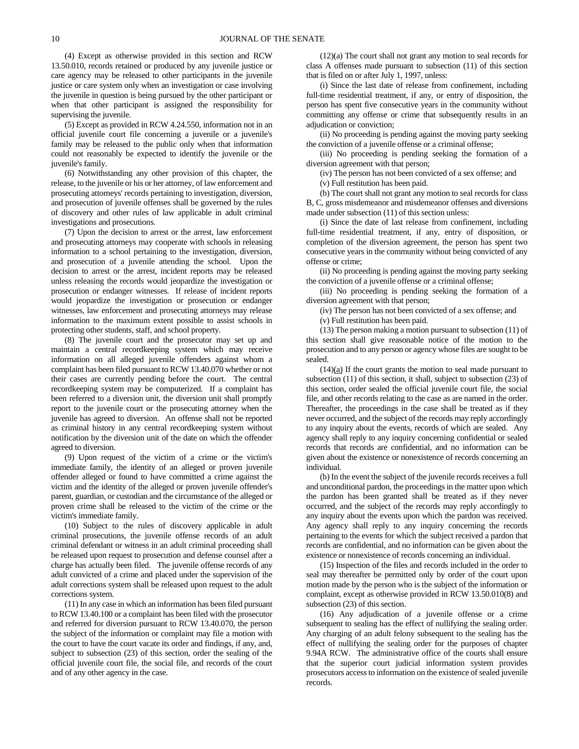(4) Except as otherwise provided in this section and RCW 13.50.010, records retained or produced by any juvenile justice or care agency may be released to other participants in the juvenile justice or care system only when an investigation or case involving the juvenile in question is being pursued by the other participant or when that other participant is assigned the responsibility for supervising the juvenile.

(5) Except as provided in RCW 4.24.550, information not in an official juvenile court file concerning a juvenile or a juvenile's family may be released to the public only when that information could not reasonably be expected to identify the juvenile or the juvenile's family.

(6) Notwithstanding any other provision of this chapter, the release, to the juvenile or his or her attorney, of law enforcement and prosecuting attorneys' records pertaining to investigation, diversion, and prosecution of juvenile offenses shall be governed by the rules of discovery and other rules of law applicable in adult criminal investigations and prosecutions.

(7) Upon the decision to arrest or the arrest, law enforcement and prosecuting attorneys may cooperate with schools in releasing information to a school pertaining to the investigation, diversion, and prosecution of a juvenile attending the school. Upon the decision to arrest or the arrest, incident reports may be released unless releasing the records would jeopardize the investigation or prosecution or endanger witnesses. If release of incident reports would jeopardize the investigation or prosecution or endanger witnesses, law enforcement and prosecuting attorneys may release information to the maximum extent possible to assist schools in protecting other students, staff, and school property.

(8) The juvenile court and the prosecutor may set up and maintain a central recordkeeping system which may receive information on all alleged juvenile offenders against whom a complaint has been filed pursuant to RCW 13.40.070 whether or not their cases are currently pending before the court. The central recordkeeping system may be computerized. If a complaint has been referred to a diversion unit, the diversion unit shall promptly report to the juvenile court or the prosecuting attorney when the juvenile has agreed to diversion. An offense shall not be reported as criminal history in any central recordkeeping system without notification by the diversion unit of the date on which the offender agreed to diversion.

(9) Upon request of the victim of a crime or the victim's immediate family, the identity of an alleged or proven juvenile offender alleged or found to have committed a crime against the victim and the identity of the alleged or proven juvenile offender's parent, guardian, or custodian and the circumstance of the alleged or proven crime shall be released to the victim of the crime or the victim's immediate family.

(10) Subject to the rules of discovery applicable in adult criminal prosecutions, the juvenile offense records of an adult criminal defendant or witness in an adult criminal proceeding shall be released upon request to prosecution and defense counsel after a charge has actually been filed. The juvenile offense records of any adult convicted of a crime and placed under the supervision of the adult corrections system shall be released upon request to the adult corrections system.

(11) In any case in which an information has been filed pursuant to RCW 13.40.100 or a complaint has been filed with the prosecutor and referred for diversion pursuant to RCW 13.40.070, the person the subject of the information or complaint may file a motion with the court to have the court vacate its order and findings, if any, and, subject to subsection (23) of this section, order the sealing of the official juvenile court file, the social file, and records of the court and of any other agency in the case.

(12)(a) The court shall not grant any motion to seal records for class A offenses made pursuant to subsection (11) of this section that is filed on or after July 1, 1997, unless:

(i) Since the last date of release from confinement, including full-time residential treatment, if any, or entry of disposition, the person has spent five consecutive years in the community without committing any offense or crime that subsequently results in an adjudication or conviction;

(ii) No proceeding is pending against the moving party seeking the conviction of a juvenile offense or a criminal offense;

(iii) No proceeding is pending seeking the formation of a diversion agreement with that person;

(iv) The person has not been convicted of a sex offense; and

(v) Full restitution has been paid.

(b) The court shall not grant any motion to seal records for class B, C, gross misdemeanor and misdemeanor offenses and diversions made under subsection (11) of this section unless:

(i) Since the date of last release from confinement, including full-time residential treatment, if any, entry of disposition, or completion of the diversion agreement, the person has spent two consecutive years in the community without being convicted of any offense or crime;

(ii) No proceeding is pending against the moving party seeking the conviction of a juvenile offense or a criminal offense;

(iii) No proceeding is pending seeking the formation of a diversion agreement with that person;

(iv) The person has not been convicted of a sex offense; and

(v) Full restitution has been paid.

(13) The person making a motion pursuant to subsection (11) of this section shall give reasonable notice of the motion to the prosecution and to any person or agency whose files are sought to be sealed.

(14)(a) If the court grants the motion to seal made pursuant to subsection (11) of this section, it shall, subject to subsection (23) of this section, order sealed the official juvenile court file, the social file, and other records relating to the case as are named in the order. Thereafter, the proceedings in the case shall be treated as if they never occurred, and the subject of the records may reply accordingly to any inquiry about the events, records of which are sealed. Any agency shall reply to any inquiry concerning confidential or sealed records that records are confidential, and no information can be given about the existence or nonexistence of records concerning an individual.

(b) In the event the subject of the juvenile records receives a full and unconditional pardon, the proceedings in the matter upon which the pardon has been granted shall be treated as if they never occurred, and the subject of the records may reply accordingly to any inquiry about the events upon which the pardon was received. Any agency shall reply to any inquiry concerning the records pertaining to the events for which the subject received a pardon that records are confidential, and no information can be given about the existence or nonexistence of records concerning an individual.

(15) Inspection of the files and records included in the order to seal may thereafter be permitted only by order of the court upon motion made by the person who is the subject of the information or complaint, except as otherwise provided in RCW 13.50.010(8) and subsection (23) of this section.

(16) Any adjudication of a juvenile offense or a crime subsequent to sealing has the effect of nullifying the sealing order. Any charging of an adult felony subsequent to the sealing has the effect of nullifying the sealing order for the purposes of chapter 9.94A RCW. The administrative office of the courts shall ensure that the superior court judicial information system provides prosecutors access to information on the existence of sealed juvenile records.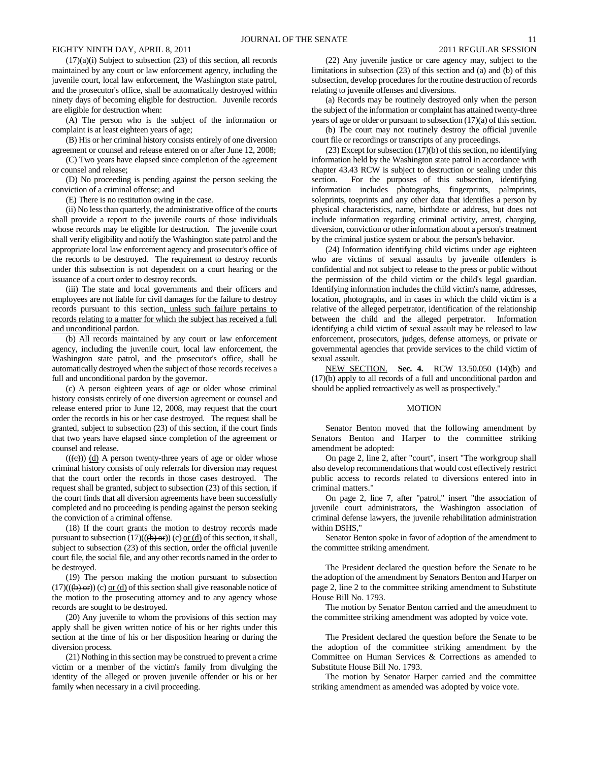(17)(a)(i) Subject to subsection (23) of this section, all records maintained by any court or law enforcement agency, including the juvenile court, local law enforcement, the Washington state patrol, and the prosecutor's office, shall be automatically destroyed within ninety days of becoming eligible for destruction. Juvenile records are eligible for destruction when:

(A) The person who is the subject of the information or complaint is at least eighteen years of age;

(B) His or her criminal history consists entirely of one diversion agreement or counsel and release entered on or after June 12, 2008;

(C) Two years have elapsed since completion of the agreement or counsel and release;

(D) No proceeding is pending against the person seeking the conviction of a criminal offense; and

(E) There is no restitution owing in the case.

(ii) No less than quarterly, the administrative office of the courts shall provide a report to the juvenile courts of those individuals whose records may be eligible for destruction. The juvenile court shall verify eligibility and notify the Washington state patrol and the appropriate local law enforcement agency and prosecutor's office of the records to be destroyed. The requirement to destroy records under this subsection is not dependent on a court hearing or the issuance of a court order to destroy records.

(iii) The state and local governments and their officers and employees are not liable for civil damages for the failure to destroy records pursuant to this section, unless such failure pertains to records relating to a matter for which the subject has received a full and unconditional pardon.

(b) All records maintained by any court or law enforcement agency, including the juvenile court, local law enforcement, the Washington state patrol, and the prosecutor's office, shall be automatically destroyed when the subject of those records receives a full and unconditional pardon by the governor.

(c) A person eighteen years of age or older whose criminal history consists entirely of one diversion agreement or counsel and release entered prior to June 12, 2008, may request that the court order the records in his or her case destroyed. The request shall be granted, subject to subsection (23) of this section, if the court finds that two years have elapsed since completion of the agreement or counsel and release.

((~~(c)~~)) (d) A person twenty-three years of age or older whose criminal history consists of only referrals for diversion may request that the court order the records in those cases destroyed. The request shall be granted, subject to subsection (23) of this section, if the court finds that all diversion agreements have been successfully completed and no proceeding is pending against the person seeking the conviction of a criminal offense.

(18) If the court grants the motion to destroy records made pursuant to subsection (17)((~~(b) or~~)) (c) or (d) of this section, it shall, subject to subsection (23) of this section, order the official juvenile court file, the social file, and any other records named in the order to be destroyed.

(19) The person making the motion pursuant to subsection (17)((~~(b) or~~)) (c) or (d) of this section shall give reasonable notice of the motion to the prosecuting attorney and to any agency whose records are sought to be destroyed.

(20) Any juvenile to whom the provisions of this section may apply shall be given written notice of his or her rights under this section at the time of his or her disposition hearing or during the diversion process.

(21) Nothing in this section may be construed to prevent a crime victim or a member of the victim's family from divulging the identity of the alleged or proven juvenile offender or his or her family when necessary in a civil proceeding.

(22) Any juvenile justice or care agency may, subject to the limitations in subsection (23) of this section and (a) and (b) of this subsection, develop procedures for the routine destruction of records relating to juvenile offenses and diversions.

(a) Records may be routinely destroyed only when the person the subject of the information or complaint has attained twenty-three years of age or older or pursuant to subsection (17)(a) of this section.

(b) The court may not routinely destroy the official juvenile court file or recordings or transcripts of any proceedings.

(23) Except for subsection (17)(b) of this section, no identifying information held by the Washington state patrol in accordance with chapter 43.43 RCW is subject to destruction or sealing under this section. For the purposes of this subsection, identifying information includes photographs, fingerprints, palmprints, soleprints, toeprints and any other data that identifies a person by physical characteristics, name, birthdate or address, but does not include information regarding criminal activity, arrest, charging, diversion, conviction or other information about a person's treatment by the criminal justice system or about the person's behavior.

(24) Information identifying child victims under age eighteen who are victims of sexual assaults by juvenile offenders is confidential and not subject to release to the press or public without the permission of the child victim or the child's legal guardian. Identifying information includes the child victim's name, addresses, location, photographs, and in cases in which the child victim is a relative of the alleged perpetrator, identification of the relationship between the child and the alleged perpetrator. Information identifying a child victim of sexual assault may be released to law enforcement, prosecutors, judges, defense attorneys, or private or governmental agencies that provide services to the child victim of sexual assault.

NEW SECTION. **Sec. 4.** RCW 13.50.050 (14)(b) and (17)(b) apply to all records of a full and unconditional pardon and should be applied retroactively as well as prospectively."

## MOTION

Senator Benton moved that the following amendment by Senators Benton and Harper to the committee striking amendment be adopted:

On page 2, line 2, after "court", insert "The workgroup shall also develop recommendations that would cost effectively restrict public access to records related to diversions entered into in criminal matters."

On page 2, line 7, after "patrol," insert "the association of juvenile court administrators, the Washington association of criminal defense lawyers, the juvenile rehabilitation administration within DSHS,"

Senator Benton spoke in favor of adoption of the amendment to the committee striking amendment.

The President declared the question before the Senate to be the adoption of the amendment by Senators Benton and Harper on page 2, line 2 to the committee striking amendment to Substitute House Bill No. 1793.

The motion by Senator Benton carried and the amendment to the committee striking amendment was adopted by voice vote.

The President declared the question before the Senate to be the adoption of the committee striking amendment by the Committee on Human Services & Corrections as amended to Substitute House Bill No. 1793.

The motion by Senator Harper carried and the committee striking amendment as amended was adopted by voice vote.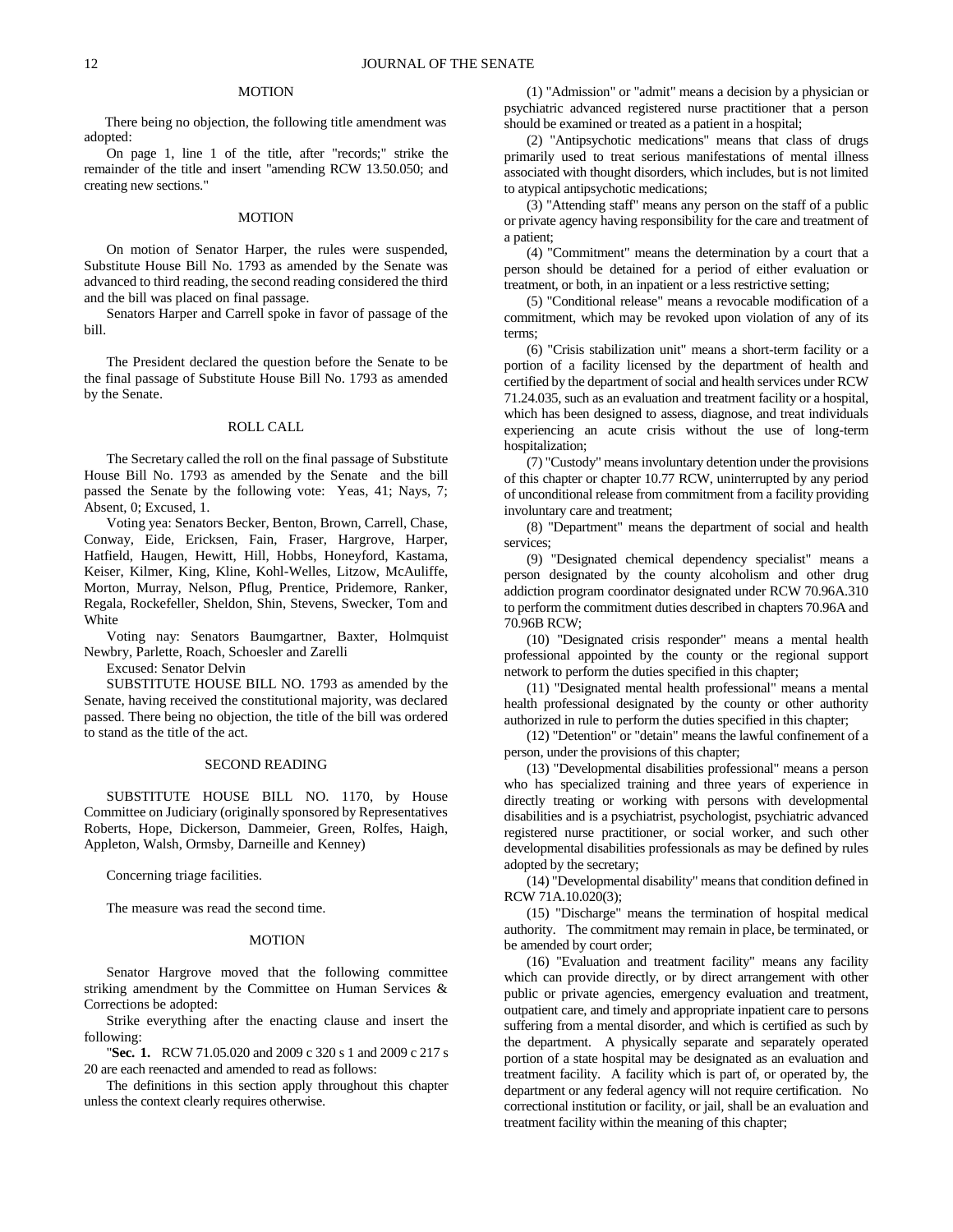## MOTION

There being no objection, the following title amendment was adopted:

On page 1, line 1 of the title, after "records;" strike the remainder of the title and insert "amending RCW 13.50.050; and creating new sections."

## MOTION

On motion of Senator Harper, the rules were suspended, Substitute House Bill No. 1793 as amended by the Senate was advanced to third reading, the second reading considered the third and the bill was placed on final passage.

Senators Harper and Carrell spoke in favor of passage of the bill.

The President declared the question before the Senate to be the final passage of Substitute House Bill No. 1793 as amended by the Senate.

## ROLL CALL

The Secretary called the roll on the final passage of Substitute House Bill No. 1793 as amended by the Senate and the bill passed the Senate by the following vote: Yeas, 41; Nays, 7; Absent, 0; Excused, 1.

Voting yea: Senators Becker, Benton, Brown, Carrell, Chase, Conway, Eide, Ericksen, Fain, Fraser, Hargrove, Harper, Hatfield, Haugen, Hewitt, Hill, Hobbs, Honeyford, Kastama, Keiser, Kilmer, King, Kline, Kohl-Welles, Litzow, McAuliffe, Morton, Murray, Nelson, Pflug, Prentice, Pridemore, Ranker, Regala, Rockefeller, Sheldon, Shin, Stevens, Swecker, Tom and White

Voting nay: Senators Baumgartner, Baxter, Holmquist Newbry, Parlette, Roach, Schoesler and Zarelli

Excused: Senator Delvin

SUBSTITUTE HOUSE BILL NO. 1793 as amended by the Senate, having received the constitutional majority, was declared passed. There being no objection, the title of the bill was ordered to stand as the title of the act.

## SECOND READING

SUBSTITUTE HOUSE BILL NO. 1170, by House Committee on Judiciary (originally sponsored by Representatives Roberts, Hope, Dickerson, Dammeier, Green, Rolfes, Haigh, Appleton, Walsh, Ormsby, Darneille and Kenney)

Concerning triage facilities.

The measure was read the second time.

## MOTION

Senator Hargrove moved that the following committee striking amendment by the Committee on Human Services & Corrections be adopted:

Strike everything after the enacting clause and insert the following:

"**Sec. 1.** RCW 71.05.020 and 2009 c 320 s 1 and 2009 c 217 s 20 are each reenacted and amended to read as follows:

The definitions in this section apply throughout this chapter unless the context clearly requires otherwise.

(1) "Admission" or "admit" means a decision by a physician or psychiatric advanced registered nurse practitioner that a person should be examined or treated as a patient in a hospital;

(2) "Antipsychotic medications" means that class of drugs primarily used to treat serious manifestations of mental illness associated with thought disorders, which includes, but is not limited to atypical antipsychotic medications;

(3) "Attending staff" means any person on the staff of a public or private agency having responsibility for the care and treatment of a patient;

(4) "Commitment" means the determination by a court that a person should be detained for a period of either evaluation or treatment, or both, in an inpatient or a less restrictive setting;

(5) "Conditional release" means a revocable modification of a commitment, which may be revoked upon violation of any of its terms;

(6) "Crisis stabilization unit" means a short-term facility or a portion of a facility licensed by the department of health and certified by the department of social and health services under RCW 71.24.035, such as an evaluation and treatment facility or a hospital, which has been designed to assess, diagnose, and treat individuals experiencing an acute crisis without the use of long-term hospitalization;

(7) "Custody" means involuntary detention under the provisions of this chapter or chapter 10.77 RCW, uninterrupted by any period of unconditional release from commitment from a facility providing involuntary care and treatment;

(8) "Department" means the department of social and health services;

(9) "Designated chemical dependency specialist" means a person designated by the county alcoholism and other drug addiction program coordinator designated under RCW 70.96A.310 to perform the commitment duties described in chapters 70.96A and 70.96B RCW;

(10) "Designated crisis responder" means a mental health professional appointed by the county or the regional support network to perform the duties specified in this chapter;

(11) "Designated mental health professional" means a mental health professional designated by the county or other authority authorized in rule to perform the duties specified in this chapter;

(12) "Detention" or "detain" means the lawful confinement of a person, under the provisions of this chapter;

(13) "Developmental disabilities professional" means a person who has specialized training and three years of experience in directly treating or working with persons with developmental disabilities and is a psychiatrist, psychologist, psychiatric advanced registered nurse practitioner, or social worker, and such other developmental disabilities professionals as may be defined by rules adopted by the secretary;

(14) "Developmental disability" means that condition defined in RCW 71A.10.020(3);

(15) "Discharge" means the termination of hospital medical authority. The commitment may remain in place, be terminated, or be amended by court order;

(16) "Evaluation and treatment facility" means any facility which can provide directly, or by direct arrangement with other public or private agencies, emergency evaluation and treatment, outpatient care, and timely and appropriate inpatient care to persons suffering from a mental disorder, and which is certified as such by the department. A physically separate and separately operated portion of a state hospital may be designated as an evaluation and treatment facility. A facility which is part of, or operated by, the department or any federal agency will not require certification. No correctional institution or facility, or jail, shall be an evaluation and treatment facility within the meaning of this chapter;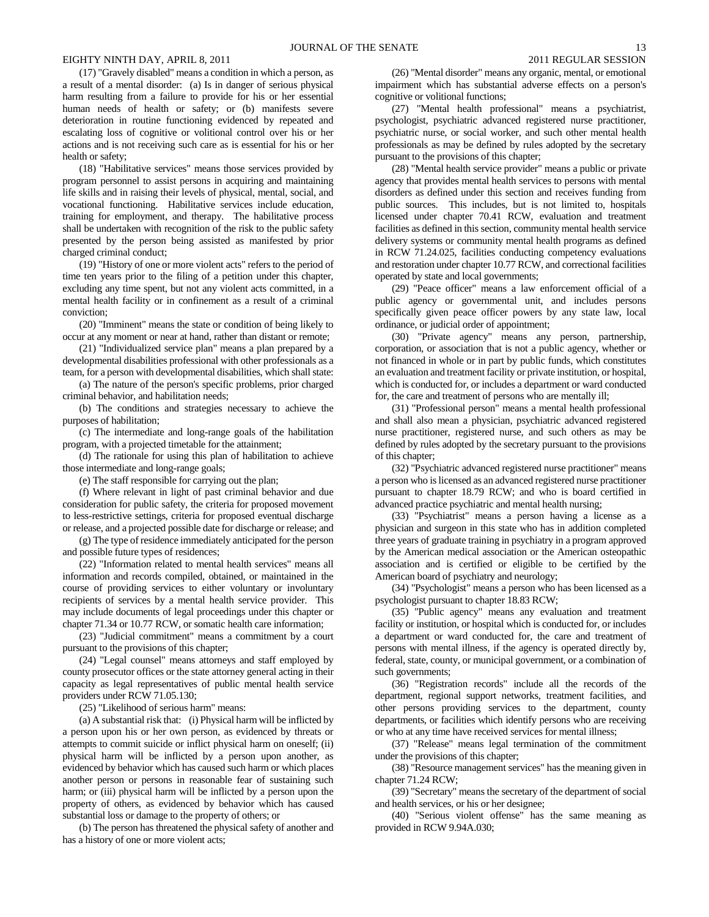(17) "Gravely disabled" means a condition in which a person, as a result of a mental disorder: (a) Is in danger of serious physical harm resulting from a failure to provide for his or her essential human needs of health or safety; or (b) manifests severe deterioration in routine functioning evidenced by repeated and escalating loss of cognitive or volitional control over his or her actions and is not receiving such care as is essential for his or her health or safety;

(18) "Habilitative services" means those services provided by program personnel to assist persons in acquiring and maintaining life skills and in raising their levels of physical, mental, social, and vocational functioning. Habilitative services include education, training for employment, and therapy. The habilitative process shall be undertaken with recognition of the risk to the public safety presented by the person being assisted as manifested by prior charged criminal conduct;

(19) "History of one or more violent acts" refers to the period of time ten years prior to the filing of a petition under this chapter, excluding any time spent, but not any violent acts committed, in a mental health facility or in confinement as a result of a criminal conviction;

(20) "Imminent" means the state or condition of being likely to occur at any moment or near at hand, rather than distant or remote;

(21) "Individualized service plan" means a plan prepared by a developmental disabilities professional with other professionals as a team, for a person with developmental disabilities, which shall state:

(a) The nature of the person's specific problems, prior charged criminal behavior, and habilitation needs;

(b) The conditions and strategies necessary to achieve the purposes of habilitation;

(c) The intermediate and long-range goals of the habilitation program, with a projected timetable for the attainment;

(d) The rationale for using this plan of habilitation to achieve those intermediate and long-range goals;

(e) The staff responsible for carrying out the plan;

(f) Where relevant in light of past criminal behavior and due consideration for public safety, the criteria for proposed movement to less-restrictive settings, criteria for proposed eventual discharge or release, and a projected possible date for discharge or release; and

(g) The type of residence immediately anticipated for the person and possible future types of residences;

(22) "Information related to mental health services" means all information and records compiled, obtained, or maintained in the course of providing services to either voluntary or involuntary recipients of services by a mental health service provider. This may include documents of legal proceedings under this chapter or chapter 71.34 or 10.77 RCW, or somatic health care information;

(23) "Judicial commitment" means a commitment by a court pursuant to the provisions of this chapter;

(24) "Legal counsel" means attorneys and staff employed by county prosecutor offices or the state attorney general acting in their capacity as legal representatives of public mental health service providers under RCW 71.05.130;

(25) "Likelihood of serious harm" means:

(a) A substantial risk that: (i) Physical harm will be inflicted by a person upon his or her own person, as evidenced by threats or attempts to commit suicide or inflict physical harm on oneself; (ii) physical harm will be inflicted by a person upon another, as evidenced by behavior which has caused such harm or which places another person or persons in reasonable fear of sustaining such harm; or (iii) physical harm will be inflicted by a person upon the property of others, as evidenced by behavior which has caused substantial loss or damage to the property of others; or

(b) The person has threatened the physical safety of another and has a history of one or more violent acts;

(26) "Mental disorder" means any organic, mental, or emotional impairment which has substantial adverse effects on a person's cognitive or volitional functions;

(27) "Mental health professional" means a psychiatrist, psychologist, psychiatric advanced registered nurse practitioner, psychiatric nurse, or social worker, and such other mental health professionals as may be defined by rules adopted by the secretary pursuant to the provisions of this chapter;

(28) "Mental health service provider" means a public or private agency that provides mental health services to persons with mental disorders as defined under this section and receives funding from public sources. This includes, but is not limited to, hospitals licensed under chapter 70.41 RCW, evaluation and treatment facilities as defined in this section, community mental health service delivery systems or community mental health programs as defined in RCW 71.24.025, facilities conducting competency evaluations and restoration under chapter 10.77 RCW, and correctional facilities operated by state and local governments;

(29) "Peace officer" means a law enforcement official of a public agency or governmental unit, and includes persons specifically given peace officer powers by any state law, local ordinance, or judicial order of appointment;

(30) "Private agency" means any person, partnership, corporation, or association that is not a public agency, whether or not financed in whole or in part by public funds, which constitutes an evaluation and treatment facility or private institution, or hospital, which is conducted for, or includes a department or ward conducted for, the care and treatment of persons who are mentally ill;

(31) "Professional person" means a mental health professional and shall also mean a physician, psychiatric advanced registered nurse practitioner, registered nurse, and such others as may be defined by rules adopted by the secretary pursuant to the provisions of this chapter;

(32) "Psychiatric advanced registered nurse practitioner" means a person who is licensed as an advanced registered nurse practitioner pursuant to chapter 18.79 RCW; and who is board certified in advanced practice psychiatric and mental health nursing;

(33) "Psychiatrist" means a person having a license as a physician and surgeon in this state who has in addition completed three years of graduate training in psychiatry in a program approved by the American medical association or the American osteopathic association and is certified or eligible to be certified by the American board of psychiatry and neurology;

(34) "Psychologist" means a person who has been licensed as a psychologist pursuant to chapter 18.83 RCW;

(35) "Public agency" means any evaluation and treatment facility or institution, or hospital which is conducted for, or includes a department or ward conducted for, the care and treatment of persons with mental illness, if the agency is operated directly by, federal, state, county, or municipal government, or a combination of such governments;

(36) "Registration records" include all the records of the department, regional support networks, treatment facilities, and other persons providing services to the department, county departments, or facilities which identify persons who are receiving or who at any time have received services for mental illness;

(37) "Release" means legal termination of the commitment under the provisions of this chapter;

(38) "Resource management services" has the meaning given in chapter 71.24 RCW;

(39) "Secretary" means the secretary of the department of social and health services, or his or her designee;

(40) "Serious violent offense" has the same meaning as provided in RCW 9.94A.030;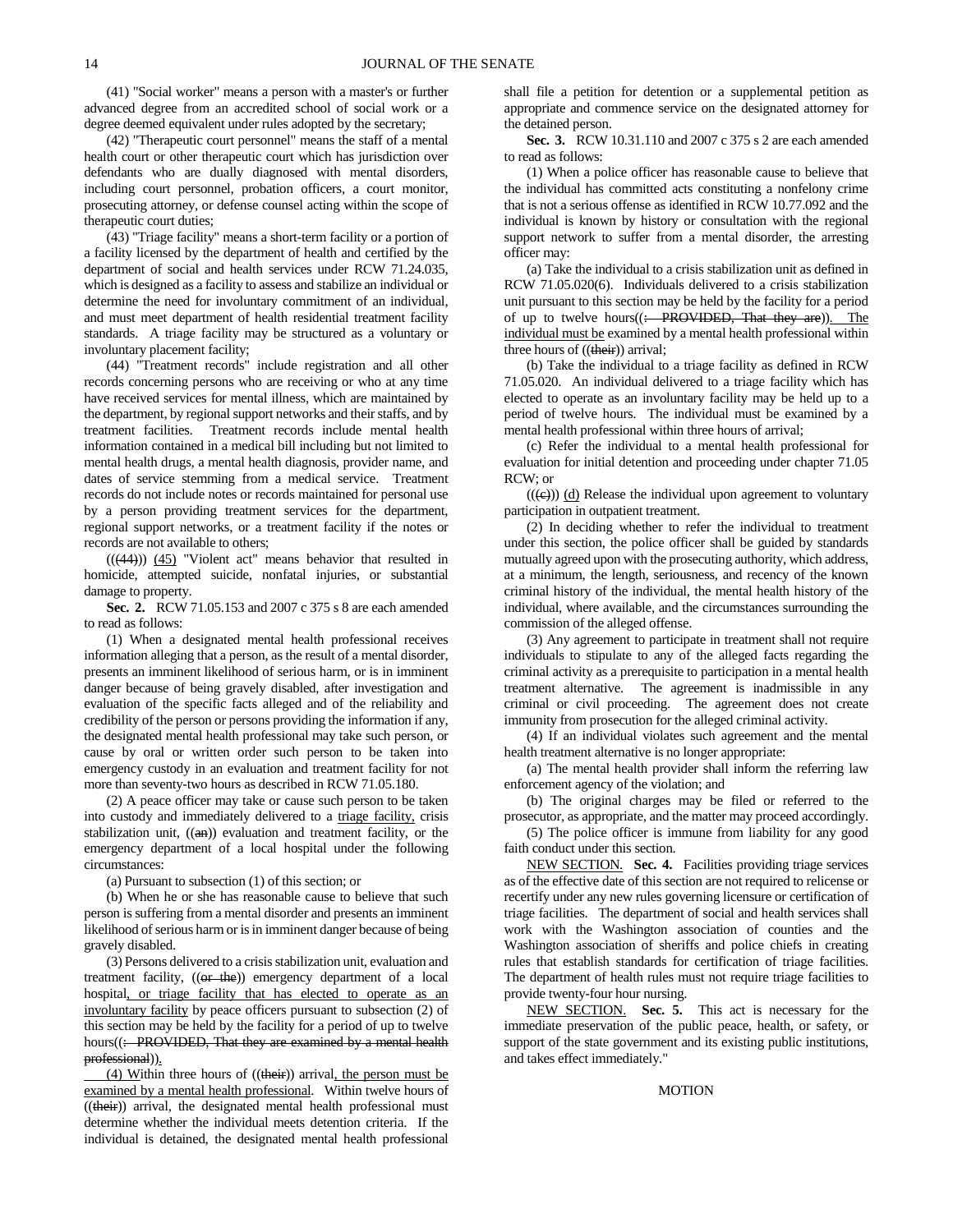(41) "Social worker" means a person with a master's or further advanced degree from an accredited school of social work or a degree deemed equivalent under rules adopted by the secretary;

(42) "Therapeutic court personnel" means the staff of a mental health court or other therapeutic court which has jurisdiction over defendants who are dually diagnosed with mental disorders, including court personnel, probation officers, a court monitor, prosecuting attorney, or defense counsel acting within the scope of therapeutic court duties;

(43) "Triage facility" means a short-term facility or a portion of a facility licensed by the department of health and certified by the department of social and health services under RCW 71.24.035, which is designed as a facility to assess and stabilize an individual or determine the need for involuntary commitment of an individual, and must meet department of health residential treatment facility standards. A triage facility may be structured as a voluntary or involuntary placement facility;

(44) "Treatment records" include registration and all other records concerning persons who are receiving or who at any time have received services for mental illness, which are maintained by the department, by regional support networks and their staffs, and by treatment facilities. Treatment records include mental health information contained in a medical bill including but not limited to mental health drugs, a mental health diagnosis, provider name, and dates of service stemming from a medical service. Treatment records do not include notes or records maintained for personal use by a person providing treatment services for the department, regional support networks, or a treatment facility if the notes or records are not available to others;

(((44))) (45) "Violent act" means behavior that resulted in homicide, attempted suicide, nonfatal injuries, or substantial damage to property.

**Sec. 2.** RCW 71.05.153 and 2007 c 375 s 8 are each amended to read as follows:

(1) When a designated mental health professional receives information alleging that a person, as the result of a mental disorder, presents an imminent likelihood of serious harm, or is in imminent danger because of being gravely disabled, after investigation and evaluation of the specific facts alleged and of the reliability and credibility of the person or persons providing the information if any, the designated mental health professional may take such person, or cause by oral or written order such person to be taken into emergency custody in an evaluation and treatment facility for not more than seventy-two hours as described in RCW 71.05.180.

(2) A peace officer may take or cause such person to be taken into custody and immediately delivered to a triage facility, crisis stabilization unit, ((an)) evaluation and treatment facility, or the emergency department of a local hospital under the following circumstances:

(a) Pursuant to subsection (1) of this section; or

(b) When he or she has reasonable cause to believe that such person is suffering from a mental disorder and presents an imminent likelihood of serious harm or is in imminent danger because of being gravely disabled.

(3) Persons delivered to a crisis stabilization unit, evaluation and treatment facility, ((or the)) emergency department of a local hospital, or triage facility that has elected to operate as an involuntary facility by peace officers pursuant to subsection (2) of this section may be held by the facility for a period of up to twelve hours((: PROVIDED, That they are examined by a mental health professional)).

(4) Within three hours of ((their)) arrival, the person must be examined by a mental health professional. Within twelve hours of ((their)) arrival, the designated mental health professional must determine whether the individual meets detention criteria. If the individual is detained, the designated mental health professional shall file a petition for detention or a supplemental petition as appropriate and commence service on the designated attorney for the detained person.

**Sec. 3.** RCW 10.31.110 and 2007 c 375 s 2 are each amended to read as follows:

(1) When a police officer has reasonable cause to believe that the individual has committed acts constituting a nonfelony crime that is not a serious offense as identified in RCW 10.77.092 and the individual is known by history or consultation with the regional support network to suffer from a mental disorder, the arresting officer may:

(a) Take the individual to a crisis stabilization unit as defined in RCW 71.05.020(6). Individuals delivered to a crisis stabilization unit pursuant to this section may be held by the facility for a period of up to twelve hours((: PROVIDED, That they are)). The individual must be examined by a mental health professional within three hours of ((their)) arrival;

(b) Take the individual to a triage facility as defined in RCW 71.05.020. An individual delivered to a triage facility which has elected to operate as an involuntary facility may be held up to a period of twelve hours. The individual must be examined by a mental health professional within three hours of arrival;

(c) Refer the individual to a mental health professional for evaluation for initial detention and proceeding under chapter 71.05 RCW; or

(((c))) (d) Release the individual upon agreement to voluntary participation in outpatient treatment.

(2) In deciding whether to refer the individual to treatment under this section, the police officer shall be guided by standards mutually agreed upon with the prosecuting authority, which address, at a minimum, the length, seriousness, and recency of the known criminal history of the individual, the mental health history of the individual, where available, and the circumstances surrounding the commission of the alleged offense.

(3) Any agreement to participate in treatment shall not require individuals to stipulate to any of the alleged facts regarding the criminal activity as a prerequisite to participation in a mental health treatment alternative. The agreement is inadmissible in any criminal or civil proceeding. The agreement does not create immunity from prosecution for the alleged criminal activity.

(4) If an individual violates such agreement and the mental health treatment alternative is no longer appropriate:

(a) The mental health provider shall inform the referring law enforcement agency of the violation; and

(b) The original charges may be filed or referred to the prosecutor, as appropriate, and the matter may proceed accordingly.

(5) The police officer is immune from liability for any good faith conduct under this section.

NEW SECTION. **Sec. 4.** Facilities providing triage services as of the effective date of this section are not required to relicense or recertify under any new rules governing licensure or certification of triage facilities. The department of social and health services shall work with the Washington association of counties and the Washington association of sheriffs and police chiefs in creating rules that establish standards for certification of triage facilities. The department of health rules must not require triage facilities to provide twenty-four hour nursing.

NEW SECTION. **Sec. 5.** This act is necessary for the immediate preservation of the public peace, health, or safety, or support of the state government and its existing public institutions, and takes effect immediately."

MOTION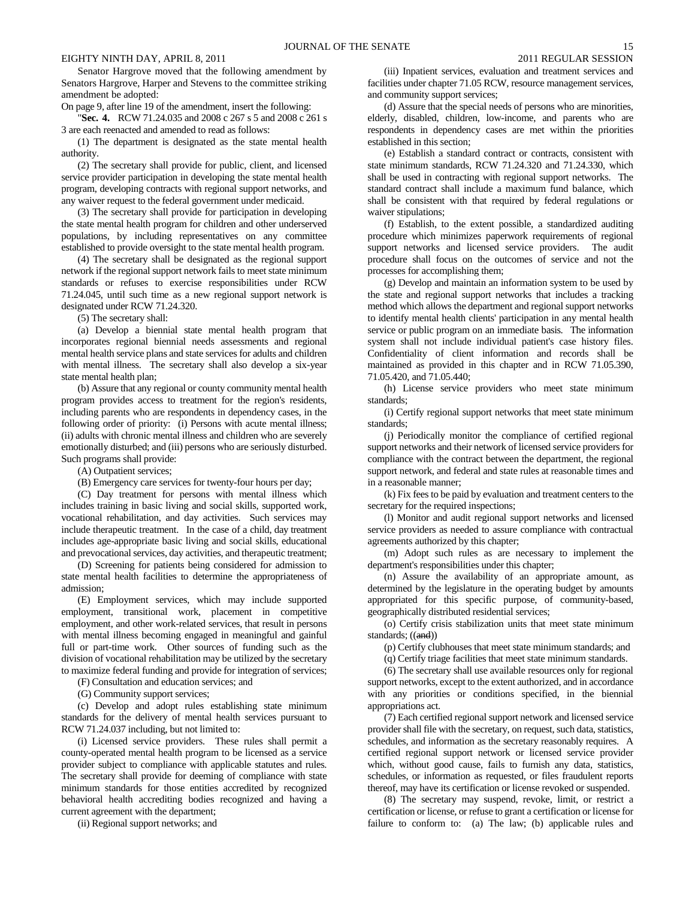Senator Hargrove moved that the following amendment by Senators Hargrove, Harper and Stevens to the committee striking amendment be adopted:

On page 9, after line 19 of the amendment, insert the following:

"**Sec. 4.** RCW 71.24.035 and 2008 c 267 s 5 and 2008 c 261 s 3 are each reenacted and amended to read as follows:

(1) The department is designated as the state mental health authority.

(2) The secretary shall provide for public, client, and licensed service provider participation in developing the state mental health program, developing contracts with regional support networks, and any waiver request to the federal government under medicaid.

(3) The secretary shall provide for participation in developing the state mental health program for children and other underserved populations, by including representatives on any committee established to provide oversight to the state mental health program.

(4) The secretary shall be designated as the regional support network if the regional support network fails to meet state minimum standards or refuses to exercise responsibilities under RCW 71.24.045, until such time as a new regional support network is designated under RCW 71.24.320.

(5) The secretary shall:

(a) Develop a biennial state mental health program that incorporates regional biennial needs assessments and regional mental health service plans and state services for adults and children with mental illness. The secretary shall also develop a six-year state mental health plan;

(b) Assure that any regional or county community mental health program provides access to treatment for the region's residents, including parents who are respondents in dependency cases, in the following order of priority: (i) Persons with acute mental illness; (ii) adults with chronic mental illness and children who are severely emotionally disturbed; and (iii) persons who are seriously disturbed. Such programs shall provide:

(A) Outpatient services;

(B) Emergency care services for twenty-four hours per day;

(C) Day treatment for persons with mental illness which includes training in basic living and social skills, supported work, vocational rehabilitation, and day activities. Such services may include therapeutic treatment. In the case of a child, day treatment includes age-appropriate basic living and social skills, educational and prevocational services, day activities, and therapeutic treatment;

(D) Screening for patients being considered for admission to state mental health facilities to determine the appropriateness of admission;

(E) Employment services, which may include supported employment, transitional work, placement in competitive employment, and other work-related services, that result in persons with mental illness becoming engaged in meaningful and gainful full or part-time work. Other sources of funding such as the division of vocational rehabilitation may be utilized by the secretary to maximize federal funding and provide for integration of services;

(F) Consultation and education services; and

(G) Community support services;

(c) Develop and adopt rules establishing state minimum standards for the delivery of mental health services pursuant to RCW 71.24.037 including, but not limited to:

(i) Licensed service providers. These rules shall permit a county-operated mental health program to be licensed as a service provider subject to compliance with applicable statutes and rules. The secretary shall provide for deeming of compliance with state minimum standards for those entities accredited by recognized behavioral health accrediting bodies recognized and having a current agreement with the department;

(ii) Regional support networks; and

(iii) Inpatient services, evaluation and treatment services and facilities under chapter 71.05 RCW, resource management services, and community support services;

(d) Assure that the special needs of persons who are minorities, elderly, disabled, children, low-income, and parents who are respondents in dependency cases are met within the priorities established in this section;

(e) Establish a standard contract or contracts, consistent with state minimum standards, RCW 71.24.320 and 71.24.330, which shall be used in contracting with regional support networks. The standard contract shall include a maximum fund balance, which shall be consistent with that required by federal regulations or waiver stipulations;

(f) Establish, to the extent possible, a standardized auditing procedure which minimizes paperwork requirements of regional support networks and licensed service providers. The audit procedure shall focus on the outcomes of service and not the processes for accomplishing them;

(g) Develop and maintain an information system to be used by the state and regional support networks that includes a tracking method which allows the department and regional support networks to identify mental health clients' participation in any mental health service or public program on an immediate basis. The information system shall not include individual patient's case history files. Confidentiality of client information and records shall be maintained as provided in this chapter and in RCW 71.05.390, 71.05.420, and 71.05.440;

(h) License service providers who meet state minimum standards;

(i) Certify regional support networks that meet state minimum standards;

(j) Periodically monitor the compliance of certified regional support networks and their network of licensed service providers for compliance with the contract between the department, the regional support network, and federal and state rules at reasonable times and in a reasonable manner;

(k) Fix fees to be paid by evaluation and treatment centers to the secretary for the required inspections;

(l) Monitor and audit regional support networks and licensed service providers as needed to assure compliance with contractual agreements authorized by this chapter;

(m) Adopt such rules as are necessary to implement the department's responsibilities under this chapter;

(n) Assure the availability of an appropriate amount, as determined by the legislature in the operating budget by amounts appropriated for this specific purpose, of community-based, geographically distributed residential services;

(o) Certify crisis stabilization units that meet state minimum standards; ((~~and~~))

(p) Certify clubhouses that meet state minimum standards; and

(q) Certify triage facilities that meet state minimum standards.

(6) The secretary shall use available resources only for regional support networks, except to the extent authorized, and in accordance with any priorities or conditions specified, in the biennial appropriations act.

(7) Each certified regional support network and licensed service provider shall file with the secretary, on request, such data, statistics, schedules, and information as the secretary reasonably requires. A certified regional support network or licensed service provider which, without good cause, fails to furnish any data, statistics, schedules, or information as requested, or files fraudulent reports thereof, may have its certification or license revoked or suspended.

(8) The secretary may suspend, revoke, limit, or restrict a certification or license, or refuse to grant a certification or license for failure to conform to: (a) The law; (b) applicable rules and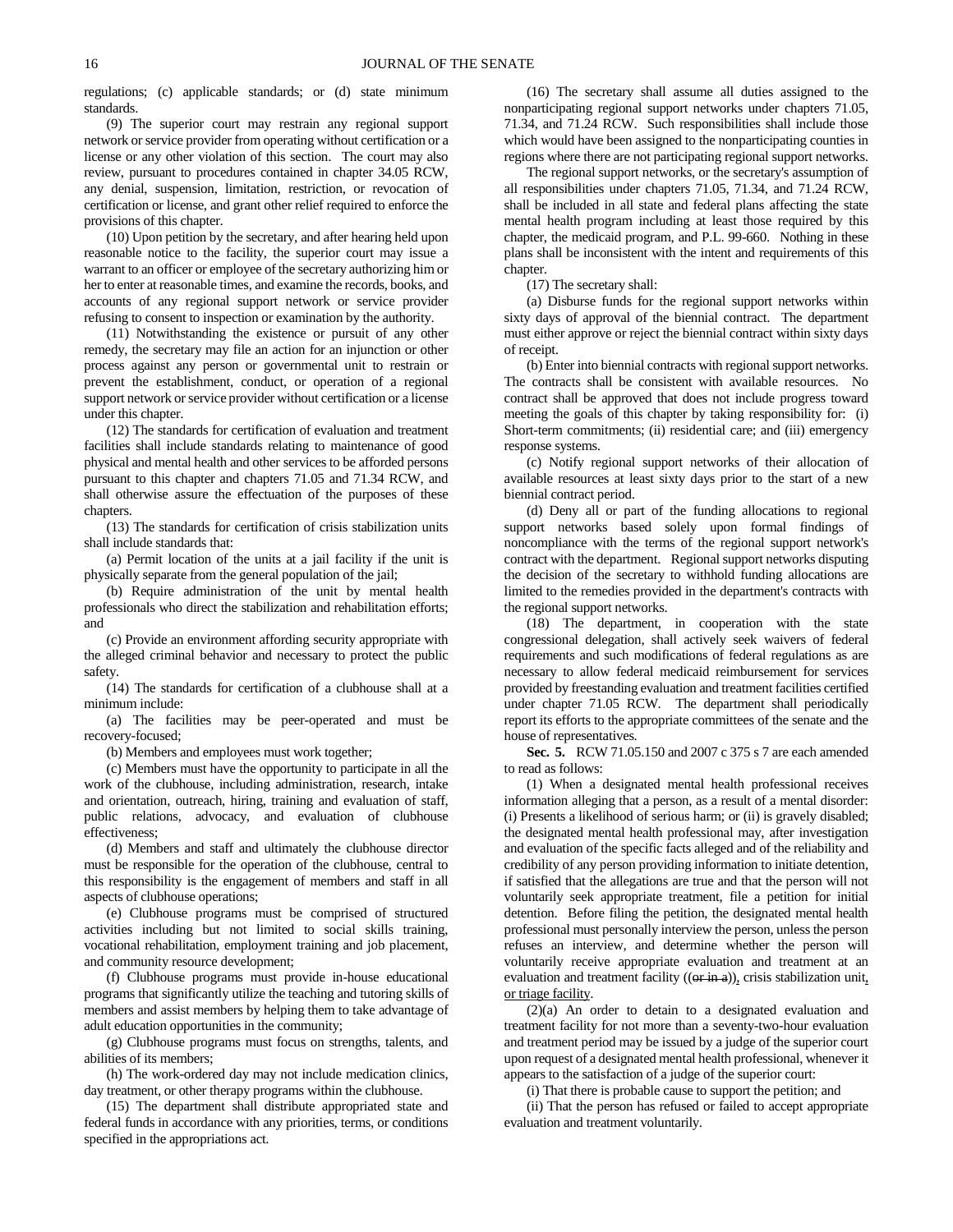regulations; (c) applicable standards; or (d) state minimum standards.

(9) The superior court may restrain any regional support network or service provider from operating without certification or a license or any other violation of this section. The court may also review, pursuant to procedures contained in chapter 34.05 RCW, any denial, suspension, limitation, restriction, or revocation of certification or license, and grant other relief required to enforce the provisions of this chapter.

(10) Upon petition by the secretary, and after hearing held upon reasonable notice to the facility, the superior court may issue a warrant to an officer or employee of the secretary authorizing him or her to enter at reasonable times, and examine the records, books, and accounts of any regional support network or service provider refusing to consent to inspection or examination by the authority.

(11) Notwithstanding the existence or pursuit of any other remedy, the secretary may file an action for an injunction or other process against any person or governmental unit to restrain or prevent the establishment, conduct, or operation of a regional support network or service provider without certification or a license under this chapter.

(12) The standards for certification of evaluation and treatment facilities shall include standards relating to maintenance of good physical and mental health and other services to be afforded persons pursuant to this chapter and chapters 71.05 and 71.34 RCW, and shall otherwise assure the effectuation of the purposes of these chapters.

(13) The standards for certification of crisis stabilization units shall include standards that:

(a) Permit location of the units at a jail facility if the unit is physically separate from the general population of the jail;

(b) Require administration of the unit by mental health professionals who direct the stabilization and rehabilitation efforts; and

(c) Provide an environment affording security appropriate with the alleged criminal behavior and necessary to protect the public safety.

(14) The standards for certification of a clubhouse shall at a minimum include:

(a) The facilities may be peer-operated and must be recovery-focused;

(b) Members and employees must work together;

(c) Members must have the opportunity to participate in all the work of the clubhouse, including administration, research, intake and orientation, outreach, hiring, training and evaluation of staff, public relations, advocacy, and evaluation of clubhouse effectiveness;

(d) Members and staff and ultimately the clubhouse director must be responsible for the operation of the clubhouse, central to this responsibility is the engagement of members and staff in all aspects of clubhouse operations;

(e) Clubhouse programs must be comprised of structured activities including but not limited to social skills training, vocational rehabilitation, employment training and job placement, and community resource development;

(f) Clubhouse programs must provide in-house educational programs that significantly utilize the teaching and tutoring skills of members and assist members by helping them to take advantage of adult education opportunities in the community;

(g) Clubhouse programs must focus on strengths, talents, and abilities of its members;

(h) The work-ordered day may not include medication clinics, day treatment, or other therapy programs within the clubhouse.

(15) The department shall distribute appropriated state and federal funds in accordance with any priorities, terms, or conditions specified in the appropriations act.

(16) The secretary shall assume all duties assigned to the nonparticipating regional support networks under chapters 71.05, 71.34, and 71.24 RCW. Such responsibilities shall include those which would have been assigned to the nonparticipating counties in regions where there are not participating regional support networks.

The regional support networks, or the secretary's assumption of all responsibilities under chapters 71.05, 71.34, and 71.24 RCW, shall be included in all state and federal plans affecting the state mental health program including at least those required by this chapter, the medicaid program, and P.L. 99-660. Nothing in these plans shall be inconsistent with the intent and requirements of this chapter.

(17) The secretary shall:

(a) Disburse funds for the regional support networks within sixty days of approval of the biennial contract. The department must either approve or reject the biennial contract within sixty days of receipt.

(b) Enter into biennial contracts with regional support networks. The contracts shall be consistent with available resources. No contract shall be approved that does not include progress toward meeting the goals of this chapter by taking responsibility for: (i) Short-term commitments; (ii) residential care; and (iii) emergency response systems.

(c) Notify regional support networks of their allocation of available resources at least sixty days prior to the start of a new biennial contract period.

(d) Deny all or part of the funding allocations to regional support networks based solely upon formal findings of noncompliance with the terms of the regional support network's contract with the department. Regional support networks disputing the decision of the secretary to withhold funding allocations are limited to the remedies provided in the department's contracts with the regional support networks.

(18) The department, in cooperation with the state congressional delegation, shall actively seek waivers of federal requirements and such modifications of federal regulations as are necessary to allow federal medicaid reimbursement for services provided by freestanding evaluation and treatment facilities certified under chapter 71.05 RCW. The department shall periodically report its efforts to the appropriate committees of the senate and the house of representatives.

**Sec. 5.** RCW 71.05.150 and 2007 c 375 s 7 are each amended to read as follows:

(1) When a designated mental health professional receives information alleging that a person, as a result of a mental disorder: (i) Presents a likelihood of serious harm; or (ii) is gravely disabled; the designated mental health professional may, after investigation and evaluation of the specific facts alleged and of the reliability and credibility of any person providing information to initiate detention, if satisfied that the allegations are true and that the person will not voluntarily seek appropriate treatment, file a petition for initial detention. Before filing the petition, the designated mental health professional must personally interview the person, unless the person refuses an interview, and determine whether the person will voluntarily receive appropriate evaluation and treatment at an evaluation and treatment facility ((~~or in a~~)), crisis stabilization unit, or triage facility.

(2)(a) An order to detain to a designated evaluation and treatment facility for not more than a seventy-two-hour evaluation and treatment period may be issued by a judge of the superior court upon request of a designated mental health professional, whenever it appears to the satisfaction of a judge of the superior court:

(i) That there is probable cause to support the petition; and

(ii) That the person has refused or failed to accept appropriate evaluation and treatment voluntarily.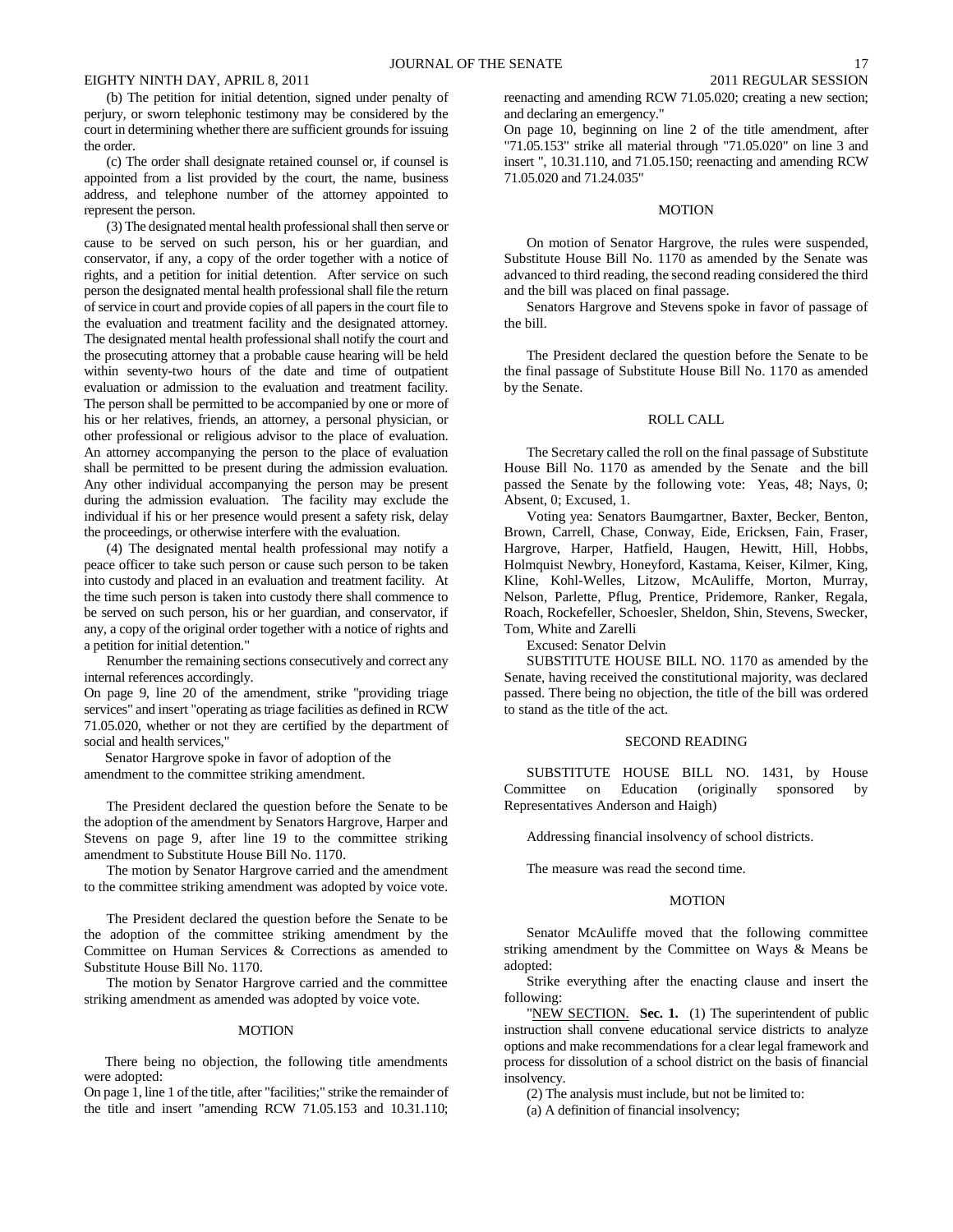(b) The petition for initial detention, signed under penalty of perjury, or sworn telephonic testimony may be considered by the court in determining whether there are sufficient grounds for issuing the order.

(c) The order shall designate retained counsel or, if counsel is appointed from a list provided by the court, the name, business address, and telephone number of the attorney appointed to represent the person.

(3) The designated mental health professional shall then serve or cause to be served on such person, his or her guardian, and conservator, if any, a copy of the order together with a notice of rights, and a petition for initial detention. After service on such person the designated mental health professional shall file the return of service in court and provide copies of all papers in the court file to the evaluation and treatment facility and the designated attorney. The designated mental health professional shall notify the court and the prosecuting attorney that a probable cause hearing will be held within seventy-two hours of the date and time of outpatient evaluation or admission to the evaluation and treatment facility. The person shall be permitted to be accompanied by one or more of his or her relatives, friends, an attorney, a personal physician, or other professional or religious advisor to the place of evaluation. An attorney accompanying the person to the place of evaluation shall be permitted to be present during the admission evaluation. Any other individual accompanying the person may be present during the admission evaluation. The facility may exclude the individual if his or her presence would present a safety risk, delay the proceedings, or otherwise interfere with the evaluation.

(4) The designated mental health professional may notify a peace officer to take such person or cause such person to be taken into custody and placed in an evaluation and treatment facility. At the time such person is taken into custody there shall commence to be served on such person, his or her guardian, and conservator, if any, a copy of the original order together with a notice of rights and a petition for initial detention."

Renumber the remaining sections consecutively and correct any internal references accordingly.

On page 9, line 20 of the amendment, strike "providing triage services" and insert "operating as triage facilities as defined in RCW 71.05.020, whether or not they are certified by the department of social and health services,"

Senator Hargrove spoke in favor of adoption of the amendment to the committee striking amendment.

The President declared the question before the Senate to be the adoption of the amendment by Senators Hargrove, Harper and Stevens on page 9, after line 19 to the committee striking amendment to Substitute House Bill No. 1170.

The motion by Senator Hargrove carried and the amendment to the committee striking amendment was adopted by voice vote.

The President declared the question before the Senate to be the adoption of the committee striking amendment by the Committee on Human Services & Corrections as amended to Substitute House Bill No. 1170.

The motion by Senator Hargrove carried and the committee striking amendment as amended was adopted by voice vote.

## MOTION

There being no objection, the following title amendments were adopted:

On page 1, line 1 of the title, after "facilities;" strike the remainder of the title and insert "amending RCW 71.05.153 and 10.31.110; reenacting and amending RCW 71.05.020; creating a new section; and declaring an emergency."

On page 10, beginning on line 2 of the title amendment, after "71.05.153" strike all material through "71.05.020" on line 3 and insert ", 10.31.110, and 71.05.150; reenacting and amending RCW 71.05.020 and 71.24.035"

## MOTION

On motion of Senator Hargrove, the rules were suspended, Substitute House Bill No. 1170 as amended by the Senate was advanced to third reading, the second reading considered the third and the bill was placed on final passage.

Senators Hargrove and Stevens spoke in favor of passage of the bill.

The President declared the question before the Senate to be the final passage of Substitute House Bill No. 1170 as amended by the Senate.

## ROLL CALL

The Secretary called the roll on the final passage of Substitute House Bill No. 1170 as amended by the Senate and the bill passed the Senate by the following vote: Yeas, 48; Nays, 0; Absent, 0; Excused, 1.

Voting yea: Senators Baumgartner, Baxter, Becker, Benton, Brown, Carrell, Chase, Conway, Eide, Ericksen, Fain, Fraser, Hargrove, Harper, Hatfield, Haugen, Hewitt, Hill, Hobbs, Holmquist Newbry, Honeyford, Kastama, Keiser, Kilmer, King, Kline, Kohl-Welles, Litzow, McAuliffe, Morton, Murray, Nelson, Parlette, Pflug, Prentice, Pridemore, Ranker, Regala, Roach, Rockefeller, Schoesler, Sheldon, Shin, Stevens, Swecker, Tom, White and Zarelli

Excused: Senator Delvin

SUBSTITUTE HOUSE BILL NO. 1170 as amended by the Senate, having received the constitutional majority, was declared passed. There being no objection, the title of the bill was ordered to stand as the title of the act.

## SECOND READING

SUBSTITUTE HOUSE BILL NO. 1431, by House Committee on Education (originally sponsored by Representatives Anderson and Haigh)

Addressing financial insolvency of school districts.

The measure was read the second time.

## MOTION

Senator McAuliffe moved that the following committee striking amendment by the Committee on Ways & Means be adopted:

Strike everything after the enacting clause and insert the following:

"NEW SECTION. **Sec. 1.** (1) The superintendent of public instruction shall convene educational service districts to analyze options and make recommendations for a clear legal framework and process for dissolution of a school district on the basis of financial insolvency.

(2) The analysis must include, but not be limited to:

(a) A definition of financial insolvency;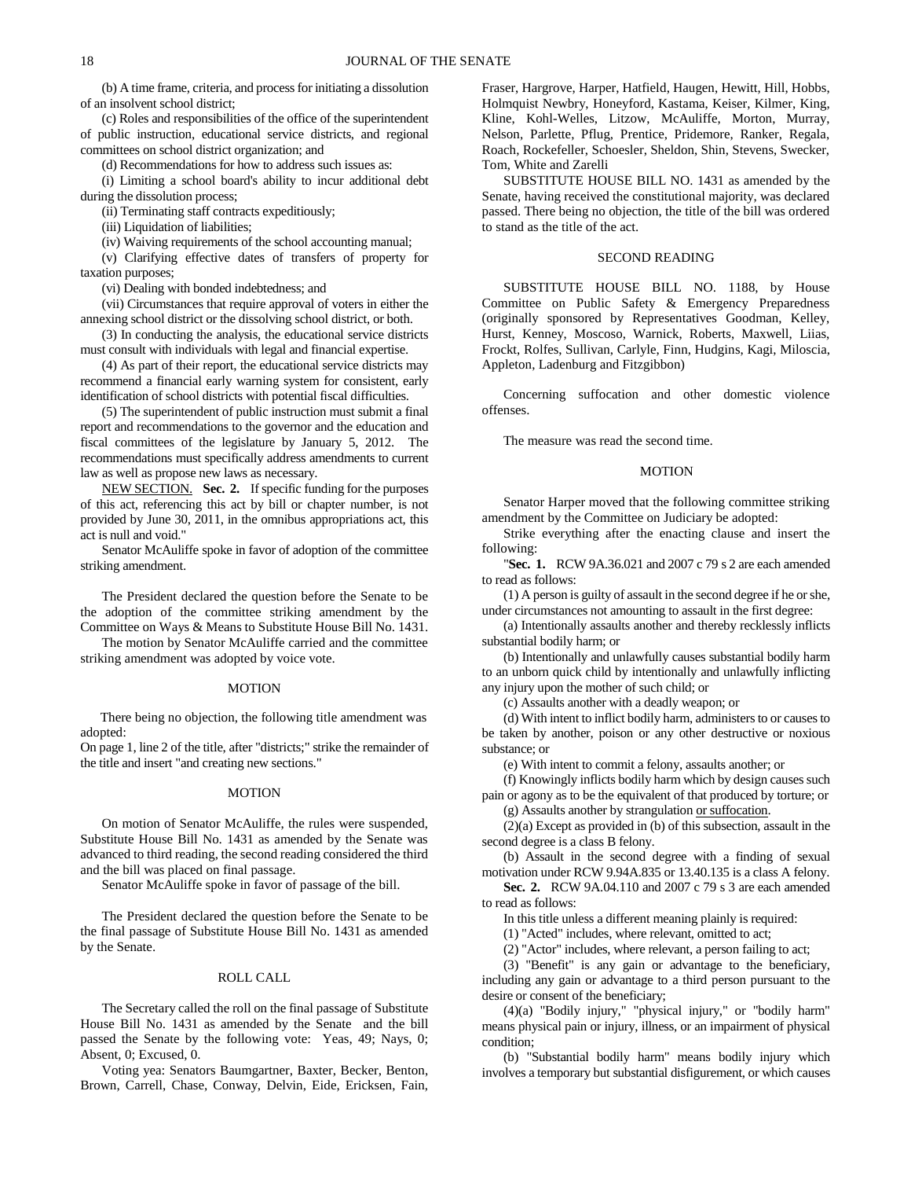(b) A time frame, criteria, and process for initiating a dissolution of an insolvent school district;

(c) Roles and responsibilities of the office of the superintendent of public instruction, educational service districts, and regional committees on school district organization; and

(d) Recommendations for how to address such issues as:

(i) Limiting a school board's ability to incur additional debt during the dissolution process;

(ii) Terminating staff contracts expeditiously;

(iii) Liquidation of liabilities;

(iv) Waiving requirements of the school accounting manual;

(v) Clarifying effective dates of transfers of property for taxation purposes;

(vi) Dealing with bonded indebtedness; and

(vii) Circumstances that require approval of voters in either the annexing school district or the dissolving school district, or both.

(3) In conducting the analysis, the educational service districts must consult with individuals with legal and financial expertise.

(4) As part of their report, the educational service districts may recommend a financial early warning system for consistent, early identification of school districts with potential fiscal difficulties.

(5) The superintendent of public instruction must submit a final report and recommendations to the governor and the education and fiscal committees of the legislature by January 5, 2012. The recommendations must specifically address amendments to current law as well as propose new laws as necessary.

NEW SECTION. **Sec. 2.** If specific funding for the purposes of this act, referencing this act by bill or chapter number, is not provided by June 30, 2011, in the omnibus appropriations act, this act is null and void."

Senator McAuliffe spoke in favor of adoption of the committee striking amendment.

The President declared the question before the Senate to be the adoption of the committee striking amendment by the Committee on Ways & Means to Substitute House Bill No. 1431.

The motion by Senator McAuliffe carried and the committee striking amendment was adopted by voice vote.

MOTION

There being no objection, the following title amendment was adopted:

On page 1, line 2 of the title, after "districts;" strike the remainder of the title and insert "and creating new sections."

MOTION

On motion of Senator McAuliffe, the rules were suspended, Substitute House Bill No. 1431 as amended by the Senate was advanced to third reading, the second reading considered the third and the bill was placed on final passage.

Senator McAuliffe spoke in favor of passage of the bill.

The President declared the question before the Senate to be the final passage of Substitute House Bill No. 1431 as amended by the Senate.

ROLL CALL

The Secretary called the roll on the final passage of Substitute House Bill No. 1431 as amended by the Senate and the bill passed the Senate by the following vote: Yeas, 49; Nays, 0; Absent, 0; Excused, 0.

Voting yea: Senators Baumgartner, Baxter, Becker, Benton, Brown, Carrell, Chase, Conway, Delvin, Eide, Ericksen, Fain, Fraser, Hargrove, Harper, Hatfield, Haugen, Hewitt, Hill, Hobbs, Holmquist Newbry, Honeyford, Kastama, Keiser, Kilmer, King, Kline, Kohl-Welles, Litzow, McAuliffe, Morton, Murray, Nelson, Parlette, Pflug, Prentice, Pridemore, Ranker, Regala, Roach, Rockefeller, Schoesler, Sheldon, Shin, Stevens, Swecker, Tom, White and Zarelli

SUBSTITUTE HOUSE BILL NO. 1431 as amended by the Senate, having received the constitutional majority, was declared passed. There being no objection, the title of the bill was ordered to stand as the title of the act.

SECOND READING

SUBSTITUTE HOUSE BILL NO. 1188, by House Committee on Public Safety & Emergency Preparedness (originally sponsored by Representatives Goodman, Kelley, Hurst, Kenney, Moscoso, Warnick, Roberts, Maxwell, Liias, Frockt, Rolfes, Sullivan, Carlyle, Finn, Hudgins, Kagi, Miloscia, Appleton, Ladenburg and Fitzgibbon)

Concerning suffocation and other domestic violence offenses.

The measure was read the second time.

MOTION

Senator Harper moved that the following committee striking amendment by the Committee on Judiciary be adopted:

Strike everything after the enacting clause and insert the following:

"**Sec. 1.** RCW 9A.36.021 and 2007 c 79 s 2 are each amended to read as follows:

(1) A person is guilty of assault in the second degree if he or she, under circumstances not amounting to assault in the first degree:

(a) Intentionally assaults another and thereby recklessly inflicts substantial bodily harm; or

(b) Intentionally and unlawfully causes substantial bodily harm to an unborn quick child by intentionally and unlawfully inflicting any injury upon the mother of such child; or

(c) Assaults another with a deadly weapon; or

(d) With intent to inflict bodily harm, administers to or causes to be taken by another, poison or any other destructive or noxious substance; or

(e) With intent to commit a felony, assaults another; or

(f) Knowingly inflicts bodily harm which by design causes such pain or agony as to be the equivalent of that produced by torture; or

(g) Assaults another by strangulation or suffocation.

(2)(a) Except as provided in (b) of this subsection, assault in the second degree is a class B felony.

(b) Assault in the second degree with a finding of sexual motivation under RCW 9.94A.835 or 13.40.135 is a class A felony.

**Sec. 2.** RCW 9A.04.110 and 2007 c 79 s 3 are each amended to read as follows:

In this title unless a different meaning plainly is required:

(1) "Acted" includes, where relevant, omitted to act;

(2) "Actor" includes, where relevant, a person failing to act;

(3) "Benefit" is any gain or advantage to the beneficiary, including any gain or advantage to a third person pursuant to the desire or consent of the beneficiary;

(4)(a) "Bodily injury," "physical injury," or "bodily harm" means physical pain or injury, illness, or an impairment of physical condition;

(b) "Substantial bodily harm" means bodily injury which involves a temporary but substantial disfigurement, or which causes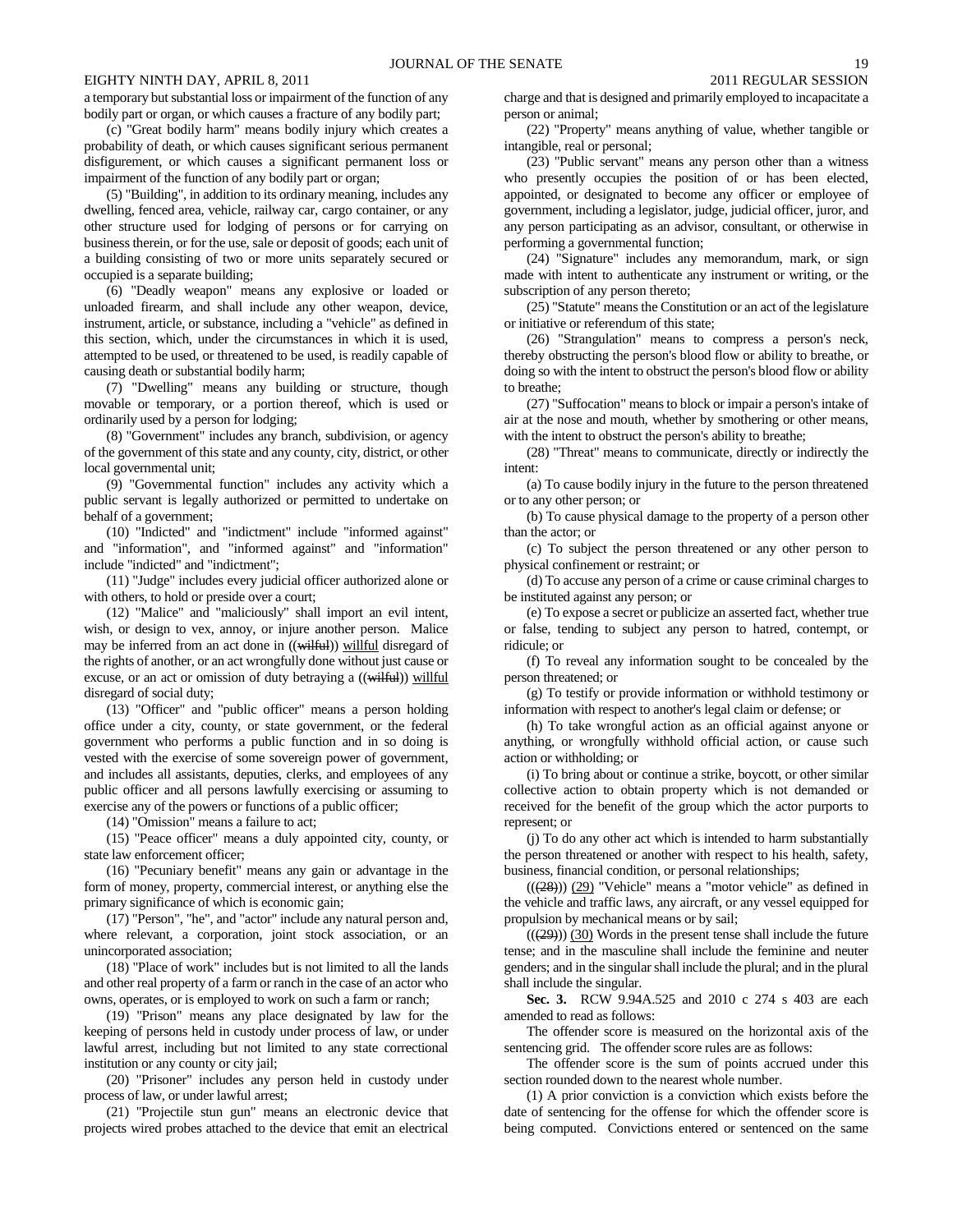a temporary but substantial loss or impairment of the function of any bodily part or organ, or which causes a fracture of any bodily part;

(c) "Great bodily harm" means bodily injury which creates a probability of death, or which causes significant serious permanent disfigurement, or which causes a significant permanent loss or impairment of the function of any bodily part or organ;

(5) "Building", in addition to its ordinary meaning, includes any dwelling, fenced area, vehicle, railway car, cargo container, or any other structure used for lodging of persons or for carrying on business therein, or for the use, sale or deposit of goods; each unit of a building consisting of two or more units separately secured or occupied is a separate building;

(6) "Deadly weapon" means any explosive or loaded or unloaded firearm, and shall include any other weapon, device, instrument, article, or substance, including a "vehicle" as defined in this section, which, under the circumstances in which it is used, attempted to be used, or threatened to be used, is readily capable of causing death or substantial bodily harm;

(7) "Dwelling" means any building or structure, though movable or temporary, or a portion thereof, which is used or ordinarily used by a person for lodging;

(8) "Government" includes any branch, subdivision, or agency of the government of this state and any county, city, district, or other local governmental unit;

(9) "Governmental function" includes any activity which a public servant is legally authorized or permitted to undertake on behalf of a government;

(10) "Indicted" and "indictment" include "informed against" and "information", and "informed against" and "information" include "indicted" and "indictment";

(11) "Judge" includes every judicial officer authorized alone or with others, to hold or preside over a court;

(12) "Malice" and "maliciously" shall import an evil intent, wish, or design to vex, annoy, or injure another person. Malice may be inferred from an act done in ((~~wilful~~)) willful disregard of the rights of another, or an act wrongfully done without just cause or excuse, or an act or omission of duty betraying a ((~~wilful~~)) willful disregard of social duty;

(13) "Officer" and "public officer" means a person holding office under a city, county, or state government, or the federal government who performs a public function and in so doing is vested with the exercise of some sovereign power of government, and includes all assistants, deputies, clerks, and employees of any public officer and all persons lawfully exercising or assuming to exercise any of the powers or functions of a public officer;

(14) "Omission" means a failure to act;

(15) "Peace officer" means a duly appointed city, county, or state law enforcement officer;

(16) "Pecuniary benefit" means any gain or advantage in the form of money, property, commercial interest, or anything else the primary significance of which is economic gain;

(17) "Person", "he", and "actor" include any natural person and, where relevant, a corporation, joint stock association, or an unincorporated association;

(18) "Place of work" includes but is not limited to all the lands and other real property of a farm or ranch in the case of an actor who owns, operates, or is employed to work on such a farm or ranch;

(19) "Prison" means any place designated by law for the keeping of persons held in custody under process of law, or under lawful arrest, including but not limited to any state correctional institution or any county or city jail;

(20) "Prisoner" includes any person held in custody under process of law, or under lawful arrest;

(21) "Projectile stun gun" means an electronic device that projects wired probes attached to the device that emit an electrical charge and that is designed and primarily employed to incapacitate a person or animal;

(22) "Property" means anything of value, whether tangible or intangible, real or personal;

(23) "Public servant" means any person other than a witness who presently occupies the position of or has been elected, appointed, or designated to become any officer or employee of government, including a legislator, judge, judicial officer, juror, and any person participating as an advisor, consultant, or otherwise in performing a governmental function;

(24) "Signature" includes any memorandum, mark, or sign made with intent to authenticate any instrument or writing, or the subscription of any person thereto;

(25) "Statute" means the Constitution or an act of the legislature or initiative or referendum of this state;

(26) "Strangulation" means to compress a person's neck, thereby obstructing the person's blood flow or ability to breathe, or doing so with the intent to obstruct the person's blood flow or ability to breathe;

(27) "Suffocation" means to block or impair a person's intake of air at the nose and mouth, whether by smothering or other means, with the intent to obstruct the person's ability to breathe;

(28) "Threat" means to communicate, directly or indirectly the intent:

(a) To cause bodily injury in the future to the person threatened or to any other person; or

(b) To cause physical damage to the property of a person other than the actor; or

(c) To subject the person threatened or any other person to physical confinement or restraint; or

(d) To accuse any person of a crime or cause criminal charges to be instituted against any person; or

(e) To expose a secret or publicize an asserted fact, whether true or false, tending to subject any person to hatred, contempt, or ridicule; or

(f) To reveal any information sought to be concealed by the person threatened; or

(g) To testify or provide information or withhold testimony or information with respect to another's legal claim or defense; or

(h) To take wrongful action as an official against anyone or anything, or wrongfully withhold official action, or cause such action or withholding; or

(i) To bring about or continue a strike, boycott, or other similar collective action to obtain property which is not demanded or received for the benefit of the group which the actor purports to represent; or

(j) To do any other act which is intended to harm substantially the person threatened or another with respect to his health, safety, business, financial condition, or personal relationships;

(((~~28~~))) (29) "Vehicle" means a "motor vehicle" as defined in the vehicle and traffic laws, any aircraft, or any vessel equipped for propulsion by mechanical means or by sail;

(((~~29~~))) (30) Words in the present tense shall include the future tense; and in the masculine shall include the feminine and neuter genders; and in the singular shall include the plural; and in the plural shall include the singular.

**Sec. 3.** RCW 9.94A.525 and 2010 c 274 s 403 are each amended to read as follows:

The offender score is measured on the horizontal axis of the sentencing grid. The offender score rules are as follows:

The offender score is the sum of points accrued under this section rounded down to the nearest whole number.

(1) A prior conviction is a conviction which exists before the date of sentencing for the offense for which the offender score is being computed. Convictions entered or sentenced on the same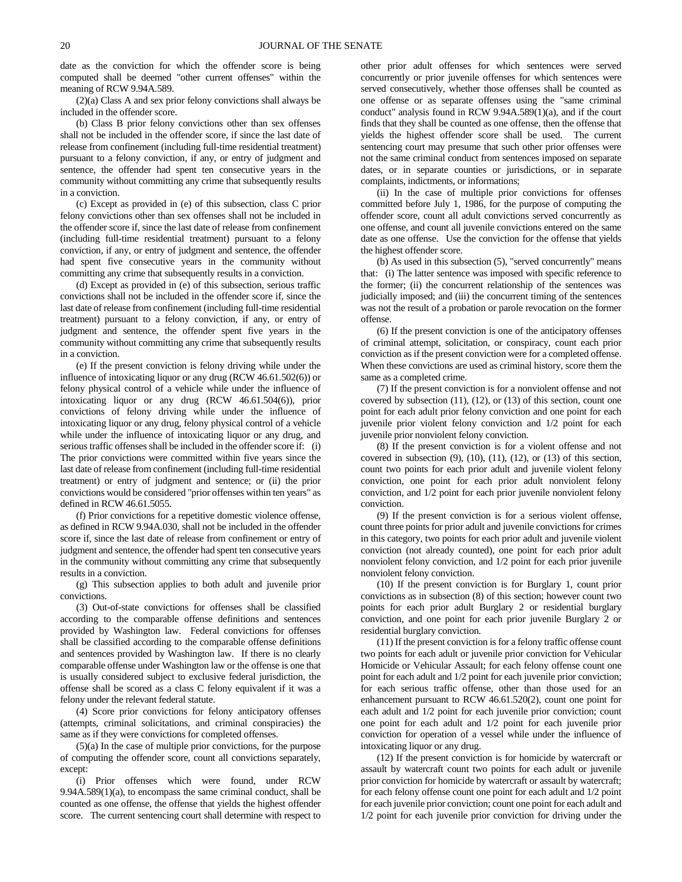date as the conviction for which the offender score is being computed shall be deemed "other current offenses" within the meaning of RCW 9.94A.589.

(2)(a) Class A and sex prior felony convictions shall always be included in the offender score.

(b) Class B prior felony convictions other than sex offenses shall not be included in the offender score, if since the last date of release from confinement (including full-time residential treatment) pursuant to a felony conviction, if any, or entry of judgment and sentence, the offender had spent ten consecutive years in the community without committing any crime that subsequently results in a conviction.

(c) Except as provided in (e) of this subsection, class C prior felony convictions other than sex offenses shall not be included in the offender score if, since the last date of release from confinement (including full-time residential treatment) pursuant to a felony conviction, if any, or entry of judgment and sentence, the offender had spent five consecutive years in the community without committing any crime that subsequently results in a conviction.

(d) Except as provided in (e) of this subsection, serious traffic convictions shall not be included in the offender score if, since the last date of release from confinement (including full-time residential treatment) pursuant to a felony conviction, if any, or entry of judgment and sentence, the offender spent five years in the community without committing any crime that subsequently results in a conviction.

(e) If the present conviction is felony driving while under the influence of intoxicating liquor or any drug (RCW 46.61.502(6)) or felony physical control of a vehicle while under the influence of intoxicating liquor or any drug (RCW 46.61.504(6)), prior convictions of felony driving while under the influence of intoxicating liquor or any drug, felony physical control of a vehicle while under the influence of intoxicating liquor or any drug, and serious traffic offenses shall be included in the offender score if: (i) The prior convictions were committed within five years since the last date of release from confinement (including full-time residential treatment) or entry of judgment and sentence; or (ii) the prior convictions would be considered "prior offenses within ten years" as defined in RCW 46.61.5055.

(f) Prior convictions for a repetitive domestic violence offense, as defined in RCW 9.94A.030, shall not be included in the offender score if, since the last date of release from confinement or entry of judgment and sentence, the offender had spent ten consecutive years in the community without committing any crime that subsequently results in a conviction.

(g) This subsection applies to both adult and juvenile prior convictions.

(3) Out-of-state convictions for offenses shall be classified according to the comparable offense definitions and sentences provided by Washington law. Federal convictions for offenses shall be classified according to the comparable offense definitions and sentences provided by Washington law. If there is no clearly comparable offense under Washington law or the offense is one that is usually considered subject to exclusive federal jurisdiction, the offense shall be scored as a class C felony equivalent if it was a felony under the relevant federal statute.

(4) Score prior convictions for felony anticipatory offenses (attempts, criminal solicitations, and criminal conspiracies) the same as if they were convictions for completed offenses.

(5)(a) In the case of multiple prior convictions, for the purpose of computing the offender score, count all convictions separately, except:

(i) Prior offenses which were found, under RCW 9.94A.589(1)(a), to encompass the same criminal conduct, shall be counted as one offense, the offense that yields the highest offender score. The current sentencing court shall determine with respect to other prior adult offenses for which sentences were served concurrently or prior juvenile offenses for which sentences were served consecutively, whether those offenses shall be counted as one offense or as separate offenses using the "same criminal conduct" analysis found in RCW 9.94A.589(1)(a), and if the court finds that they shall be counted as one offense, then the offense that yields the highest offender score shall be used. The current sentencing court may presume that such other prior offenses were not the same criminal conduct from sentences imposed on separate dates, or in separate counties or jurisdictions, or in separate complaints, indictments, or informations;

(ii) In the case of multiple prior convictions for offenses committed before July 1, 1986, for the purpose of computing the offender score, count all adult convictions served concurrently as one offense, and count all juvenile convictions entered on the same date as one offense. Use the conviction for the offense that yields the highest offender score.

(b) As used in this subsection (5), "served concurrently" means that: (i) The latter sentence was imposed with specific reference to the former; (ii) the concurrent relationship of the sentences was judicially imposed; and (iii) the concurrent timing of the sentences was not the result of a probation or parole revocation on the former offense.

(6) If the present conviction is one of the anticipatory offenses of criminal attempt, solicitation, or conspiracy, count each prior conviction as if the present conviction were for a completed offense. When these convictions are used as criminal history, score them the same as a completed crime.

(7) If the present conviction is for a nonviolent offense and not covered by subsection (11), (12), or (13) of this section, count one point for each adult prior felony conviction and one point for each juvenile prior violent felony conviction and 1/2 point for each juvenile prior nonviolent felony conviction.

(8) If the present conviction is for a violent offense and not covered in subsection (9), (10), (11), (12), or (13) of this section, count two points for each prior adult and juvenile violent felony conviction, one point for each prior adult nonviolent felony conviction, and 1/2 point for each prior juvenile nonviolent felony conviction.

(9) If the present conviction is for a serious violent offense, count three points for prior adult and juvenile convictions for crimes in this category, two points for each prior adult and juvenile violent conviction (not already counted), one point for each prior adult nonviolent felony conviction, and 1/2 point for each prior juvenile nonviolent felony conviction.

(10) If the present conviction is for Burglary 1, count prior convictions as in subsection (8) of this section; however count two points for each prior adult Burglary 2 or residential burglary conviction, and one point for each prior juvenile Burglary 2 or residential burglary conviction.

(11) If the present conviction is for a felony traffic offense count two points for each adult or juvenile prior conviction for Vehicular Homicide or Vehicular Assault; for each felony offense count one point for each adult and 1/2 point for each juvenile prior conviction; for each serious traffic offense, other than those used for an enhancement pursuant to RCW 46.61.520(2), count one point for each adult and 1/2 point for each juvenile prior conviction; count one point for each adult and 1/2 point for each juvenile prior conviction for operation of a vessel while under the influence of intoxicating liquor or any drug.

(12) If the present conviction is for homicide by watercraft or assault by watercraft count two points for each adult or juvenile prior conviction for homicide by watercraft or assault by watercraft; for each felony offense count one point for each adult and 1/2 point for each juvenile prior conviction; count one point for each adult and 1/2 point for each juvenile prior conviction for driving under the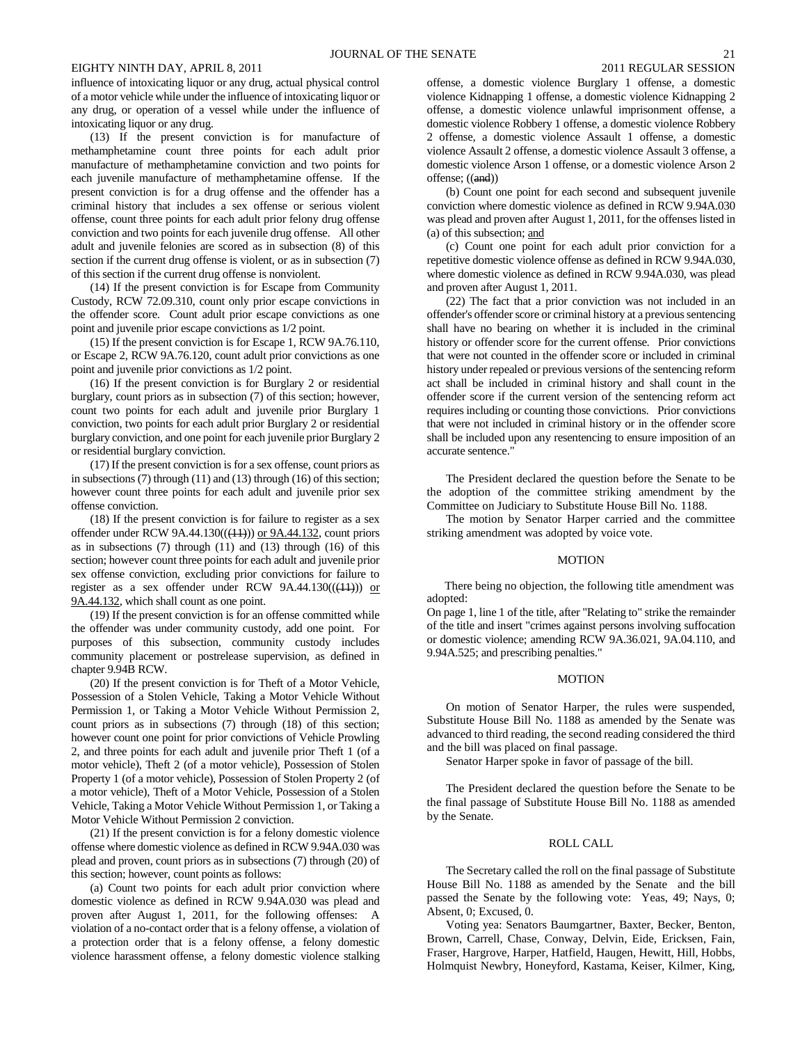influence of intoxicating liquor or any drug, actual physical control of a motor vehicle while under the influence of intoxicating liquor or any drug, or operation of a vessel while under the influence of intoxicating liquor or any drug.

(13) If the present conviction is for manufacture of methamphetamine count three points for each adult prior manufacture of methamphetamine conviction and two points for each juvenile manufacture of methamphetamine offense. If the present conviction is for a drug offense and the offender has a criminal history that includes a sex offense or serious violent offense, count three points for each adult prior felony drug offense conviction and two points for each juvenile drug offense. All other adult and juvenile felonies are scored as in subsection (8) of this section if the current drug offense is violent, or as in subsection (7) of this section if the current drug offense is nonviolent.

(14) If the present conviction is for Escape from Community Custody, RCW 72.09.310, count only prior escape convictions in the offender score. Count adult prior escape convictions as one point and juvenile prior escape convictions as 1/2 point.

(15) If the present conviction is for Escape 1, RCW 9A.76.110, or Escape 2, RCW 9A.76.120, count adult prior convictions as one point and juvenile prior convictions as 1/2 point.

(16) If the present conviction is for Burglary 2 or residential burglary, count priors as in subsection (7) of this section; however, count two points for each adult and juvenile prior Burglary 1 conviction, two points for each adult prior Burglary 2 or residential burglary conviction, and one point for each juvenile prior Burglary 2 or residential burglary conviction.

(17) If the present conviction is for a sex offense, count priors as in subsections (7) through (11) and (13) through (16) of this section; however count three points for each adult and juvenile prior sex offense conviction.

(18) If the present conviction is for failure to register as a sex offender under RCW 9A.44.130((~~(11)~~)) or 9A.44.132, count priors as in subsections (7) through (11) and (13) through (16) of this section; however count three points for each adult and juvenile prior sex offense conviction, excluding prior convictions for failure to register as a sex offender under RCW 9A.44.130((~~(11)~~)) or 9A.44.132, which shall count as one point.

(19) If the present conviction is for an offense committed while the offender was under community custody, add one point. For purposes of this subsection, community custody includes community placement or postrelease supervision, as defined in chapter 9.94B RCW.

(20) If the present conviction is for Theft of a Motor Vehicle, Possession of a Stolen Vehicle, Taking a Motor Vehicle Without Permission 1, or Taking a Motor Vehicle Without Permission 2, count priors as in subsections (7) through (18) of this section; however count one point for prior convictions of Vehicle Prowling 2, and three points for each adult and juvenile prior Theft 1 (of a motor vehicle), Theft 2 (of a motor vehicle), Possession of Stolen Property 1 (of a motor vehicle), Possession of Stolen Property 2 (of a motor vehicle), Theft of a Motor Vehicle, Possession of a Stolen Vehicle, Taking a Motor Vehicle Without Permission 1, or Taking a Motor Vehicle Without Permission 2 conviction.

(21) If the present conviction is for a felony domestic violence offense where domestic violence as defined in RCW 9.94A.030 was plead and proven, count priors as in subsections (7) through (20) of this section; however, count points as follows:

(a) Count two points for each adult prior conviction where domestic violence as defined in RCW 9.94A.030 was plead and proven after August 1, 2011, for the following offenses: A violation of a no-contact order that is a felony offense, a violation of a protection order that is a felony offense, a felony domestic violence harassment offense, a felony domestic violence stalking offense, a domestic violence Burglary 1 offense, a domestic violence Kidnapping 1 offense, a domestic violence Kidnapping 2 offense, a domestic violence unlawful imprisonment offense, a domestic violence Robbery 1 offense, a domestic violence Robbery 2 offense, a domestic violence Assault 1 offense, a domestic violence Assault 2 offense, a domestic violence Assault 3 offense, a domestic violence Arson 1 offense, or a domestic violence Arson 2 offense; ((~~and~~))

(b) Count one point for each second and subsequent juvenile conviction where domestic violence as defined in RCW 9.94A.030 was plead and proven after August 1, 2011, for the offenses listed in (a) of this subsection; and

(c) Count one point for each adult prior conviction for a repetitive domestic violence offense as defined in RCW 9.94A.030, where domestic violence as defined in RCW 9.94A.030, was plead and proven after August 1, 2011.

(22) The fact that a prior conviction was not included in an offender's offender score or criminal history at a previous sentencing shall have no bearing on whether it is included in the criminal history or offender score for the current offense. Prior convictions that were not counted in the offender score or included in criminal history under repealed or previous versions of the sentencing reform act shall be included in criminal history and shall count in the offender score if the current version of the sentencing reform act requires including or counting those convictions. Prior convictions that were not included in criminal history or in the offender score shall be included upon any resentencing to ensure imposition of an accurate sentence."

The President declared the question before the Senate to be the adoption of the committee striking amendment by the Committee on Judiciary to Substitute House Bill No. 1188.

The motion by Senator Harper carried and the committee striking amendment was adopted by voice vote.

## MOTION

There being no objection, the following title amendment was adopted:

On page 1, line 1 of the title, after "Relating to" strike the remainder of the title and insert "crimes against persons involving suffocation or domestic violence; amending RCW 9A.36.021, 9A.04.110, and 9.94A.525; and prescribing penalties."

## MOTION

On motion of Senator Harper, the rules were suspended, Substitute House Bill No. 1188 as amended by the Senate was advanced to third reading, the second reading considered the third and the bill was placed on final passage.

Senator Harper spoke in favor of passage of the bill.

The President declared the question before the Senate to be the final passage of Substitute House Bill No. 1188 as amended by the Senate.

## ROLL CALL

The Secretary called the roll on the final passage of Substitute House Bill No. 1188 as amended by the Senate and the bill passed the Senate by the following vote: Yeas, 49; Nays, 0; Absent, 0; Excused, 0.

Voting yea: Senators Baumgartner, Baxter, Becker, Benton, Brown, Carrell, Chase, Conway, Delvin, Eide, Ericksen, Fain, Fraser, Hargrove, Harper, Hatfield, Haugen, Hewitt, Hill, Hobbs, Holmquist Newbry, Honeyford, Kastama, Keiser, Kilmer, King,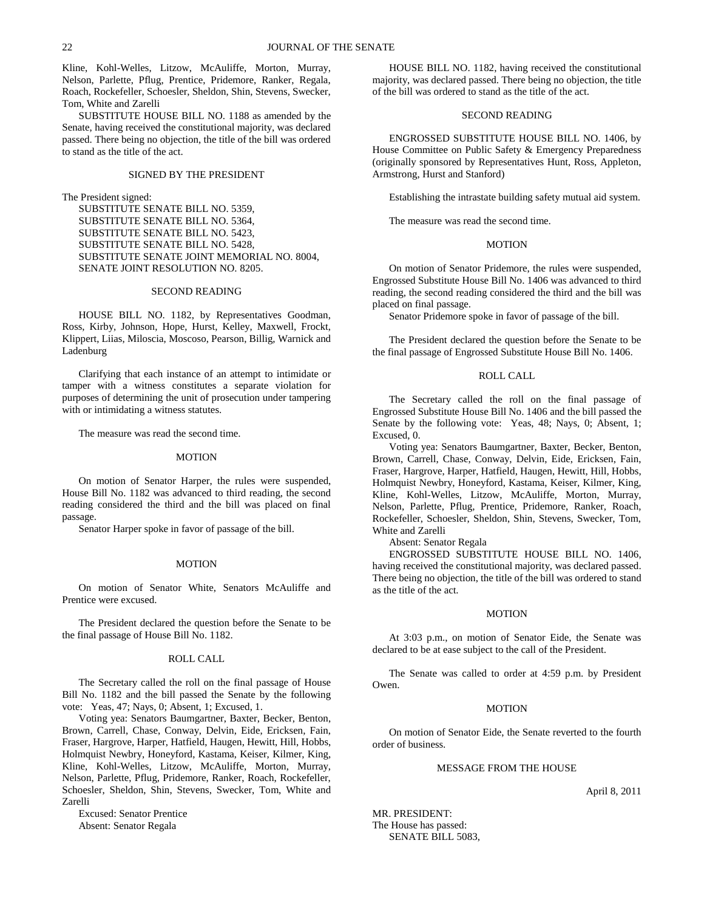Kline, Kohl-Welles, Litzow, McAuliffe, Morton, Murray, Nelson, Parlette, Pflug, Prentice, Pridemore, Ranker, Regala, Roach, Rockefeller, Schoesler, Sheldon, Shin, Stevens, Swecker, Tom, White and Zarelli

SUBSTITUTE HOUSE BILL NO. 1188 as amended by the Senate, having received the constitutional majority, was declared passed. There being no objection, the title of the bill was ordered to stand as the title of the act.

SIGNED BY THE PRESIDENT

The President signed:

SUBSTITUTE SENATE BILL NO. 5359,
SUBSTITUTE SENATE BILL NO. 5364,
SUBSTITUTE SENATE BILL NO. 5423,
SUBSTITUTE SENATE BILL NO. 5428,
SUBSTITUTE SENATE JOINT MEMORIAL NO. 8004,
SENATE JOINT RESOLUTION NO. 8205.

SECOND READING

HOUSE BILL NO. 1182, by Representatives Goodman, Ross, Kirby, Johnson, Hope, Hurst, Kelley, Maxwell, Frockt, Klippert, Liias, Miloscia, Moscoso, Pearson, Billig, Warnick and Ladenburg

Clarifying that each instance of an attempt to intimidate or tamper with a witness constitutes a separate violation for purposes of determining the unit of prosecution under tampering with or intimidating a witness statutes.

The measure was read the second time.

MOTION

On motion of Senator Harper, the rules were suspended, House Bill No. 1182 was advanced to third reading, the second reading considered the third and the bill was placed on final passage.

Senator Harper spoke in favor of passage of the bill.

MOTION

On motion of Senator White, Senators McAuliffe and Prentice were excused.

The President declared the question before the Senate to be the final passage of House Bill No. 1182.

ROLL CALL

The Secretary called the roll on the final passage of House Bill No. 1182 and the bill passed the Senate by the following vote: Yeas, 47; Nays, 0; Absent, 1; Excused, 1.

Voting yea: Senators Baumgartner, Baxter, Becker, Benton, Brown, Carrell, Chase, Conway, Delvin, Eide, Ericksen, Fain, Fraser, Hargrove, Harper, Hatfield, Haugen, Hewitt, Hill, Hobbs, Holmquist Newbry, Honeyford, Kastama, Keiser, Kilmer, King, Kline, Kohl-Welles, Litzow, McAuliffe, Morton, Murray, Nelson, Parlette, Pflug, Pridemore, Ranker, Roach, Rockefeller, Schoesler, Sheldon, Shin, Stevens, Swecker, Tom, White and Zarelli

Excused: Senator Prentice

Absent: Senator Regala

HOUSE BILL NO. 1182, having received the constitutional majority, was declared passed. There being no objection, the title of the bill was ordered to stand as the title of the act.

SECOND READING

ENGROSSED SUBSTITUTE HOUSE BILL NO. 1406, by House Committee on Public Safety & Emergency Preparedness (originally sponsored by Representatives Hunt, Ross, Appleton, Armstrong, Hurst and Stanford)

Establishing the intrastate building safety mutual aid system.

The measure was read the second time.

MOTION

On motion of Senator Pridemore, the rules were suspended, Engrossed Substitute House Bill No. 1406 was advanced to third reading, the second reading considered the third and the bill was placed on final passage.

Senator Pridemore spoke in favor of passage of the bill.

The President declared the question before the Senate to be the final passage of Engrossed Substitute House Bill No. 1406.

ROLL CALL

The Secretary called the roll on the final passage of Engrossed Substitute House Bill No. 1406 and the bill passed the Senate by the following vote: Yeas, 48; Nays, 0; Absent, 1; Excused, 0.

Voting yea: Senators Baumgartner, Baxter, Becker, Benton, Brown, Carrell, Chase, Conway, Delvin, Eide, Ericksen, Fain, Fraser, Hargrove, Harper, Hatfield, Haugen, Hewitt, Hill, Hobbs, Holmquist Newbry, Honeyford, Kastama, Keiser, Kilmer, King, Kline, Kohl-Welles, Litzow, McAuliffe, Morton, Murray, Nelson, Parlette, Pflug, Prentice, Pridemore, Ranker, Roach, Rockefeller, Schoesler, Sheldon, Shin, Stevens, Swecker, Tom, White and Zarelli

Absent: Senator Regala

ENGROSSED SUBSTITUTE HOUSE BILL NO. 1406, having received the constitutional majority, was declared passed. There being no objection, the title of the bill was ordered to stand as the title of the act.

MOTION

At 3:03 p.m., on motion of Senator Eide, the Senate was declared to be at ease subject to the call of the President.

The Senate was called to order at 4:59 p.m. by President Owen.

MOTION

On motion of Senator Eide, the Senate reverted to the fourth order of business.

MESSAGE FROM THE HOUSE

April 8, 2011

MR. PRESIDENT:
The House has passed:

SENATE BILL 5083,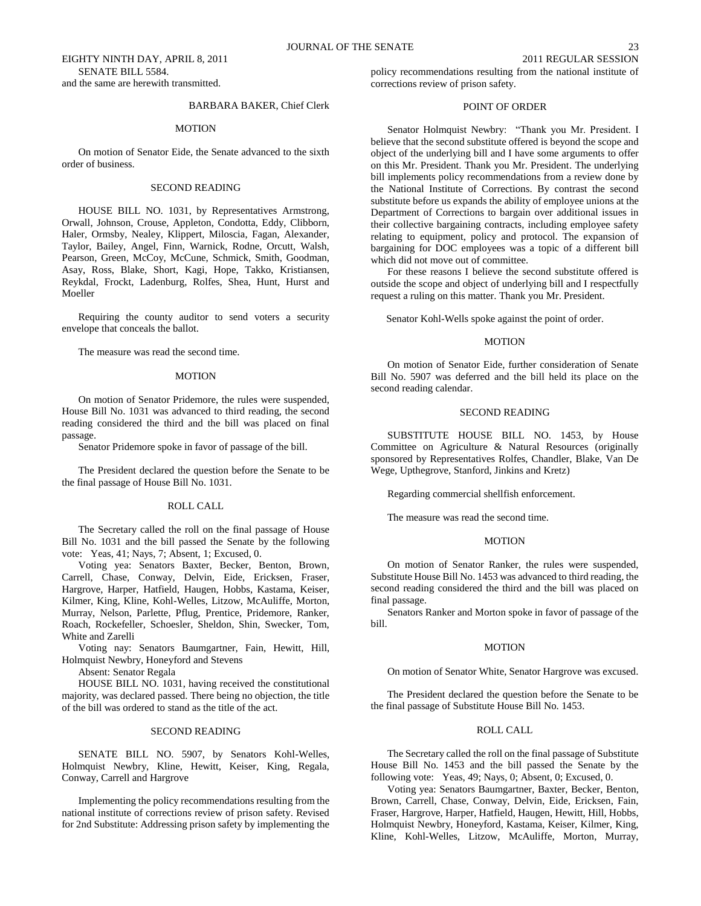SENATE BILL 5584.
and the same are herewith transmitted.

BARBARA BAKER, Chief Clerk

## MOTION

On motion of Senator Eide, the Senate advanced to the sixth order of business.

## SECOND READING

HOUSE BILL NO. 1031, by Representatives Armstrong, Orwall, Johnson, Crouse, Appleton, Condotta, Eddy, Clibborn, Haler, Ormsby, Nealey, Klippert, Miloscia, Fagan, Alexander, Taylor, Bailey, Angel, Finn, Warnick, Rodne, Orcutt, Walsh, Pearson, Green, McCoy, McCune, Schmick, Smith, Goodman, Asay, Ross, Blake, Short, Kagi, Hope, Takko, Kristiansen, Reykdal, Frockt, Ladenburg, Rolfes, Shea, Hunt, Hurst and Moeller

Requiring the county auditor to send voters a security envelope that conceals the ballot.

The measure was read the second time.

## MOTION

On motion of Senator Pridemore, the rules were suspended, House Bill No. 1031 was advanced to third reading, the second reading considered the third and the bill was placed on final passage.

Senator Pridemore spoke in favor of passage of the bill.

The President declared the question before the Senate to be the final passage of House Bill No. 1031.

## ROLL CALL

The Secretary called the roll on the final passage of House Bill No. 1031 and the bill passed the Senate by the following vote: Yeas, 41; Nays, 7; Absent, 1; Excused, 0.

Voting yea: Senators Baxter, Becker, Benton, Brown, Carrell, Chase, Conway, Delvin, Eide, Ericksen, Fraser, Hargrove, Harper, Hatfield, Haugen, Hobbs, Kastama, Keiser, Kilmer, King, Kline, Kohl-Welles, Litzow, McAuliffe, Morton, Murray, Nelson, Parlette, Pflug, Prentice, Pridemore, Ranker, Roach, Rockefeller, Schoesler, Sheldon, Shin, Swecker, Tom, White and Zarelli

Voting nay: Senators Baumgartner, Fain, Hewitt, Hill, Holmquist Newbry, Honeyford and Stevens

Absent: Senator Regala

HOUSE BILL NO. 1031, having received the constitutional majority, was declared passed. There being no objection, the title of the bill was ordered to stand as the title of the act.

## SECOND READING

SENATE BILL NO. 5907, by Senators Kohl-Welles, Holmquist Newbry, Kline, Hewitt, Keiser, King, Regala, Conway, Carrell and Hargrove

Implementing the policy recommendations resulting from the national institute of corrections review of prison safety. Revised for 2nd Substitute: Addressing prison safety by implementing the policy recommendations resulting from the national institute of corrections review of prison safety.

## POINT OF ORDER

Senator Holmquist Newbry: "Thank you Mr. President. I believe that the second substitute offered is beyond the scope and object of the underlying bill and I have some arguments to offer on this Mr. President. Thank you Mr. President. The underlying bill implements policy recommendations from a review done by the National Institute of Corrections. By contrast the second substitute before us expands the ability of employee unions at the Department of Corrections to bargain over additional issues in their collective bargaining contracts, including employee safety relating to equipment, policy and protocol. The expansion of bargaining for DOC employees was a topic of a different bill which did not move out of committee.

For these reasons I believe the second substitute offered is outside the scope and object of underlying bill and I respectfully request a ruling on this matter. Thank you Mr. President.

Senator Kohl-Wells spoke against the point of order.

## MOTION

On motion of Senator Eide, further consideration of Senate Bill No. 5907 was deferred and the bill held its place on the second reading calendar.

## SECOND READING

SUBSTITUTE HOUSE BILL NO. 1453, by House Committee on Agriculture & Natural Resources (originally sponsored by Representatives Rolfes, Chandler, Blake, Van De Wege, Upthegrove, Stanford, Jinkins and Kretz)

Regarding commercial shellfish enforcement.

The measure was read the second time.

## MOTION

On motion of Senator Ranker, the rules were suspended, Substitute House Bill No. 1453 was advanced to third reading, the second reading considered the third and the bill was placed on final passage.

Senators Ranker and Morton spoke in favor of passage of the bill.

## MOTION

On motion of Senator White, Senator Hargrove was excused.

The President declared the question before the Senate to be the final passage of Substitute House Bill No. 1453.

## ROLL CALL

The Secretary called the roll on the final passage of Substitute House Bill No. 1453 and the bill passed the Senate by the following vote: Yeas, 49; Nays, 0; Absent, 0; Excused, 0.

Voting yea: Senators Baumgartner, Baxter, Becker, Benton, Brown, Carrell, Chase, Conway, Delvin, Eide, Ericksen, Fain, Fraser, Hargrove, Harper, Hatfield, Haugen, Hewitt, Hill, Hobbs, Holmquist Newbry, Honeyford, Kastama, Keiser, Kilmer, King, Kline, Kohl-Welles, Litzow, McAuliffe, Morton, Murray,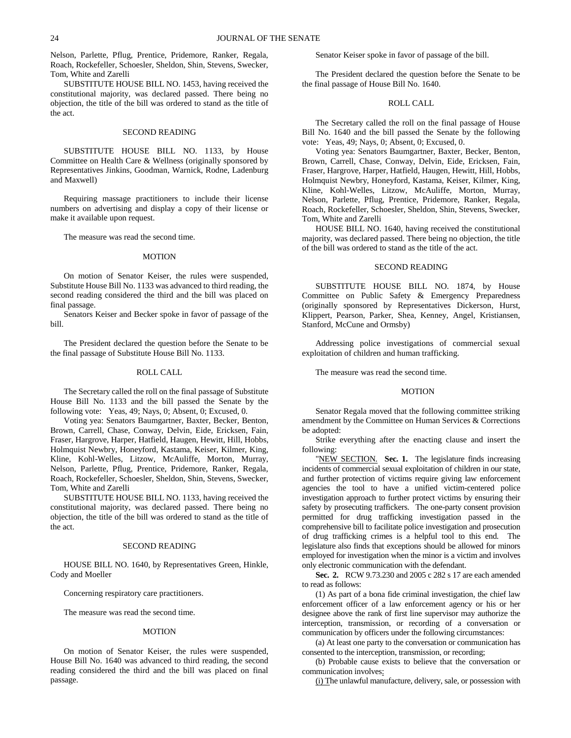Nelson, Parlette, Pflug, Prentice, Pridemore, Ranker, Regala, Roach, Rockefeller, Schoesler, Sheldon, Shin, Stevens, Swecker, Tom, White and Zarelli

SUBSTITUTE HOUSE BILL NO. 1453, having received the constitutional majority, was declared passed. There being no objection, the title of the bill was ordered to stand as the title of the act.

SECOND READING

SUBSTITUTE HOUSE BILL NO. 1133, by House Committee on Health Care & Wellness (originally sponsored by Representatives Jinkins, Goodman, Warnick, Rodne, Ladenburg and Maxwell)

Requiring massage practitioners to include their license numbers on advertising and display a copy of their license or make it available upon request.

The measure was read the second time.

MOTION

On motion of Senator Keiser, the rules were suspended, Substitute House Bill No. 1133 was advanced to third reading, the second reading considered the third and the bill was placed on final passage.

Senators Keiser and Becker spoke in favor of passage of the bill.

The President declared the question before the Senate to be the final passage of Substitute House Bill No. 1133.

ROLL CALL

The Secretary called the roll on the final passage of Substitute House Bill No. 1133 and the bill passed the Senate by the following vote: Yeas, 49; Nays, 0; Absent, 0; Excused, 0.

Voting yea: Senators Baumgartner, Baxter, Becker, Benton, Brown, Carrell, Chase, Conway, Delvin, Eide, Ericksen, Fain, Fraser, Hargrove, Harper, Hatfield, Haugen, Hewitt, Hill, Hobbs, Holmquist Newbry, Honeyford, Kastama, Keiser, Kilmer, King, Kline, Kohl-Welles, Litzow, McAuliffe, Morton, Murray, Nelson, Parlette, Pflug, Prentice, Pridemore, Ranker, Regala, Roach, Rockefeller, Schoesler, Sheldon, Shin, Stevens, Swecker, Tom, White and Zarelli

SUBSTITUTE HOUSE BILL NO. 1133, having received the constitutional majority, was declared passed. There being no objection, the title of the bill was ordered to stand as the title of the act.

SECOND READING

HOUSE BILL NO. 1640, by Representatives Green, Hinkle, Cody and Moeller

Concerning respiratory care practitioners.

The measure was read the second time.

MOTION

On motion of Senator Keiser, the rules were suspended, House Bill No. 1640 was advanced to third reading, the second reading considered the third and the bill was placed on final passage.

Senator Keiser spoke in favor of passage of the bill.

The President declared the question before the Senate to be the final passage of House Bill No. 1640.

ROLL CALL

The Secretary called the roll on the final passage of House Bill No. 1640 and the bill passed the Senate by the following vote: Yeas, 49; Nays, 0; Absent, 0; Excused, 0.

Voting yea: Senators Baumgartner, Baxter, Becker, Benton, Brown, Carrell, Chase, Conway, Delvin, Eide, Ericksen, Fain, Fraser, Hargrove, Harper, Hatfield, Haugen, Hewitt, Hill, Hobbs, Holmquist Newbry, Honeyford, Kastama, Keiser, Kilmer, King, Kline, Kohl-Welles, Litzow, McAuliffe, Morton, Murray, Nelson, Parlette, Pflug, Prentice, Pridemore, Ranker, Regala, Roach, Rockefeller, Schoesler, Sheldon, Shin, Stevens, Swecker, Tom, White and Zarelli

HOUSE BILL NO. 1640, having received the constitutional majority, was declared passed. There being no objection, the title of the bill was ordered to stand as the title of the act.

SECOND READING

SUBSTITUTE HOUSE BILL NO. 1874, by House Committee on Public Safety & Emergency Preparedness (originally sponsored by Representatives Dickerson, Hurst, Klippert, Pearson, Parker, Shea, Kenney, Angel, Kristiansen, Stanford, McCune and Ormsby)

Addressing police investigations of commercial sexual exploitation of children and human trafficking.

The measure was read the second time.

MOTION

Senator Regala moved that the following committee striking amendment by the Committee on Human Services & Corrections be adopted:

Strike everything after the enacting clause and insert the following:

"NEW SECTION. **Sec. 1.** The legislature finds increasing incidents of commercial sexual exploitation of children in our state, and further protection of victims require giving law enforcement agencies the tool to have a unified victim-centered police investigation approach to further protect victims by ensuring their safety by prosecuting traffickers. The one-party consent provision permitted for drug trafficking investigation passed in the comprehensive bill to facilitate police investigation and prosecution of drug trafficking crimes is a helpful tool to this end. The legislature also finds that exceptions should be allowed for minors employed for investigation when the minor is a victim and involves only electronic communication with the defendant.

**Sec. 2.** RCW 9.73.230 and 2005 c 282 s 17 are each amended to read as follows:

(1) As part of a bona fide criminal investigation, the chief law enforcement officer of a law enforcement agency or his or her designee above the rank of first line supervisor may authorize the interception, transmission, or recording of a conversation or communication by officers under the following circumstances:

(a) At least one party to the conversation or communication has consented to the interception, transmission, or recording;

(b) Probable cause exists to believe that the conversation or communication involves:

(i) The unlawful manufacture, delivery, sale, or possession with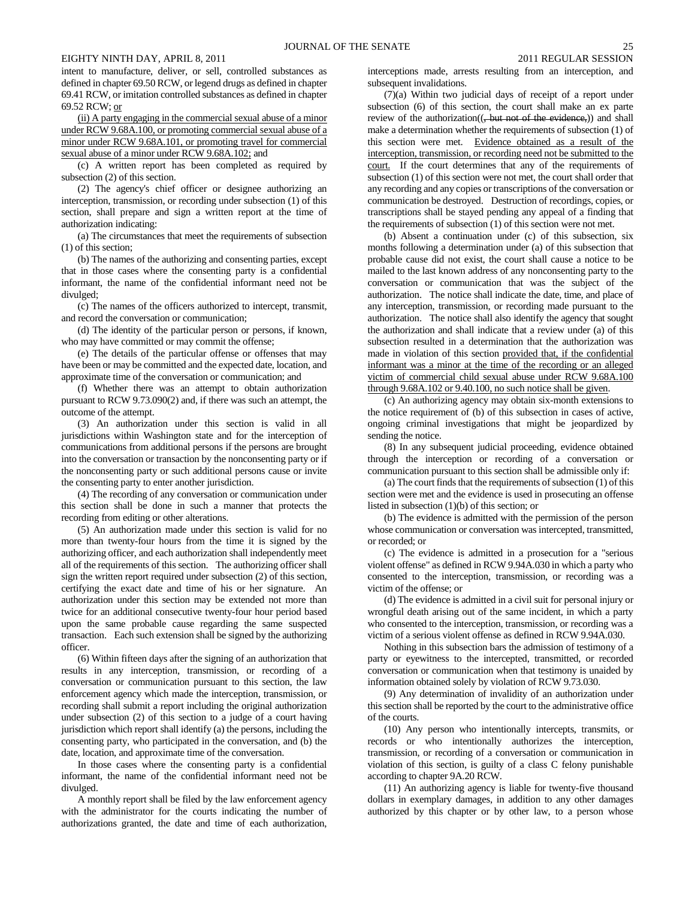intent to manufacture, deliver, or sell, controlled substances as defined in chapter 69.50 RCW, or legend drugs as defined in chapter 69.41 RCW, or imitation controlled substances as defined in chapter 69.52 RCW; or

(ii) A party engaging in the commercial sexual abuse of a minor under RCW 9.68A.100, or promoting commercial sexual abuse of a minor under RCW 9.68A.101, or promoting travel for commercial sexual abuse of a minor under RCW 9.68A.102; and

(c) A written report has been completed as required by subsection (2) of this section.

(2) The agency's chief officer or designee authorizing an interception, transmission, or recording under subsection (1) of this section, shall prepare and sign a written report at the time of authorization indicating:

(a) The circumstances that meet the requirements of subsection (1) of this section;

(b) The names of the authorizing and consenting parties, except that in those cases where the consenting party is a confidential informant, the name of the confidential informant need not be divulged;

(c) The names of the officers authorized to intercept, transmit, and record the conversation or communication;

(d) The identity of the particular person or persons, if known, who may have committed or may commit the offense;

(e) The details of the particular offense or offenses that may have been or may be committed and the expected date, location, and approximate time of the conversation or communication; and

(f) Whether there was an attempt to obtain authorization pursuant to RCW 9.73.090(2) and, if there was such an attempt, the outcome of the attempt.

(3) An authorization under this section is valid in all jurisdictions within Washington state and for the interception of communications from additional persons if the persons are brought into the conversation or transaction by the nonconsenting party or if the nonconsenting party or such additional persons cause or invite the consenting party to enter another jurisdiction.

(4) The recording of any conversation or communication under this section shall be done in such a manner that protects the recording from editing or other alterations.

(5) An authorization made under this section is valid for no more than twenty-four hours from the time it is signed by the authorizing officer, and each authorization shall independently meet all of the requirements of this section. The authorizing officer shall sign the written report required under subsection (2) of this section, certifying the exact date and time of his or her signature. An authorization under this section may be extended not more than twice for an additional consecutive twenty-four hour period based upon the same probable cause regarding the same suspected transaction. Each such extension shall be signed by the authorizing officer.

(6) Within fifteen days after the signing of an authorization that results in any interception, transmission, or recording of a conversation or communication pursuant to this section, the law enforcement agency which made the interception, transmission, or recording shall submit a report including the original authorization under subsection (2) of this section to a judge of a court having jurisdiction which report shall identify (a) the persons, including the consenting party, who participated in the conversation, and (b) the date, location, and approximate time of the conversation.

In those cases where the consenting party is a confidential informant, the name of the confidential informant need not be divulged.

A monthly report shall be filed by the law enforcement agency with the administrator for the courts indicating the number of authorizations granted, the date and time of each authorization, interceptions made, arrests resulting from an interception, and subsequent invalidations.

(7)(a) Within two judicial days of receipt of a report under subsection (6) of this section, the court shall make an ex parte review of the authorization((~~, but not of the evidence,~~)) and shall make a determination whether the requirements of subsection (1) of this section were met. Evidence obtained as a result of the interception, transmission, or recording need not be submitted to the court. If the court determines that any of the requirements of subsection (1) of this section were not met, the court shall order that any recording and any copies or transcriptions of the conversation or communication be destroyed. Destruction of recordings, copies, or transcriptions shall be stayed pending any appeal of a finding that the requirements of subsection (1) of this section were not met.

(b) Absent a continuation under (c) of this subsection, six months following a determination under (a) of this subsection that probable cause did not exist, the court shall cause a notice to be mailed to the last known address of any nonconsenting party to the conversation or communication that was the subject of the authorization. The notice shall indicate the date, time, and place of any interception, transmission, or recording made pursuant to the authorization. The notice shall also identify the agency that sought the authorization and shall indicate that a review under (a) of this subsection resulted in a determination that the authorization was made in violation of this section provided that, if the confidential informant was a minor at the time of the recording or an alleged victim of commercial child sexual abuse under RCW 9.68A.100 through 9.68A.102 or 9.40.100, no such notice shall be given.

(c) An authorizing agency may obtain six-month extensions to the notice requirement of (b) of this subsection in cases of active, ongoing criminal investigations that might be jeopardized by sending the notice.

(8) In any subsequent judicial proceeding, evidence obtained through the interception or recording of a conversation or communication pursuant to this section shall be admissible only if:

(a) The court finds that the requirements of subsection (1) of this section were met and the evidence is used in prosecuting an offense listed in subsection (1)(b) of this section; or

(b) The evidence is admitted with the permission of the person whose communication or conversation was intercepted, transmitted, or recorded; or

(c) The evidence is admitted in a prosecution for a "serious violent offense" as defined in RCW 9.94A.030 in which a party who consented to the interception, transmission, or recording was a victim of the offense; or

(d) The evidence is admitted in a civil suit for personal injury or wrongful death arising out of the same incident, in which a party who consented to the interception, transmission, or recording was a victim of a serious violent offense as defined in RCW 9.94A.030.

Nothing in this subsection bars the admission of testimony of a party or eyewitness to the intercepted, transmitted, or recorded conversation or communication when that testimony is unaided by information obtained solely by violation of RCW 9.73.030.

(9) Any determination of invalidity of an authorization under this section shall be reported by the court to the administrative office of the courts.

(10) Any person who intentionally intercepts, transmits, or records or who intentionally authorizes the interception, transmission, or recording of a conversation or communication in violation of this section, is guilty of a class C felony punishable according to chapter 9A.20 RCW.

(11) An authorizing agency is liable for twenty-five thousand dollars in exemplary damages, in addition to any other damages authorized by this chapter or by other law, to a person whose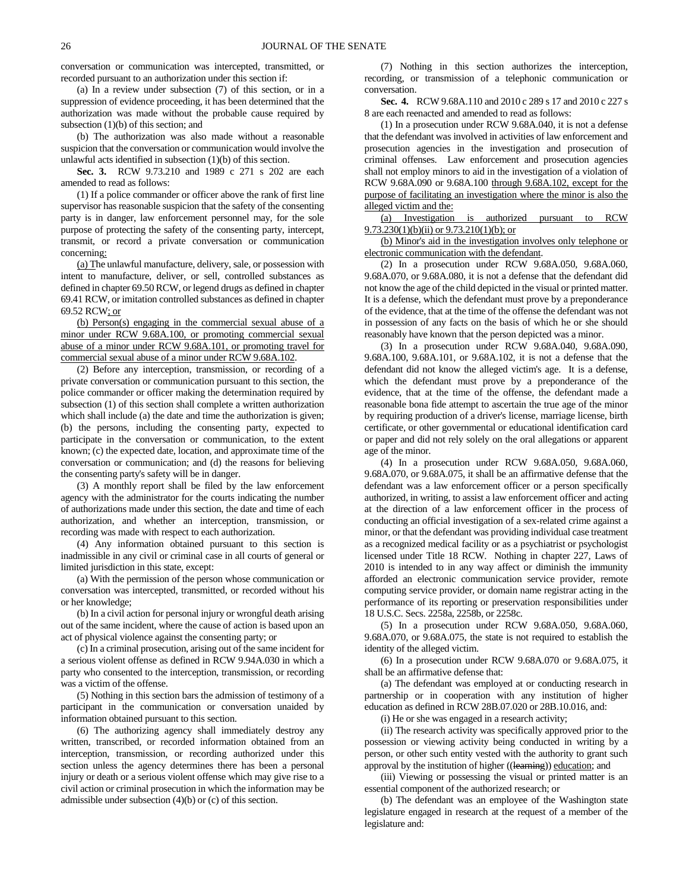conversation or communication was intercepted, transmitted, or recorded pursuant to an authorization under this section if:

(a) In a review under subsection (7) of this section, or in a suppression of evidence proceeding, it has been determined that the authorization was made without the probable cause required by subsection (1)(b) of this section; and

(b) The authorization was also made without a reasonable suspicion that the conversation or communication would involve the unlawful acts identified in subsection (1)(b) of this section.

**Sec. 3.** RCW 9.73.210 and 1989 c 271 s 202 are each amended to read as follows:

(1) If a police commander or officer above the rank of first line supervisor has reasonable suspicion that the safety of the consenting party is in danger, law enforcement personnel may, for the sole purpose of protecting the safety of the consenting party, intercept, transmit, or record a private conversation or communication concerning:

(a) The unlawful manufacture, delivery, sale, or possession with intent to manufacture, deliver, or sell, controlled substances as defined in chapter 69.50 RCW, or legend drugs as defined in chapter 69.41 RCW, or imitation controlled substances as defined in chapter 69.52 RCW; or

(b) Person(s) engaging in the commercial sexual abuse of a minor under RCW 9.68A.100, or promoting commercial sexual abuse of a minor under RCW 9.68A.101, or promoting travel for commercial sexual abuse of a minor under RCW 9.68A.102.

(2) Before any interception, transmission, or recording of a private conversation or communication pursuant to this section, the police commander or officer making the determination required by subsection (1) of this section shall complete a written authorization which shall include (a) the date and time the authorization is given; (b) the persons, including the consenting party, expected to participate in the conversation or communication, to the extent known; (c) the expected date, location, and approximate time of the conversation or communication; and (d) the reasons for believing the consenting party's safety will be in danger.

(3) A monthly report shall be filed by the law enforcement agency with the administrator for the courts indicating the number of authorizations made under this section, the date and time of each authorization, and whether an interception, transmission, or recording was made with respect to each authorization.

(4) Any information obtained pursuant to this section is inadmissible in any civil or criminal case in all courts of general or limited jurisdiction in this state, except:

(a) With the permission of the person whose communication or conversation was intercepted, transmitted, or recorded without his or her knowledge;

(b) In a civil action for personal injury or wrongful death arising out of the same incident, where the cause of action is based upon an act of physical violence against the consenting party; or

(c) In a criminal prosecution, arising out of the same incident for a serious violent offense as defined in RCW 9.94A.030 in which a party who consented to the interception, transmission, or recording was a victim of the offense.

(5) Nothing in this section bars the admission of testimony of a participant in the communication or conversation unaided by information obtained pursuant to this section.

(6) The authorizing agency shall immediately destroy any written, transcribed, or recorded information obtained from an interception, transmission, or recording authorized under this section unless the agency determines there has been a personal injury or death or a serious violent offense which may give rise to a civil action or criminal prosecution in which the information may be admissible under subsection (4)(b) or (c) of this section.

(7) Nothing in this section authorizes the interception, recording, or transmission of a telephonic communication or conversation.

**Sec. 4.** RCW 9.68A.110 and 2010 c 289 s 17 and 2010 c 227 s 8 are each reenacted and amended to read as follows:

(1) In a prosecution under RCW 9.68A.040, it is not a defense that the defendant was involved in activities of law enforcement and prosecution agencies in the investigation and prosecution of criminal offenses. Law enforcement and prosecution agencies shall not employ minors to aid in the investigation of a violation of RCW 9.68A.090 or 9.68A.100 through 9.68A.102, except for the purpose of facilitating an investigation where the minor is also the alleged victim and the:

(a) Investigation is authorized pursuant to RCW 9.73.230(1)(b)(ii) or 9.73.210(1)(b); or

(b) Minor's aid in the investigation involves only telephone or electronic communication with the defendant.

(2) In a prosecution under RCW 9.68A.050, 9.68A.060, 9.68A.070, or 9.68A.080, it is not a defense that the defendant did not know the age of the child depicted in the visual or printed matter. It is a defense, which the defendant must prove by a preponderance of the evidence, that at the time of the offense the defendant was not in possession of any facts on the basis of which he or she should reasonably have known that the person depicted was a minor.

(3) In a prosecution under RCW 9.68A.040, 9.68A.090, 9.68A.100, 9.68A.101, or 9.68A.102, it is not a defense that the defendant did not know the alleged victim's age. It is a defense, which the defendant must prove by a preponderance of the evidence, that at the time of the offense, the defendant made a reasonable bona fide attempt to ascertain the true age of the minor by requiring production of a driver's license, marriage license, birth certificate, or other governmental or educational identification card or paper and did not rely solely on the oral allegations or apparent age of the minor.

(4) In a prosecution under RCW 9.68A.050, 9.68A.060, 9.68A.070, or 9.68A.075, it shall be an affirmative defense that the defendant was a law enforcement officer or a person specifically authorized, in writing, to assist a law enforcement officer and acting at the direction of a law enforcement officer in the process of conducting an official investigation of a sex-related crime against a minor, or that the defendant was providing individual case treatment as a recognized medical facility or as a psychiatrist or psychologist licensed under Title 18 RCW. Nothing in chapter 227, Laws of 2010 is intended to in any way affect or diminish the immunity afforded an electronic communication service provider, remote computing service provider, or domain name registrar acting in the performance of its reporting or preservation responsibilities under 18 U.S.C. Secs. 2258a, 2258b, or 2258c.

(5) In a prosecution under RCW 9.68A.050, 9.68A.060, 9.68A.070, or 9.68A.075, the state is not required to establish the identity of the alleged victim.

(6) In a prosecution under RCW 9.68A.070 or 9.68A.075, it shall be an affirmative defense that:

(a) The defendant was employed at or conducting research in partnership or in cooperation with any institution of higher education as defined in RCW 28B.07.020 or 28B.10.016, and:

(i) He or she was engaged in a research activity;

(ii) The research activity was specifically approved prior to the possession or viewing activity being conducted in writing by a person, or other such entity vested with the authority to grant such approval by the institution of higher ((~~learning~~)) education; and

(iii) Viewing or possessing the visual or printed matter is an essential component of the authorized research; or

(b) The defendant was an employee of the Washington state legislature engaged in research at the request of a member of the legislature and: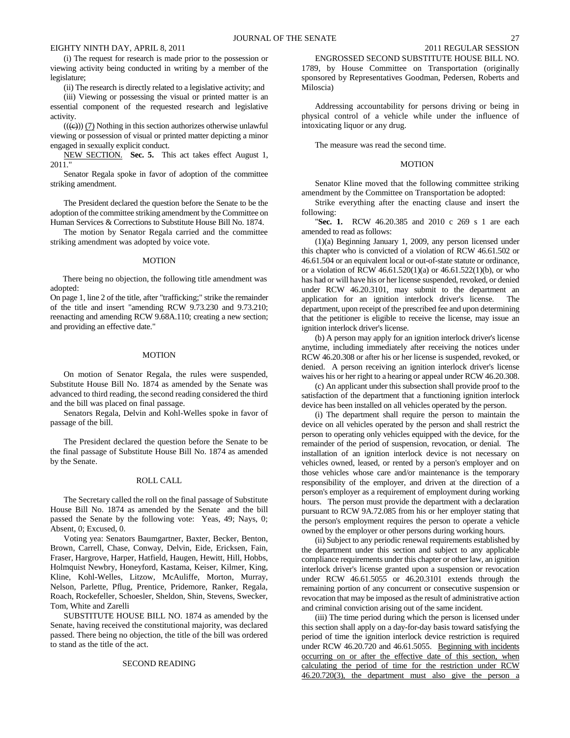(i) The request for research is made prior to the possession or viewing activity being conducted in writing by a member of the legislature;

(ii) The research is directly related to a legislative activity; and

(iii) Viewing or possessing the visual or printed matter is an essential component of the requested research and legislative activity.

~~((c))~~ (7) Nothing in this section authorizes otherwise unlawful viewing or possession of visual or printed matter depicting a minor engaged in sexually explicit conduct.

NEW SECTION. **Sec. 5.** This act takes effect August 1, 2011."

Senator Regala spoke in favor of adoption of the committee striking amendment.

The President declared the question before the Senate to be the adoption of the committee striking amendment by the Committee on Human Services & Corrections to Substitute House Bill No. 1874.

The motion by Senator Regala carried and the committee striking amendment was adopted by voice vote.

## MOTION

There being no objection, the following title amendment was adopted:

On page 1, line 2 of the title, after "trafficking;" strike the remainder of the title and insert "amending RCW 9.73.230 and 9.73.210; reenacting and amending RCW 9.68A.110; creating a new section; and providing an effective date."

## MOTION

On motion of Senator Regala, the rules were suspended, Substitute House Bill No. 1874 as amended by the Senate was advanced to third reading, the second reading considered the third and the bill was placed on final passage.

Senators Regala, Delvin and Kohl-Welles spoke in favor of passage of the bill.

The President declared the question before the Senate to be the final passage of Substitute House Bill No. 1874 as amended by the Senate.

## ROLL CALL

The Secretary called the roll on the final passage of Substitute House Bill No. 1874 as amended by the Senate and the bill passed the Senate by the following vote: Yeas, 49; Nays, 0; Absent, 0; Excused, 0.

Voting yea: Senators Baumgartner, Baxter, Becker, Benton, Brown, Carrell, Chase, Conway, Delvin, Eide, Ericksen, Fain, Fraser, Hargrove, Harper, Hatfield, Haugen, Hewitt, Hill, Hobbs, Holmquist Newbry, Honeyford, Kastama, Keiser, Kilmer, King, Kline, Kohl-Welles, Litzow, McAuliffe, Morton, Murray, Nelson, Parlette, Pflug, Prentice, Pridemore, Ranker, Regala, Roach, Rockefeller, Schoesler, Sheldon, Shin, Stevens, Swecker, Tom, White and Zarelli

SUBSTITUTE HOUSE BILL NO. 1874 as amended by the Senate, having received the constitutional majority, was declared passed. There being no objection, the title of the bill was ordered to stand as the title of the act.

## SECOND READING

ENGROSSED SECOND SUBSTITUTE HOUSE BILL NO. 1789, by House Committee on Transportation (originally sponsored by Representatives Goodman, Pedersen, Roberts and Miloscia)

Addressing accountability for persons driving or being in physical control of a vehicle while under the influence of intoxicating liquor or any drug.

The measure was read the second time.

## MOTION

Senator Kline moved that the following committee striking amendment by the Committee on Transportation be adopted:

Strike everything after the enacting clause and insert the following:

"**Sec. 1.** RCW 46.20.385 and 2010 c 269 s 1 are each amended to read as follows:

(1)(a) Beginning January 1, 2009, any person licensed under this chapter who is convicted of a violation of RCW 46.61.502 or 46.61.504 or an equivalent local or out-of-state statute or ordinance, or a violation of RCW 46.61.520(1)(a) or 46.61.522(1)(b), or who has had or will have his or her license suspended, revoked, or denied under RCW 46.20.3101, may submit to the department an application for an ignition interlock driver's license. The department, upon receipt of the prescribed fee and upon determining that the petitioner is eligible to receive the license, may issue an ignition interlock driver's license.

(b) A person may apply for an ignition interlock driver's license anytime, including immediately after receiving the notices under RCW 46.20.308 or after his or her license is suspended, revoked, or denied. A person receiving an ignition interlock driver's license waives his or her right to a hearing or appeal under RCW 46.20.308.

(c) An applicant under this subsection shall provide proof to the satisfaction of the department that a functioning ignition interlock device has been installed on all vehicles operated by the person.

(i) The department shall require the person to maintain the device on all vehicles operated by the person and shall restrict the person to operating only vehicles equipped with the device, for the remainder of the period of suspension, revocation, or denial. The installation of an ignition interlock device is not necessary on vehicles owned, leased, or rented by a person's employer and on those vehicles whose care and/or maintenance is the temporary responsibility of the employer, and driven at the direction of a person's employer as a requirement of employment during working hours. The person must provide the department with a declaration pursuant to RCW 9A.72.085 from his or her employer stating that the person's employment requires the person to operate a vehicle owned by the employer or other persons during working hours.

(ii) Subject to any periodic renewal requirements established by the department under this section and subject to any applicable compliance requirements under this chapter or other law, an ignition interlock driver's license granted upon a suspension or revocation under RCW 46.61.5055 or 46.20.3101 extends through the remaining portion of any concurrent or consecutive suspension or revocation that may be imposed as the result of administrative action and criminal conviction arising out of the same incident.

(iii) The time period during which the person is licensed under this section shall apply on a day-for-day basis toward satisfying the period of time the ignition interlock device restriction is required under RCW 46.20.720 and 46.61.5055. <u>Beginning with incidents occurring on or after the effective date of this section, when calculating the period of time for the restriction under RCW 46.20.720(3), the department must also give the person a</u>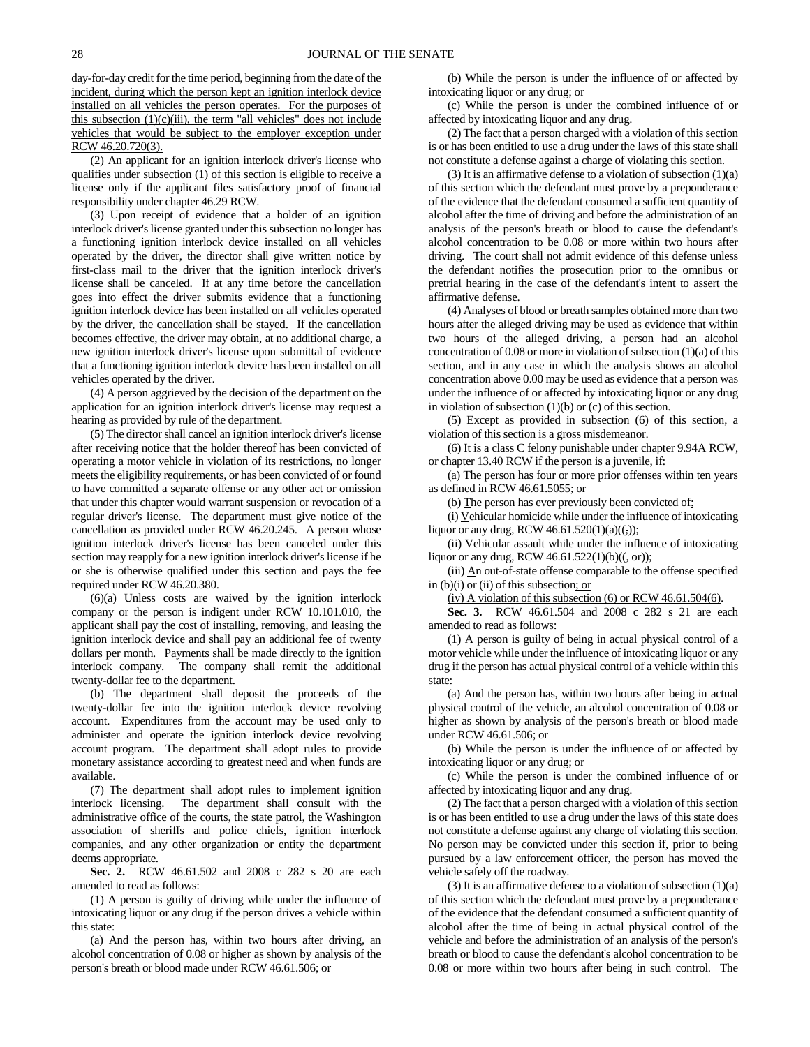day-for-day credit for the time period, beginning from the date of the incident, during which the person kept an ignition interlock device installed on all vehicles the person operates. For the purposes of this subsection (1)(c)(iii), the term "all vehicles" does not include vehicles that would be subject to the employer exception under RCW 46.20.720(3).

(2) An applicant for an ignition interlock driver's license who qualifies under subsection (1) of this section is eligible to receive a license only if the applicant files satisfactory proof of financial responsibility under chapter 46.29 RCW.

(3) Upon receipt of evidence that a holder of an ignition interlock driver's license granted under this subsection no longer has a functioning ignition interlock device installed on all vehicles operated by the driver, the director shall give written notice by first-class mail to the driver that the ignition interlock driver's license shall be canceled. If at any time before the cancellation goes into effect the driver submits evidence that a functioning ignition interlock device has been installed on all vehicles operated by the driver, the cancellation shall be stayed. If the cancellation becomes effective, the driver may obtain, at no additional charge, a new ignition interlock driver's license upon submittal of evidence that a functioning ignition interlock device has been installed on all vehicles operated by the driver.

(4) A person aggrieved by the decision of the department on the application for an ignition interlock driver's license may request a hearing as provided by rule of the department.

(5) The director shall cancel an ignition interlock driver's license after receiving notice that the holder thereof has been convicted of operating a motor vehicle in violation of its restrictions, no longer meets the eligibility requirements, or has been convicted of or found to have committed a separate offense or any other act or omission that under this chapter would warrant suspension or revocation of a regular driver's license. The department must give notice of the cancellation as provided under RCW 46.20.245. A person whose ignition interlock driver's license has been canceled under this section may reapply for a new ignition interlock driver's license if he or she is otherwise qualified under this section and pays the fee required under RCW 46.20.380.

(6)(a) Unless costs are waived by the ignition interlock company or the person is indigent under RCW 10.101.010, the applicant shall pay the cost of installing, removing, and leasing the ignition interlock device and shall pay an additional fee of twenty dollars per month. Payments shall be made directly to the ignition interlock company. The company shall remit the additional twenty-dollar fee to the department.

(b) The department shall deposit the proceeds of the twenty-dollar fee into the ignition interlock device revolving account. Expenditures from the account may be used only to administer and operate the ignition interlock device revolving account program. The department shall adopt rules to provide monetary assistance according to greatest need and when funds are available.

(7) The department shall adopt rules to implement ignition interlock licensing. The department shall consult with the administrative office of the courts, the state patrol, the Washington association of sheriffs and police chiefs, ignition interlock companies, and any other organization or entity the department deems appropriate.

**Sec. 2.** RCW 46.61.502 and 2008 c 282 s 20 are each amended to read as follows:

(1) A person is guilty of driving while under the influence of intoxicating liquor or any drug if the person drives a vehicle within this state:

(a) And the person has, within two hours after driving, an alcohol concentration of 0.08 or higher as shown by analysis of the person's breath or blood made under RCW 46.61.506; or

(b) While the person is under the influence of or affected by intoxicating liquor or any drug; or

(c) While the person is under the combined influence of or affected by intoxicating liquor and any drug.

(2) The fact that a person charged with a violation of this section is or has been entitled to use a drug under the laws of this state shall not constitute a defense against a charge of violating this section.

(3) It is an affirmative defense to a violation of subsection (1)(a) of this section which the defendant must prove by a preponderance of the evidence that the defendant consumed a sufficient quantity of alcohol after the time of driving and before the administration of an analysis of the person's breath or blood to cause the defendant's alcohol concentration to be 0.08 or more within two hours after driving. The court shall not admit evidence of this defense unless the defendant notifies the prosecution prior to the omnibus or pretrial hearing in the case of the defendant's intent to assert the affirmative defense.

(4) Analyses of blood or breath samples obtained more than two hours after the alleged driving may be used as evidence that within two hours of the alleged driving, a person had an alcohol concentration of 0.08 or more in violation of subsection (1)(a) of this section, and in any case in which the analysis shows an alcohol concentration above 0.00 may be used as evidence that a person was under the influence of or affected by intoxicating liquor or any drug in violation of subsection (1)(b) or (c) of this section.

(5) Except as provided in subsection (6) of this section, a violation of this section is a gross misdemeanor.

(6) It is a class C felony punishable under chapter 9.94A RCW, or chapter 13.40 RCW if the person is a juvenile, if:

(a) The person has four or more prior offenses within ten years as defined in RCW 46.61.5055; or

(b) The person has ever previously been convicted of:

(i) Vehicular homicide while under the influence of intoxicating liquor or any drug, RCW 46.61.520(1)(a)((,));

(ii) Vehicular assault while under the influence of intoxicating liquor or any drug, RCW 46.61.522(1)(b)((, or));

(iii) An out-of-state offense comparable to the offense specified in (b)(i) or (ii) of this subsection; or

(iv) A violation of this subsection (6) or RCW 46.61.504(6).

**Sec. 3.** RCW 46.61.504 and 2008 c 282 s 21 are each amended to read as follows:

(1) A person is guilty of being in actual physical control of a motor vehicle while under the influence of intoxicating liquor or any drug if the person has actual physical control of a vehicle within this state:

(a) And the person has, within two hours after being in actual physical control of the vehicle, an alcohol concentration of 0.08 or higher as shown by analysis of the person's breath or blood made under RCW 46.61.506; or

(b) While the person is under the influence of or affected by intoxicating liquor or any drug; or

(c) While the person is under the combined influence of or affected by intoxicating liquor and any drug.

(2) The fact that a person charged with a violation of this section is or has been entitled to use a drug under the laws of this state does not constitute a defense against any charge of violating this section. No person may be convicted under this section if, prior to being pursued by a law enforcement officer, the person has moved the vehicle safely off the roadway.

(3) It is an affirmative defense to a violation of subsection (1)(a) of this section which the defendant must prove by a preponderance of the evidence that the defendant consumed a sufficient quantity of alcohol after the time of being in actual physical control of the vehicle and before the administration of an analysis of the person's breath or blood to cause the defendant's alcohol concentration to be 0.08 or more within two hours after being in such control. The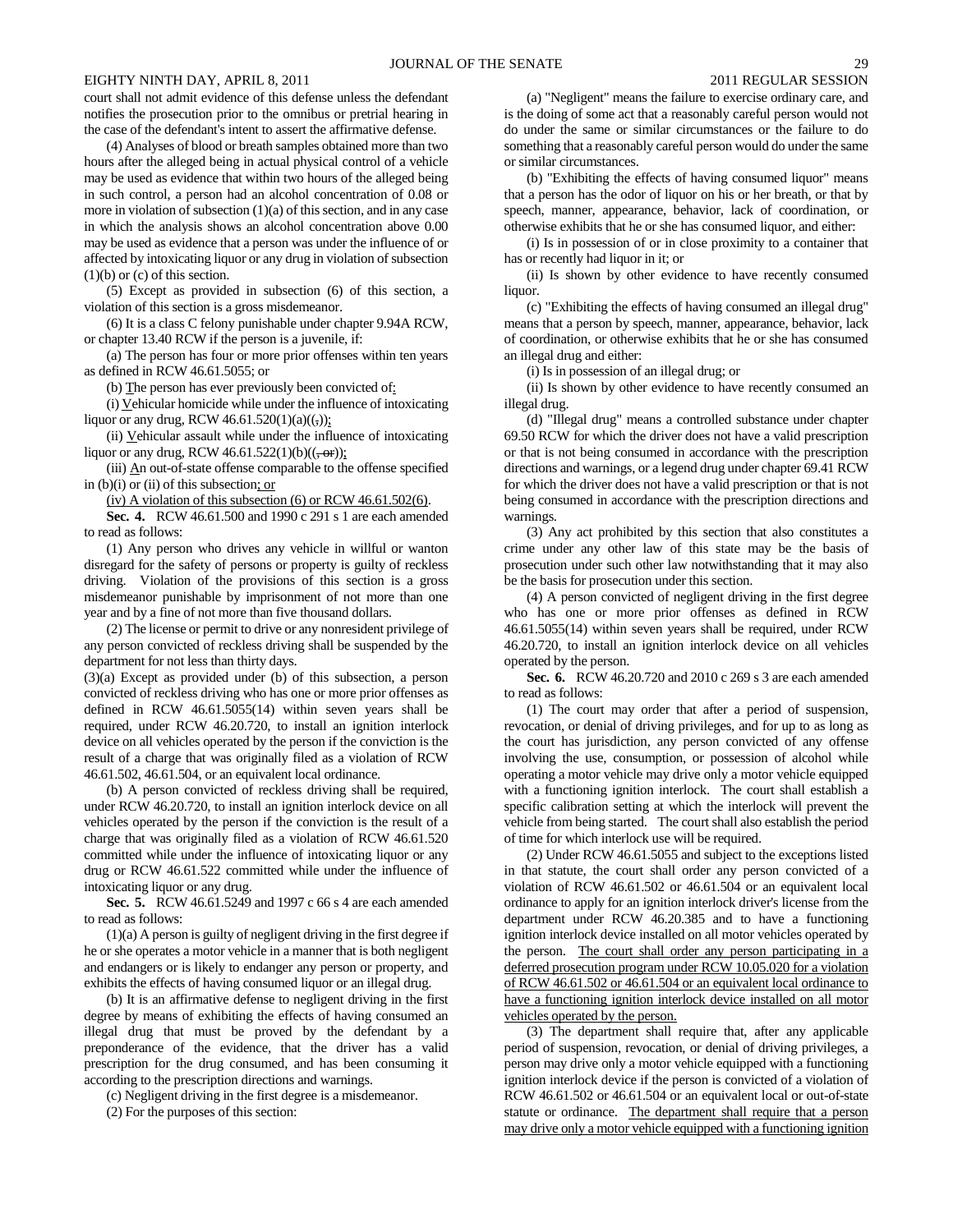court shall not admit evidence of this defense unless the defendant notifies the prosecution prior to the omnibus or pretrial hearing in the case of the defendant's intent to assert the affirmative defense.

(4) Analyses of blood or breath samples obtained more than two hours after the alleged being in actual physical control of a vehicle may be used as evidence that within two hours of the alleged being in such control, a person had an alcohol concentration of 0.08 or more in violation of subsection (1)(a) of this section, and in any case in which the analysis shows an alcohol concentration above 0.00 may be used as evidence that a person was under the influence of or affected by intoxicating liquor or any drug in violation of subsection (1)(b) or (c) of this section.

(5) Except as provided in subsection (6) of this section, a violation of this section is a gross misdemeanor.

(6) It is a class C felony punishable under chapter 9.94A RCW, or chapter 13.40 RCW if the person is a juvenile, if:

(a) The person has four or more prior offenses within ten years as defined in RCW 46.61.5055; or

(b) The person has ever previously been convicted of:

(i) Vehicular homicide while under the influence of intoxicating liquor or any drug, RCW 46.61.520(1)(a)((,));

(ii) Vehicular assault while under the influence of intoxicating liquor or any drug, RCW 46.61.522(1)(b)((, or));

(iii) An out-of-state offense comparable to the offense specified in (b)(i) or (ii) of this subsection; or

(iv) A violation of this subsection (6) or RCW 46.61.502(6).

**Sec. 4.** RCW 46.61.500 and 1990 c 291 s 1 are each amended to read as follows:

(1) Any person who drives any vehicle in willful or wanton disregard for the safety of persons or property is guilty of reckless driving. Violation of the provisions of this section is a gross misdemeanor punishable by imprisonment of not more than one year and by a fine of not more than five thousand dollars.

(2) The license or permit to drive or any nonresident privilege of any person convicted of reckless driving shall be suspended by the department for not less than thirty days.

(3)(a) Except as provided under (b) of this subsection, a person convicted of reckless driving who has one or more prior offenses as defined in RCW 46.61.5055(14) within seven years shall be required, under RCW 46.20.720, to install an ignition interlock device on all vehicles operated by the person if the conviction is the result of a charge that was originally filed as a violation of RCW 46.61.502, 46.61.504, or an equivalent local ordinance.

(b) A person convicted of reckless driving shall be required, under RCW 46.20.720, to install an ignition interlock device on all vehicles operated by the person if the conviction is the result of a charge that was originally filed as a violation of RCW 46.61.520 committed while under the influence of intoxicating liquor or any drug or RCW 46.61.522 committed while under the influence of intoxicating liquor or any drug.

**Sec. 5.** RCW 46.61.5249 and 1997 c 66 s 4 are each amended to read as follows:

(1)(a) A person is guilty of negligent driving in the first degree if he or she operates a motor vehicle in a manner that is both negligent and endangers or is likely to endanger any person or property, and exhibits the effects of having consumed liquor or an illegal drug.

(b) It is an affirmative defense to negligent driving in the first degree by means of exhibiting the effects of having consumed an illegal drug that must be proved by the defendant by a preponderance of the evidence, that the driver has a valid prescription for the drug consumed, and has been consuming it according to the prescription directions and warnings.

(c) Negligent driving in the first degree is a misdemeanor.

(2) For the purposes of this section:

(a) "Negligent" means the failure to exercise ordinary care, and is the doing of some act that a reasonably careful person would not do under the same or similar circumstances or the failure to do something that a reasonably careful person would do under the same or similar circumstances.

(b) "Exhibiting the effects of having consumed liquor" means that a person has the odor of liquor on his or her breath, or that by speech, manner, appearance, behavior, lack of coordination, or otherwise exhibits that he or she has consumed liquor, and either:

(i) Is in possession of or in close proximity to a container that has or recently had liquor in it; or

(ii) Is shown by other evidence to have recently consumed liquor.

(c) "Exhibiting the effects of having consumed an illegal drug" means that a person by speech, manner, appearance, behavior, lack of coordination, or otherwise exhibits that he or she has consumed an illegal drug and either:

(i) Is in possession of an illegal drug; or

(ii) Is shown by other evidence to have recently consumed an illegal drug.

(d) "Illegal drug" means a controlled substance under chapter 69.50 RCW for which the driver does not have a valid prescription or that is not being consumed in accordance with the prescription directions and warnings, or a legend drug under chapter 69.41 RCW for which the driver does not have a valid prescription or that is not being consumed in accordance with the prescription directions and warnings.

(3) Any act prohibited by this section that also constitutes a crime under any other law of this state may be the basis of prosecution under such other law notwithstanding that it may also be the basis for prosecution under this section.

(4) A person convicted of negligent driving in the first degree who has one or more prior offenses as defined in RCW 46.61.5055(14) within seven years shall be required, under RCW 46.20.720, to install an ignition interlock device on all vehicles operated by the person.

**Sec. 6.** RCW 46.20.720 and 2010 c 269 s 3 are each amended to read as follows:

(1) The court may order that after a period of suspension, revocation, or denial of driving privileges, and for up to as long as the court has jurisdiction, any person convicted of any offense involving the use, consumption, or possession of alcohol while operating a motor vehicle may drive only a motor vehicle equipped with a functioning ignition interlock. The court shall establish a specific calibration setting at which the interlock will prevent the vehicle from being started. The court shall also establish the period of time for which interlock use will be required.

(2) Under RCW 46.61.5055 and subject to the exceptions listed in that statute, the court shall order any person convicted of a violation of RCW 46.61.502 or 46.61.504 or an equivalent local ordinance to apply for an ignition interlock driver's license from the department under RCW 46.20.385 and to have a functioning ignition interlock device installed on all motor vehicles operated by the person. The court shall order any person participating in a deferred prosecution program under RCW 10.05.020 for a violation of RCW 46.61.502 or 46.61.504 or an equivalent local ordinance to have a functioning ignition interlock device installed on all motor vehicles operated by the person.

(3) The department shall require that, after any applicable period of suspension, revocation, or denial of driving privileges, a person may drive only a motor vehicle equipped with a functioning ignition interlock device if the person is convicted of a violation of RCW 46.61.502 or 46.61.504 or an equivalent local or out-of-state statute or ordinance. The department shall require that a person may drive only a motor vehicle equipped with a functioning ignition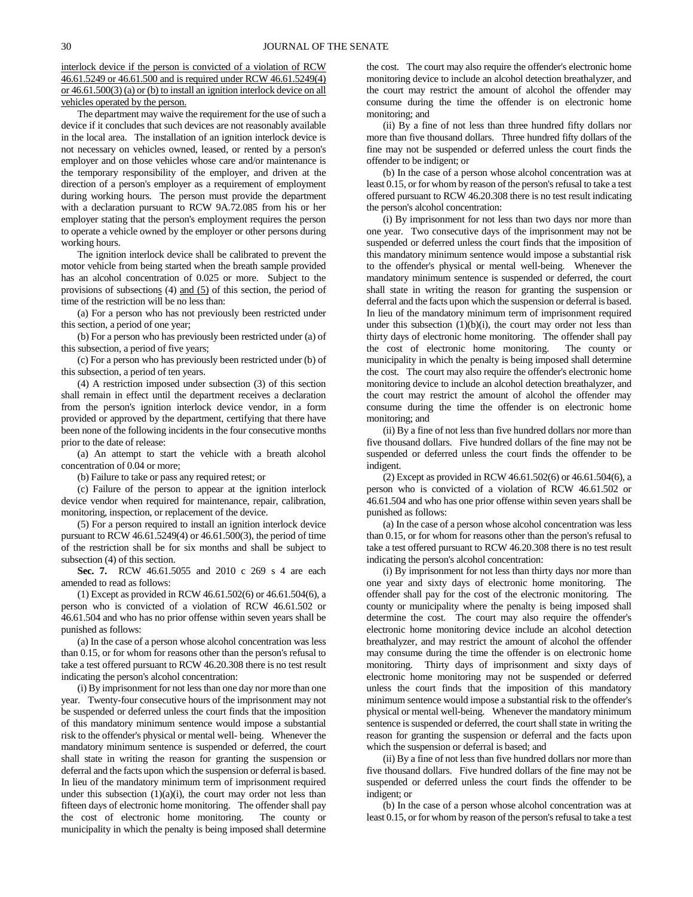interlock device if the person is convicted of a violation of RCW 46.61.5249 or 46.61.500 and is required under RCW 46.61.5249(4) or 46.61.500(3) (a) or (b) to install an ignition interlock device on all vehicles operated by the person.

The department may waive the requirement for the use of such a device if it concludes that such devices are not reasonably available in the local area. The installation of an ignition interlock device is not necessary on vehicles owned, leased, or rented by a person's employer and on those vehicles whose care and/or maintenance is the temporary responsibility of the employer, and driven at the direction of a person's employer as a requirement of employment during working hours. The person must provide the department with a declaration pursuant to RCW 9A.72.085 from his or her employer stating that the person's employment requires the person to operate a vehicle owned by the employer or other persons during working hours.

The ignition interlock device shall be calibrated to prevent the motor vehicle from being started when the breath sample provided has an alcohol concentration of 0.025 or more. Subject to the provisions of subsections (4) and (5) of this section, the period of time of the restriction will be no less than:

(a) For a person who has not previously been restricted under this section, a period of one year;

(b) For a person who has previously been restricted under (a) of this subsection, a period of five years;

(c) For a person who has previously been restricted under (b) of this subsection, a period of ten years.

(4) A restriction imposed under subsection (3) of this section shall remain in effect until the department receives a declaration from the person's ignition interlock device vendor, in a form provided or approved by the department, certifying that there have been none of the following incidents in the four consecutive months prior to the date of release:

(a) An attempt to start the vehicle with a breath alcohol concentration of 0.04 or more;

(b) Failure to take or pass any required retest; or

(c) Failure of the person to appear at the ignition interlock device vendor when required for maintenance, repair, calibration, monitoring, inspection, or replacement of the device.

(5) For a person required to install an ignition interlock device pursuant to RCW 46.61.5249(4) or 46.61.500(3), the period of time of the restriction shall be for six months and shall be subject to subsection (4) of this section.

**Sec. 7.** RCW 46.61.5055 and 2010 c 269 s 4 are each amended to read as follows:

(1) Except as provided in RCW 46.61.502(6) or 46.61.504(6), a person who is convicted of a violation of RCW 46.61.502 or 46.61.504 and who has no prior offense within seven years shall be punished as follows:

(a) In the case of a person whose alcohol concentration was less than 0.15, or for whom for reasons other than the person's refusal to take a test offered pursuant to RCW 46.20.308 there is no test result indicating the person's alcohol concentration:

(i) By imprisonment for not less than one day nor more than one year. Twenty-four consecutive hours of the imprisonment may not be suspended or deferred unless the court finds that the imposition of this mandatory minimum sentence would impose a substantial risk to the offender's physical or mental well- being. Whenever the mandatory minimum sentence is suspended or deferred, the court shall state in writing the reason for granting the suspension or deferral and the facts upon which the suspension or deferral is based. In lieu of the mandatory minimum term of imprisonment required under this subsection (1)(a)(i), the court may order not less than fifteen days of electronic home monitoring. The offender shall pay the cost of electronic home monitoring. The county or municipality in which the penalty is being imposed shall determine the cost. The court may also require the offender's electronic home monitoring device to include an alcohol detection breathalyzer, and the court may restrict the amount of alcohol the offender may consume during the time the offender is on electronic home monitoring; and

(ii) By a fine of not less than three hundred fifty dollars nor more than five thousand dollars. Three hundred fifty dollars of the fine may not be suspended or deferred unless the court finds the offender to be indigent; or

(b) In the case of a person whose alcohol concentration was at least 0.15, or for whom by reason of the person's refusal to take a test offered pursuant to RCW 46.20.308 there is no test result indicating the person's alcohol concentration:

(i) By imprisonment for not less than two days nor more than one year. Two consecutive days of the imprisonment may not be suspended or deferred unless the court finds that the imposition of this mandatory minimum sentence would impose a substantial risk to the offender's physical or mental well-being. Whenever the mandatory minimum sentence is suspended or deferred, the court shall state in writing the reason for granting the suspension or deferral and the facts upon which the suspension or deferral is based. In lieu of the mandatory minimum term of imprisonment required under this subsection (1)(b)(i), the court may order not less than thirty days of electronic home monitoring. The offender shall pay the cost of electronic home monitoring. The county or municipality in which the penalty is being imposed shall determine the cost. The court may also require the offender's electronic home monitoring device to include an alcohol detection breathalyzer, and the court may restrict the amount of alcohol the offender may consume during the time the offender is on electronic home monitoring; and

(ii) By a fine of not less than five hundred dollars nor more than five thousand dollars. Five hundred dollars of the fine may not be suspended or deferred unless the court finds the offender to be indigent.

(2) Except as provided in RCW 46.61.502(6) or 46.61.504(6), a person who is convicted of a violation of RCW 46.61.502 or 46.61.504 and who has one prior offense within seven years shall be punished as follows:

(a) In the case of a person whose alcohol concentration was less than 0.15, or for whom for reasons other than the person's refusal to take a test offered pursuant to RCW 46.20.308 there is no test result indicating the person's alcohol concentration:

(i) By imprisonment for not less than thirty days nor more than one year and sixty days of electronic home monitoring. The offender shall pay for the cost of the electronic monitoring. The county or municipality where the penalty is being imposed shall determine the cost. The court may also require the offender's electronic home monitoring device include an alcohol detection breathalyzer, and may restrict the amount of alcohol the offender may consume during the time the offender is on electronic home monitoring. Thirty days of imprisonment and sixty days of electronic home monitoring may not be suspended or deferred unless the court finds that the imposition of this mandatory minimum sentence would impose a substantial risk to the offender's physical or mental well-being. Whenever the mandatory minimum sentence is suspended or deferred, the court shall state in writing the reason for granting the suspension or deferral and the facts upon which the suspension or deferral is based; and

(ii) By a fine of not less than five hundred dollars nor more than five thousand dollars. Five hundred dollars of the fine may not be suspended or deferred unless the court finds the offender to be indigent; or

(b) In the case of a person whose alcohol concentration was at least 0.15, or for whom by reason of the person's refusal to take a test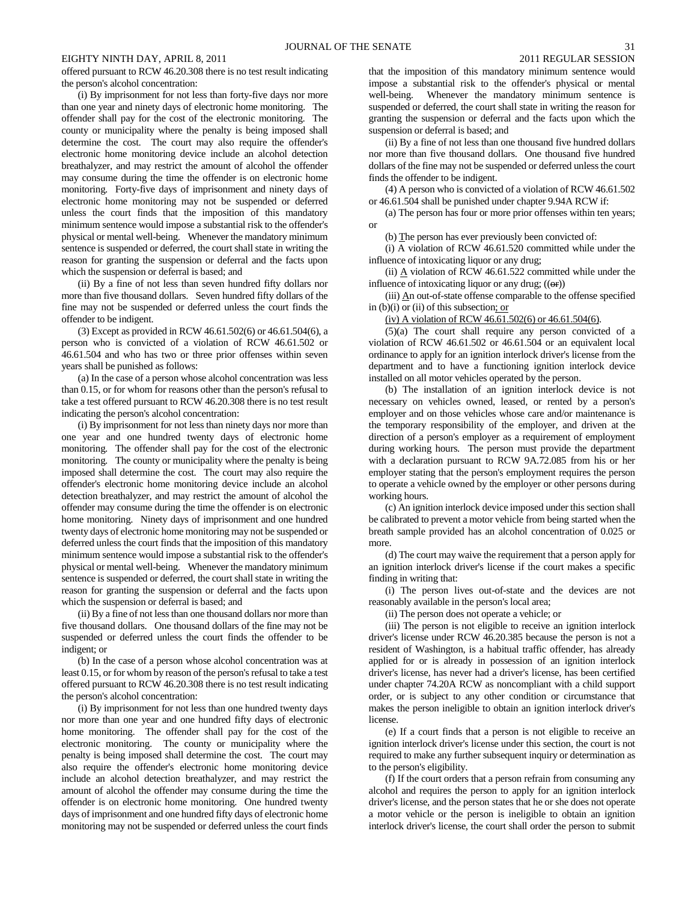offered pursuant to RCW 46.20.308 there is no test result indicating the person's alcohol concentration:

(i) By imprisonment for not less than forty-five days nor more than one year and ninety days of electronic home monitoring. The offender shall pay for the cost of the electronic monitoring. The county or municipality where the penalty is being imposed shall determine the cost. The court may also require the offender's electronic home monitoring device include an alcohol detection breathalyzer, and may restrict the amount of alcohol the offender may consume during the time the offender is on electronic home monitoring. Forty-five days of imprisonment and ninety days of electronic home monitoring may not be suspended or deferred unless the court finds that the imposition of this mandatory minimum sentence would impose a substantial risk to the offender's physical or mental well-being. Whenever the mandatory minimum sentence is suspended or deferred, the court shall state in writing the reason for granting the suspension or deferral and the facts upon which the suspension or deferral is based; and

(ii) By a fine of not less than seven hundred fifty dollars nor more than five thousand dollars. Seven hundred fifty dollars of the fine may not be suspended or deferred unless the court finds the offender to be indigent.

(3) Except as provided in RCW 46.61.502(6) or 46.61.504(6), a person who is convicted of a violation of RCW 46.61.502 or 46.61.504 and who has two or three prior offenses within seven years shall be punished as follows:

(a) In the case of a person whose alcohol concentration was less than 0.15, or for whom for reasons other than the person's refusal to take a test offered pursuant to RCW 46.20.308 there is no test result indicating the person's alcohol concentration:

(i) By imprisonment for not less than ninety days nor more than one year and one hundred twenty days of electronic home monitoring. The offender shall pay for the cost of the electronic monitoring. The county or municipality where the penalty is being imposed shall determine the cost. The court may also require the offender's electronic home monitoring device include an alcohol detection breathalyzer, and may restrict the amount of alcohol the offender may consume during the time the offender is on electronic home monitoring. Ninety days of imprisonment and one hundred twenty days of electronic home monitoring may not be suspended or deferred unless the court finds that the imposition of this mandatory minimum sentence would impose a substantial risk to the offender's physical or mental well-being. Whenever the mandatory minimum sentence is suspended or deferred, the court shall state in writing the reason for granting the suspension or deferral and the facts upon which the suspension or deferral is based; and

(ii) By a fine of not less than one thousand dollars nor more than five thousand dollars. One thousand dollars of the fine may not be suspended or deferred unless the court finds the offender to be indigent; or

(b) In the case of a person whose alcohol concentration was at least 0.15, or for whom by reason of the person's refusal to take a test offered pursuant to RCW 46.20.308 there is no test result indicating the person's alcohol concentration:

(i) By imprisonment for not less than one hundred twenty days nor more than one year and one hundred fifty days of electronic home monitoring. The offender shall pay for the cost of the electronic monitoring. The county or municipality where the penalty is being imposed shall determine the cost. The court may also require the offender's electronic home monitoring device include an alcohol detection breathalyzer, and may restrict the amount of alcohol the offender may consume during the time the offender is on electronic home monitoring. One hundred twenty days of imprisonment and one hundred fifty days of electronic home monitoring may not be suspended or deferred unless the court finds that the imposition of this mandatory minimum sentence would impose a substantial risk to the offender's physical or mental well-being. Whenever the mandatory minimum sentence is suspended or deferred, the court shall state in writing the reason for granting the suspension or deferral and the facts upon which the suspension or deferral is based; and

(ii) By a fine of not less than one thousand five hundred dollars nor more than five thousand dollars. One thousand five hundred dollars of the fine may not be suspended or deferred unless the court finds the offender to be indigent.

(4) A person who is convicted of a violation of RCW 46.61.502 or 46.61.504 shall be punished under chapter 9.94A RCW if:

(a) The person has four or more prior offenses within ten years; or

(b) The person has ever previously been convicted of:

(i) A violation of RCW 46.61.520 committed while under the influence of intoxicating liquor or any drug;

(ii) A violation of RCW 46.61.522 committed while under the influence of intoxicating liquor or any drug; ((~~or~~))

(iii) An out-of-state offense comparable to the offense specified in (b)(i) or (ii) of this subsection; or

(iv) A violation of RCW 46.61.502(6) or 46.61.504(6).

(5)(a) The court shall require any person convicted of a violation of RCW 46.61.502 or 46.61.504 or an equivalent local ordinance to apply for an ignition interlock driver's license from the department and to have a functioning ignition interlock device installed on all motor vehicles operated by the person.

(b) The installation of an ignition interlock device is not necessary on vehicles owned, leased, or rented by a person's employer and on those vehicles whose care and/or maintenance is the temporary responsibility of the employer, and driven at the direction of a person's employer as a requirement of employment during working hours. The person must provide the department with a declaration pursuant to RCW 9A.72.085 from his or her employer stating that the person's employment requires the person to operate a vehicle owned by the employer or other persons during working hours.

(c) An ignition interlock device imposed under this section shall be calibrated to prevent a motor vehicle from being started when the breath sample provided has an alcohol concentration of 0.025 or more.

(d) The court may waive the requirement that a person apply for an ignition interlock driver's license if the court makes a specific finding in writing that:

(i) The person lives out-of-state and the devices are not reasonably available in the person's local area;

(ii) The person does not operate a vehicle; or

(iii) The person is not eligible to receive an ignition interlock driver's license under RCW 46.20.385 because the person is not a resident of Washington, is a habitual traffic offender, has already applied for or is already in possession of an ignition interlock driver's license, has never had a driver's license, has been certified under chapter 74.20A RCW as noncompliant with a child support order, or is subject to any other condition or circumstance that makes the person ineligible to obtain an ignition interlock driver's license.

(e) If a court finds that a person is not eligible to receive an ignition interlock driver's license under this section, the court is not required to make any further subsequent inquiry or determination as to the person's eligibility.

(f) If the court orders that a person refrain from consuming any alcohol and requires the person to apply for an ignition interlock driver's license, and the person states that he or she does not operate a motor vehicle or the person is ineligible to obtain an ignition interlock driver's license, the court shall order the person to submit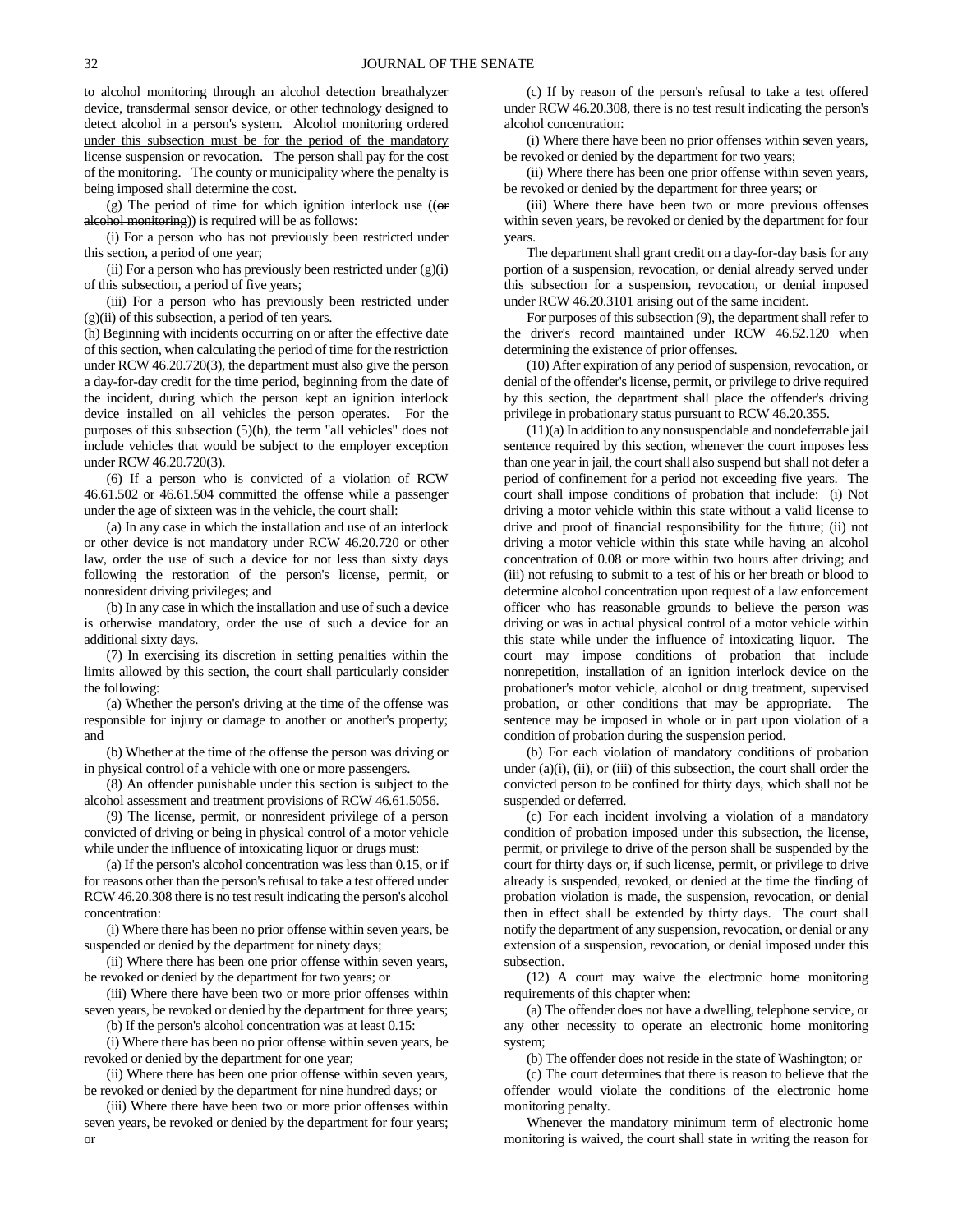to alcohol monitoring through an alcohol detection breathalyzer device, transdermal sensor device, or other technology designed to detect alcohol in a person's system. Alcohol monitoring ordered under this subsection must be for the period of the mandatory license suspension or revocation. The person shall pay for the cost of the monitoring. The county or municipality where the penalty is being imposed shall determine the cost.

(g) The period of time for which ignition interlock use ((~~or alcohol monitoring~~)) is required will be as follows:

(i) For a person who has not previously been restricted under this section, a period of one year;

(ii) For a person who has previously been restricted under (g)(i) of this subsection, a period of five years;

(iii) For a person who has previously been restricted under (g)(ii) of this subsection, a period of ten years.

(h) Beginning with incidents occurring on or after the effective date of this section, when calculating the period of time for the restriction under RCW 46.20.720(3), the department must also give the person a day-for-day credit for the time period, beginning from the date of the incident, during which the person kept an ignition interlock device installed on all vehicles the person operates. For the purposes of this subsection (5)(h), the term "all vehicles" does not include vehicles that would be subject to the employer exception under RCW 46.20.720(3).

(6) If a person who is convicted of a violation of RCW 46.61.502 or 46.61.504 committed the offense while a passenger under the age of sixteen was in the vehicle, the court shall:

(a) In any case in which the installation and use of an interlock or other device is not mandatory under RCW 46.20.720 or other law, order the use of such a device for not less than sixty days following the restoration of the person's license, permit, or nonresident driving privileges; and

(b) In any case in which the installation and use of such a device is otherwise mandatory, order the use of such a device for an additional sixty days.

(7) In exercising its discretion in setting penalties within the limits allowed by this section, the court shall particularly consider the following:

(a) Whether the person's driving at the time of the offense was responsible for injury or damage to another or another's property; and

(b) Whether at the time of the offense the person was driving or in physical control of a vehicle with one or more passengers.

(8) An offender punishable under this section is subject to the alcohol assessment and treatment provisions of RCW 46.61.5056.

(9) The license, permit, or nonresident privilege of a person convicted of driving or being in physical control of a motor vehicle while under the influence of intoxicating liquor or drugs must:

(a) If the person's alcohol concentration was less than 0.15, or if for reasons other than the person's refusal to take a test offered under RCW 46.20.308 there is no test result indicating the person's alcohol concentration:

(i) Where there has been no prior offense within seven years, be suspended or denied by the department for ninety days;

(ii) Where there has been one prior offense within seven years, be revoked or denied by the department for two years; or

(iii) Where there have been two or more prior offenses within seven years, be revoked or denied by the department for three years;

(b) If the person's alcohol concentration was at least 0.15:

(i) Where there has been no prior offense within seven years, be revoked or denied by the department for one year;

(ii) Where there has been one prior offense within seven years, be revoked or denied by the department for nine hundred days; or

(iii) Where there have been two or more prior offenses within seven years, be revoked or denied by the department for four years; or

(c) If by reason of the person's refusal to take a test offered under RCW 46.20.308, there is no test result indicating the person's alcohol concentration:

(i) Where there have been no prior offenses within seven years, be revoked or denied by the department for two years;

(ii) Where there has been one prior offense within seven years, be revoked or denied by the department for three years; or

(iii) Where there have been two or more previous offenses within seven years, be revoked or denied by the department for four years.

The department shall grant credit on a day-for-day basis for any portion of a suspension, revocation, or denial already served under this subsection for a suspension, revocation, or denial imposed under RCW 46.20.3101 arising out of the same incident.

For purposes of this subsection (9), the department shall refer to the driver's record maintained under RCW 46.52.120 when determining the existence of prior offenses.

(10) After expiration of any period of suspension, revocation, or denial of the offender's license, permit, or privilege to drive required by this section, the department shall place the offender's driving privilege in probationary status pursuant to RCW 46.20.355.

(11)(a) In addition to any nonsuspendable and nondeferrable jail sentence required by this section, whenever the court imposes less than one year in jail, the court shall also suspend but shall not defer a period of confinement for a period not exceeding five years. The court shall impose conditions of probation that include: (i) Not driving a motor vehicle within this state without a valid license to drive and proof of financial responsibility for the future; (ii) not driving a motor vehicle within this state while having an alcohol concentration of 0.08 or more within two hours after driving; and (iii) not refusing to submit to a test of his or her breath or blood to determine alcohol concentration upon request of a law enforcement officer who has reasonable grounds to believe the person was driving or was in actual physical control of a motor vehicle within this state while under the influence of intoxicating liquor. The court may impose conditions of probation that include nonrepetition, installation of an ignition interlock device on the probationer's motor vehicle, alcohol or drug treatment, supervised probation, or other conditions that may be appropriate. The sentence may be imposed in whole or in part upon violation of a condition of probation during the suspension period.

(b) For each violation of mandatory conditions of probation under (a)(i), (ii), or (iii) of this subsection, the court shall order the convicted person to be confined for thirty days, which shall not be suspended or deferred.

(c) For each incident involving a violation of a mandatory condition of probation imposed under this subsection, the license, permit, or privilege to drive of the person shall be suspended by the court for thirty days or, if such license, permit, or privilege to drive already is suspended, revoked, or denied at the time the finding of probation violation is made, the suspension, revocation, or denial then in effect shall be extended by thirty days. The court shall notify the department of any suspension, revocation, or denial or any extension of a suspension, revocation, or denial imposed under this subsection.

(12) A court may waive the electronic home monitoring requirements of this chapter when:

(a) The offender does not have a dwelling, telephone service, or any other necessity to operate an electronic home monitoring system;

(b) The offender does not reside in the state of Washington; or

(c) The court determines that there is reason to believe that the offender would violate the conditions of the electronic home monitoring penalty.

Whenever the mandatory minimum term of electronic home monitoring is waived, the court shall state in writing the reason for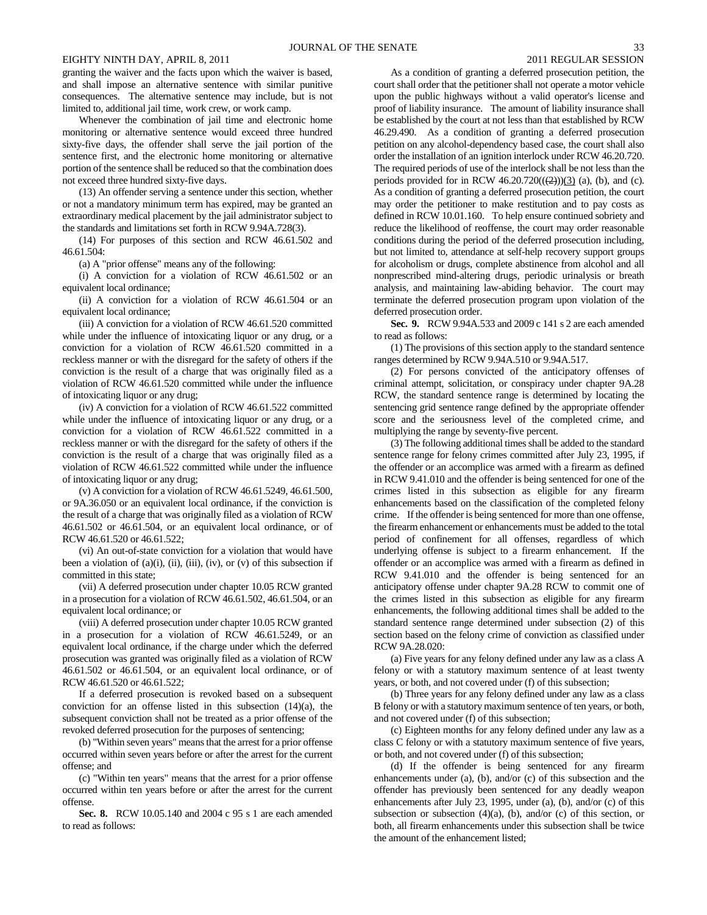granting the waiver and the facts upon which the waiver is based, and shall impose an alternative sentence with similar punitive consequences. The alternative sentence may include, but is not limited to, additional jail time, work crew, or work camp.

Whenever the combination of jail time and electronic home monitoring or alternative sentence would exceed three hundred sixty-five days, the offender shall serve the jail portion of the sentence first, and the electronic home monitoring or alternative portion of the sentence shall be reduced so that the combination does not exceed three hundred sixty-five days.

(13) An offender serving a sentence under this section, whether or not a mandatory minimum term has expired, may be granted an extraordinary medical placement by the jail administrator subject to the standards and limitations set forth in RCW 9.94A.728(3).

(14) For purposes of this section and RCW 46.61.502 and 46.61.504:

(a) A "prior offense" means any of the following:

(i) A conviction for a violation of RCW 46.61.502 or an equivalent local ordinance;

(ii) A conviction for a violation of RCW 46.61.504 or an equivalent local ordinance;

(iii) A conviction for a violation of RCW 46.61.520 committed while under the influence of intoxicating liquor or any drug, or a conviction for a violation of RCW 46.61.520 committed in a reckless manner or with the disregard for the safety of others if the conviction is the result of a charge that was originally filed as a violation of RCW 46.61.520 committed while under the influence of intoxicating liquor or any drug;

(iv) A conviction for a violation of RCW 46.61.522 committed while under the influence of intoxicating liquor or any drug, or a conviction for a violation of RCW 46.61.522 committed in a reckless manner or with the disregard for the safety of others if the conviction is the result of a charge that was originally filed as a violation of RCW 46.61.522 committed while under the influence of intoxicating liquor or any drug;

(v) A conviction for a violation of RCW 46.61.5249, 46.61.500, or 9A.36.050 or an equivalent local ordinance, if the conviction is the result of a charge that was originally filed as a violation of RCW 46.61.502 or 46.61.504, or an equivalent local ordinance, or of RCW 46.61.520 or 46.61.522;

(vi) An out-of-state conviction for a violation that would have been a violation of (a)(i), (ii), (iii), (iv), or (v) of this subsection if committed in this state;

(vii) A deferred prosecution under chapter 10.05 RCW granted in a prosecution for a violation of RCW 46.61.502, 46.61.504, or an equivalent local ordinance; or

(viii) A deferred prosecution under chapter 10.05 RCW granted in a prosecution for a violation of RCW 46.61.5249, or an equivalent local ordinance, if the charge under which the deferred prosecution was granted was originally filed as a violation of RCW 46.61.502 or 46.61.504, or an equivalent local ordinance, or of RCW 46.61.520 or 46.61.522;

If a deferred prosecution is revoked based on a subsequent conviction for an offense listed in this subsection (14)(a), the subsequent conviction shall not be treated as a prior offense of the revoked deferred prosecution for the purposes of sentencing;

(b) "Within seven years" means that the arrest for a prior offense occurred within seven years before or after the arrest for the current offense; and

(c) "Within ten years" means that the arrest for a prior offense occurred within ten years before or after the arrest for the current offense.

**Sec. 8.** RCW 10.05.140 and 2004 c 95 s 1 are each amended to read as follows:

As a condition of granting a deferred prosecution petition, the court shall order that the petitioner shall not operate a motor vehicle upon the public highways without a valid operator's license and proof of liability insurance. The amount of liability insurance shall be established by the court at not less than that established by RCW 46.29.490. As a condition of granting a deferred prosecution petition on any alcohol-dependency based case, the court shall also order the installation of an ignition interlock under RCW 46.20.720. The required periods of use of the interlock shall be not less than the periods provided for in RCW 46.20.720(((2)))<u>(3)</u> (a), (b), and (c). As a condition of granting a deferred prosecution petition, the court may order the petitioner to make restitution and to pay costs as defined in RCW 10.01.160. To help ensure continued sobriety and reduce the likelihood of reoffense, the court may order reasonable conditions during the period of the deferred prosecution including, but not limited to, attendance at self-help recovery support groups for alcoholism or drugs, complete abstinence from alcohol and all nonprescribed mind-altering drugs, periodic urinalysis or breath analysis, and maintaining law-abiding behavior. The court may terminate the deferred prosecution program upon violation of the deferred prosecution order.

**Sec. 9.** RCW 9.94A.533 and 2009 c 141 s 2 are each amended to read as follows:

(1) The provisions of this section apply to the standard sentence ranges determined by RCW 9.94A.510 or 9.94A.517.

(2) For persons convicted of the anticipatory offenses of criminal attempt, solicitation, or conspiracy under chapter 9A.28 RCW, the standard sentence range is determined by locating the sentencing grid sentence range defined by the appropriate offender score and the seriousness level of the completed crime, and multiplying the range by seventy-five percent.

(3) The following additional times shall be added to the standard sentence range for felony crimes committed after July 23, 1995, if the offender or an accomplice was armed with a firearm as defined in RCW 9.41.010 and the offender is being sentenced for one of the crimes listed in this subsection as eligible for any firearm enhancements based on the classification of the completed felony crime. If the offender is being sentenced for more than one offense, the firearm enhancement or enhancements must be added to the total period of confinement for all offenses, regardless of which underlying offense is subject to a firearm enhancement. If the offender or an accomplice was armed with a firearm as defined in RCW 9.41.010 and the offender is being sentenced for an anticipatory offense under chapter 9A.28 RCW to commit one of the crimes listed in this subsection as eligible for any firearm enhancements, the following additional times shall be added to the standard sentence range determined under subsection (2) of this section based on the felony crime of conviction as classified under RCW 9A.28.020:

(a) Five years for any felony defined under any law as a class A felony or with a statutory maximum sentence of at least twenty years, or both, and not covered under (f) of this subsection;

(b) Three years for any felony defined under any law as a class B felony or with a statutory maximum sentence of ten years, or both, and not covered under (f) of this subsection;

(c) Eighteen months for any felony defined under any law as a class C felony or with a statutory maximum sentence of five years, or both, and not covered under (f) of this subsection;

(d) If the offender is being sentenced for any firearm enhancements under (a), (b), and/or (c) of this subsection and the offender has previously been sentenced for any deadly weapon enhancements after July 23, 1995, under (a), (b), and/or (c) of this subsection or subsection (4)(a), (b), and/or (c) of this section, or both, all firearm enhancements under this subsection shall be twice the amount of the enhancement listed;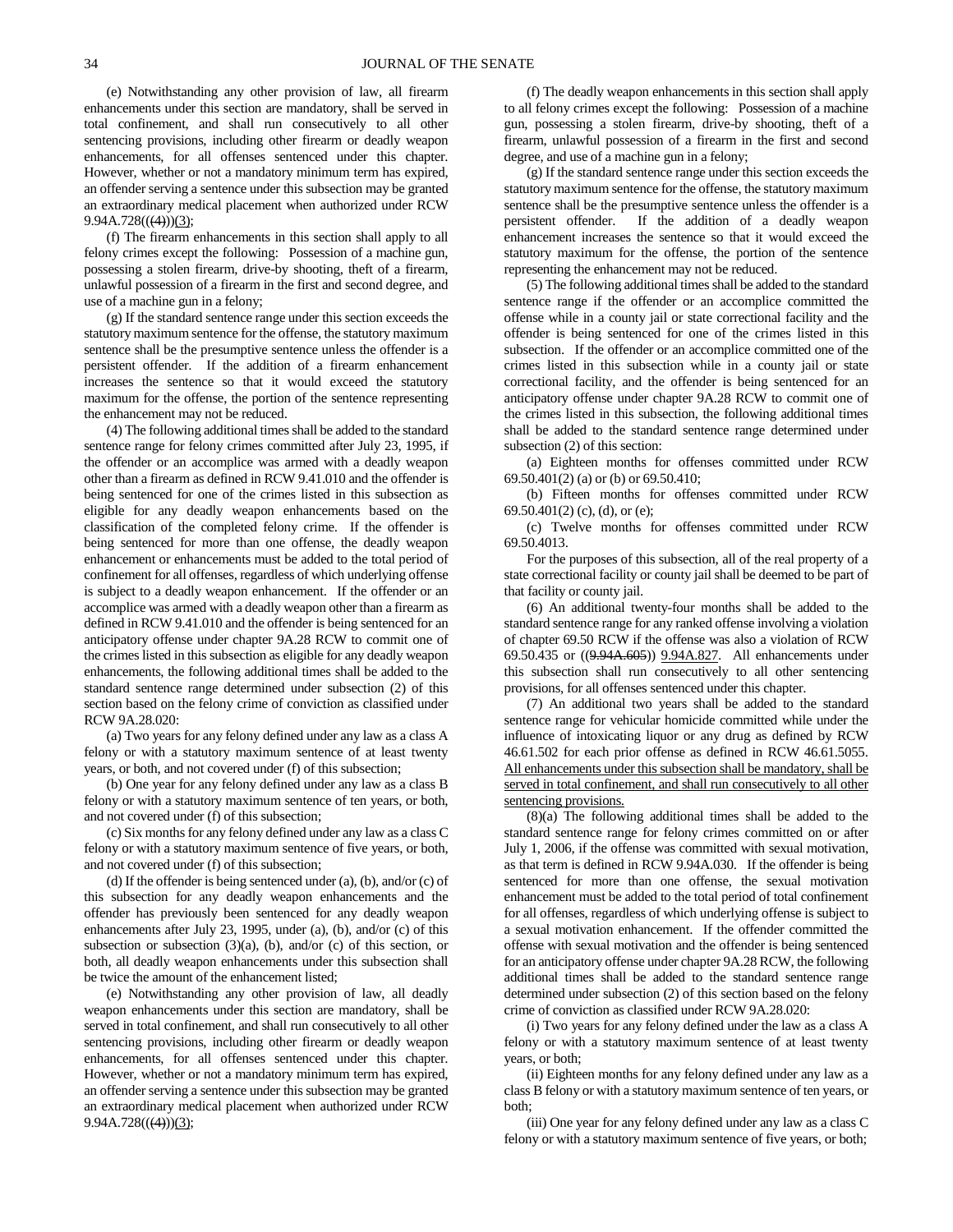(e) Notwithstanding any other provision of law, all firearm enhancements under this section are mandatory, shall be served in total confinement, and shall run consecutively to all other sentencing provisions, including other firearm or deadly weapon enhancements, for all offenses sentenced under this chapter. However, whether or not a mandatory minimum term has expired, an offender serving a sentence under this subsection may be granted an extraordinary medical placement when authorized under RCW 9.94A.728(((4)))(3);

(f) The firearm enhancements in this section shall apply to all felony crimes except the following: Possession of a machine gun, possessing a stolen firearm, drive-by shooting, theft of a firearm, unlawful possession of a firearm in the first and second degree, and use of a machine gun in a felony;

(g) If the standard sentence range under this section exceeds the statutory maximum sentence for the offense, the statutory maximum sentence shall be the presumptive sentence unless the offender is a persistent offender. If the addition of a firearm enhancement increases the sentence so that it would exceed the statutory maximum for the offense, the portion of the sentence representing the enhancement may not be reduced.

(4) The following additional times shall be added to the standard sentence range for felony crimes committed after July 23, 1995, if the offender or an accomplice was armed with a deadly weapon other than a firearm as defined in RCW 9.41.010 and the offender is being sentenced for one of the crimes listed in this subsection as eligible for any deadly weapon enhancements based on the classification of the completed felony crime. If the offender is being sentenced for more than one offense, the deadly weapon enhancement or enhancements must be added to the total period of confinement for all offenses, regardless of which underlying offense is subject to a deadly weapon enhancement. If the offender or an accomplice was armed with a deadly weapon other than a firearm as defined in RCW 9.41.010 and the offender is being sentenced for an anticipatory offense under chapter 9A.28 RCW to commit one of the crimes listed in this subsection as eligible for any deadly weapon enhancements, the following additional times shall be added to the standard sentence range determined under subsection (2) of this section based on the felony crime of conviction as classified under RCW 9A.28.020:

(a) Two years for any felony defined under any law as a class A felony or with a statutory maximum sentence of at least twenty years, or both, and not covered under (f) of this subsection;

(b) One year for any felony defined under any law as a class B felony or with a statutory maximum sentence of ten years, or both, and not covered under (f) of this subsection;

(c) Six months for any felony defined under any law as a class C felony or with a statutory maximum sentence of five years, or both, and not covered under (f) of this subsection;

(d) If the offender is being sentenced under (a), (b), and/or (c) of this subsection for any deadly weapon enhancements and the offender has previously been sentenced for any deadly weapon enhancements after July 23, 1995, under (a), (b), and/or (c) of this subsection or subsection (3)(a), (b), and/or (c) of this section, or both, all deadly weapon enhancements under this subsection shall be twice the amount of the enhancement listed;

(e) Notwithstanding any other provision of law, all deadly weapon enhancements under this section are mandatory, shall be served in total confinement, and shall run consecutively to all other sentencing provisions, including other firearm or deadly weapon enhancements, for all offenses sentenced under this chapter. However, whether or not a mandatory minimum term has expired, an offender serving a sentence under this subsection may be granted an extraordinary medical placement when authorized under RCW 9.94A.728(((4)))(3);

(f) The deadly weapon enhancements in this section shall apply to all felony crimes except the following: Possession of a machine gun, possessing a stolen firearm, drive-by shooting, theft of a firearm, unlawful possession of a firearm in the first and second degree, and use of a machine gun in a felony;

(g) If the standard sentence range under this section exceeds the statutory maximum sentence for the offense, the statutory maximum sentence shall be the presumptive sentence unless the offender is a persistent offender. If the addition of a deadly weapon enhancement increases the sentence so that it would exceed the statutory maximum for the offense, the portion of the sentence representing the enhancement may not be reduced.

(5) The following additional times shall be added to the standard sentence range if the offender or an accomplice committed the offense while in a county jail or state correctional facility and the offender is being sentenced for one of the crimes listed in this subsection. If the offender or an accomplice committed one of the crimes listed in this subsection while in a county jail or state correctional facility, and the offender is being sentenced for an anticipatory offense under chapter 9A.28 RCW to commit one of the crimes listed in this subsection, the following additional times shall be added to the standard sentence range determined under subsection (2) of this section:

(a) Eighteen months for offenses committed under RCW 69.50.401(2) (a) or (b) or 69.50.410;

(b) Fifteen months for offenses committed under RCW 69.50.401(2) (c), (d), or (e);

(c) Twelve months for offenses committed under RCW 69.50.4013.

For the purposes of this subsection, all of the real property of a state correctional facility or county jail shall be deemed to be part of that facility or county jail.

(6) An additional twenty-four months shall be added to the standard sentence range for any ranked offense involving a violation of chapter 69.50 RCW if the offense was also a violation of RCW 69.50.435 or ((9.94A.605)) 9.94A.827. All enhancements under this subsection shall run consecutively to all other sentencing provisions, for all offenses sentenced under this chapter.

(7) An additional two years shall be added to the standard sentence range for vehicular homicide committed while under the influence of intoxicating liquor or any drug as defined by RCW 46.61.502 for each prior offense as defined in RCW 46.61.5055. All enhancements under this subsection shall be mandatory, shall be served in total confinement, and shall run consecutively to all other sentencing provisions.

(8)(a) The following additional times shall be added to the standard sentence range for felony crimes committed on or after July 1, 2006, if the offense was committed with sexual motivation, as that term is defined in RCW 9.94A.030. If the offender is being sentenced for more than one offense, the sexual motivation enhancement must be added to the total period of total confinement for all offenses, regardless of which underlying offense is subject to a sexual motivation enhancement. If the offender committed the offense with sexual motivation and the offender is being sentenced for an anticipatory offense under chapter 9A.28 RCW, the following additional times shall be added to the standard sentence range determined under subsection (2) of this section based on the felony crime of conviction as classified under RCW 9A.28.020:

(i) Two years for any felony defined under the law as a class A felony or with a statutory maximum sentence of at least twenty years, or both;

(ii) Eighteen months for any felony defined under any law as a class B felony or with a statutory maximum sentence of ten years, or both;

(iii) One year for any felony defined under any law as a class C felony or with a statutory maximum sentence of five years, or both;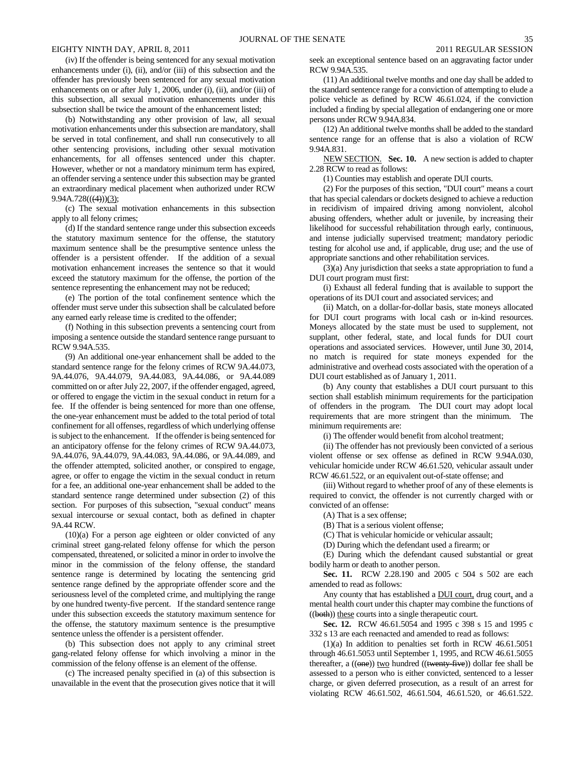(iv) If the offender is being sentenced for any sexual motivation enhancements under (i), (ii), and/or (iii) of this subsection and the offender has previously been sentenced for any sexual motivation enhancements on or after July 1, 2006, under (i), (ii), and/or (iii) of this subsection, all sexual motivation enhancements under this subsection shall be twice the amount of the enhancement listed;

(b) Notwithstanding any other provision of law, all sexual motivation enhancements under this subsection are mandatory, shall be served in total confinement, and shall run consecutively to all other sentencing provisions, including other sexual motivation enhancements, for all offenses sentenced under this chapter. However, whether or not a mandatory minimum term has expired, an offender serving a sentence under this subsection may be granted an extraordinary medical placement when authorized under RCW 9.94A.728(((4)))(3);

(c) The sexual motivation enhancements in this subsection apply to all felony crimes;

(d) If the standard sentence range under this subsection exceeds the statutory maximum sentence for the offense, the statutory maximum sentence shall be the presumptive sentence unless the offender is a persistent offender. If the addition of a sexual motivation enhancement increases the sentence so that it would exceed the statutory maximum for the offense, the portion of the sentence representing the enhancement may not be reduced;

(e) The portion of the total confinement sentence which the offender must serve under this subsection shall be calculated before any earned early release time is credited to the offender;

(f) Nothing in this subsection prevents a sentencing court from imposing a sentence outside the standard sentence range pursuant to RCW 9.94A.535.

(9) An additional one-year enhancement shall be added to the standard sentence range for the felony crimes of RCW 9A.44.073, 9A.44.076, 9A.44.079, 9A.44.083, 9A.44.086, or 9A.44.089 committed on or after July 22, 2007, if the offender engaged, agreed, or offered to engage the victim in the sexual conduct in return for a fee. If the offender is being sentenced for more than one offense, the one-year enhancement must be added to the total period of total confinement for all offenses, regardless of which underlying offense is subject to the enhancement. If the offender is being sentenced for an anticipatory offense for the felony crimes of RCW 9A.44.073, 9A.44.076, 9A.44.079, 9A.44.083, 9A.44.086, or 9A.44.089, and the offender attempted, solicited another, or conspired to engage, agree, or offer to engage the victim in the sexual conduct in return for a fee, an additional one-year enhancement shall be added to the standard sentence range determined under subsection (2) of this section. For purposes of this subsection, "sexual conduct" means sexual intercourse or sexual contact, both as defined in chapter 9A.44 RCW.

(10)(a) For a person age eighteen or older convicted of any criminal street gang-related felony offense for which the person compensated, threatened, or solicited a minor in order to involve the minor in the commission of the felony offense, the standard sentence range is determined by locating the sentencing grid sentence range defined by the appropriate offender score and the seriousness level of the completed crime, and multiplying the range by one hundred twenty-five percent. If the standard sentence range under this subsection exceeds the statutory maximum sentence for the offense, the statutory maximum sentence is the presumptive sentence unless the offender is a persistent offender.

(b) This subsection does not apply to any criminal street gang-related felony offense for which involving a minor in the commission of the felony offense is an element of the offense.

(c) The increased penalty specified in (a) of this subsection is unavailable in the event that the prosecution gives notice that it will seek an exceptional sentence based on an aggravating factor under RCW 9.94A.535.

(11) An additional twelve months and one day shall be added to the standard sentence range for a conviction of attempting to elude a police vehicle as defined by RCW 46.61.024, if the conviction included a finding by special allegation of endangering one or more persons under RCW 9.94A.834.

(12) An additional twelve months shall be added to the standard sentence range for an offense that is also a violation of RCW 9.94A.831.

NEW SECTION. **Sec. 10.** A new section is added to chapter 2.28 RCW to read as follows:

(1) Counties may establish and operate DUI courts.

(2) For the purposes of this section, "DUI court" means a court that has special calendars or dockets designed to achieve a reduction in recidivism of impaired driving among nonviolent, alcohol abusing offenders, whether adult or juvenile, by increasing their likelihood for successful rehabilitation through early, continuous, and intense judicially supervised treatment; mandatory periodic testing for alcohol use and, if applicable, drug use; and the use of appropriate sanctions and other rehabilitation services.

(3)(a) Any jurisdiction that seeks a state appropriation to fund a DUI court program must first:

(i) Exhaust all federal funding that is available to support the operations of its DUI court and associated services; and

(ii) Match, on a dollar-for-dollar basis, state moneys allocated for DUI court programs with local cash or in-kind resources. Moneys allocated by the state must be used to supplement, not supplant, other federal, state, and local funds for DUI court operations and associated services. However, until June 30, 2014, no match is required for state moneys expended for the administrative and overhead costs associated with the operation of a DUI court established as of January 1, 2011.

(b) Any county that establishes a DUI court pursuant to this section shall establish minimum requirements for the participation of offenders in the program. The DUI court may adopt local requirements that are more stringent than the minimum. The minimum requirements are:

(i) The offender would benefit from alcohol treatment;

(ii) The offender has not previously been convicted of a serious violent offense or sex offense as defined in RCW 9.94A.030, vehicular homicide under RCW 46.61.520, vehicular assault under RCW 46.61.522, or an equivalent out-of-state offense; and

(iii) Without regard to whether proof of any of these elements is required to convict, the offender is not currently charged with or convicted of an offense:

(A) That is a sex offense;

(B) That is a serious violent offense;

(C) That is vehicular homicide or vehicular assault;

(D) During which the defendant used a firearm; or

(E) During which the defendant caused substantial or great bodily harm or death to another person.

**Sec. 11.** RCW 2.28.190 and 2005 c 504 s 502 are each amended to read as follows:

Any county that has established a DUI court, drug court, and a mental health court under this chapter may combine the functions of ((both)) these courts into a single therapeutic court.

**Sec. 12.** RCW 46.61.5054 and 1995 c 398 s 15 and 1995 c 332 s 13 are each reenacted and amended to read as follows:

(1)(a) In addition to penalties set forth in RCW 46.61.5051 through 46.61.5053 until September 1, 1995, and RCW 46.61.5055 thereafter, a ((one)) two hundred ((twenty-five)) dollar fee shall be assessed to a person who is either convicted, sentenced to a lesser charge, or given deferred prosecution, as a result of an arrest for violating RCW 46.61.502, 46.61.504, 46.61.520, or 46.61.522.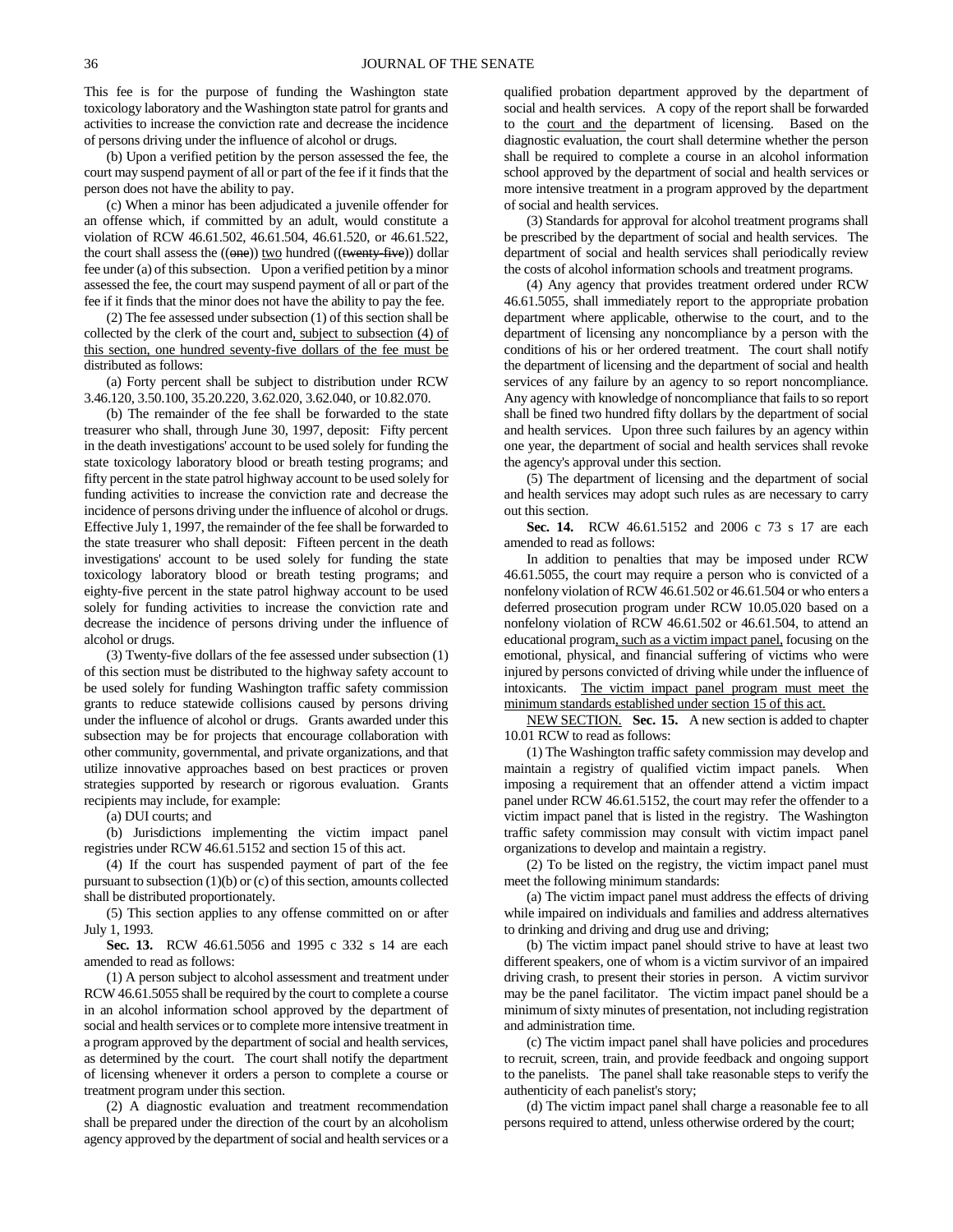This fee is for the purpose of funding the Washington state toxicology laboratory and the Washington state patrol for grants and activities to increase the conviction rate and decrease the incidence of persons driving under the influence of alcohol or drugs.

(b) Upon a verified petition by the person assessed the fee, the court may suspend payment of all or part of the fee if it finds that the person does not have the ability to pay.

(c) When a minor has been adjudicated a juvenile offender for an offense which, if committed by an adult, would constitute a violation of RCW 46.61.502, 46.61.504, 46.61.520, or 46.61.522, the court shall assess the ((~~one~~)) two hundred ((~~twenty-five~~)) dollar fee under (a) of this subsection. Upon a verified petition by a minor assessed the fee, the court may suspend payment of all or part of the fee if it finds that the minor does not have the ability to pay the fee.

(2) The fee assessed under subsection (1) of this section shall be collected by the clerk of the court and, subject to subsection (4) of this section, one hundred seventy-five dollars of the fee must be distributed as follows:

(a) Forty percent shall be subject to distribution under RCW 3.46.120, 3.50.100, 35.20.220, 3.62.020, 3.62.040, or 10.82.070.

(b) The remainder of the fee shall be forwarded to the state treasurer who shall, through June 30, 1997, deposit: Fifty percent in the death investigations' account to be used solely for funding the state toxicology laboratory blood or breath testing programs; and fifty percent in the state patrol highway account to be used solely for funding activities to increase the conviction rate and decrease the incidence of persons driving under the influence of alcohol or drugs. Effective July 1, 1997, the remainder of the fee shall be forwarded to the state treasurer who shall deposit: Fifteen percent in the death investigations' account to be used solely for funding the state toxicology laboratory blood or breath testing programs; and eighty-five percent in the state patrol highway account to be used solely for funding activities to increase the conviction rate and decrease the incidence of persons driving under the influence of alcohol or drugs.

(3) Twenty-five dollars of the fee assessed under subsection (1) of this section must be distributed to the highway safety account to be used solely for funding Washington traffic safety commission grants to reduce statewide collisions caused by persons driving under the influence of alcohol or drugs. Grants awarded under this subsection may be for projects that encourage collaboration with other community, governmental, and private organizations, and that utilize innovative approaches based on best practices or proven strategies supported by research or rigorous evaluation. Grants recipients may include, for example:

(a) DUI courts; and

(b) Jurisdictions implementing the victim impact panel registries under RCW 46.61.5152 and section 15 of this act.

(4) If the court has suspended payment of part of the fee pursuant to subsection (1)(b) or (c) of this section, amounts collected shall be distributed proportionately.

(5) This section applies to any offense committed on or after July 1, 1993.

**Sec. 13.** RCW 46.61.5056 and 1995 c 332 s 14 are each amended to read as follows:

(1) A person subject to alcohol assessment and treatment under RCW 46.61.5055 shall be required by the court to complete a course in an alcohol information school approved by the department of social and health services or to complete more intensive treatment in a program approved by the department of social and health services, as determined by the court. The court shall notify the department of licensing whenever it orders a person to complete a course or treatment program under this section.

(2) A diagnostic evaluation and treatment recommendation shall be prepared under the direction of the court by an alcoholism agency approved by the department of social and health services or a qualified probation department approved by the department of social and health services. A copy of the report shall be forwarded to the court and the department of licensing. Based on the diagnostic evaluation, the court shall determine whether the person shall be required to complete a course in an alcohol information school approved by the department of social and health services or more intensive treatment in a program approved by the department of social and health services.

(3) Standards for approval for alcohol treatment programs shall be prescribed by the department of social and health services. The department of social and health services shall periodically review the costs of alcohol information schools and treatment programs.

(4) Any agency that provides treatment ordered under RCW 46.61.5055, shall immediately report to the appropriate probation department where applicable, otherwise to the court, and to the department of licensing any noncompliance by a person with the conditions of his or her ordered treatment. The court shall notify the department of licensing and the department of social and health services of any failure by an agency to so report noncompliance. Any agency with knowledge of noncompliance that fails to so report shall be fined two hundred fifty dollars by the department of social and health services. Upon three such failures by an agency within one year, the department of social and health services shall revoke the agency's approval under this section.

(5) The department of licensing and the department of social and health services may adopt such rules as are necessary to carry out this section.

**Sec. 14.** RCW 46.61.5152 and 2006 c 73 s 17 are each amended to read as follows:

In addition to penalties that may be imposed under RCW 46.61.5055, the court may require a person who is convicted of a nonfelony violation of RCW 46.61.502 or 46.61.504 or who enters a deferred prosecution program under RCW 10.05.020 based on a nonfelony violation of RCW 46.61.502 or 46.61.504, to attend an educational program, such as a victim impact panel, focusing on the emotional, physical, and financial suffering of victims who were injured by persons convicted of driving while under the influence of intoxicants. The victim impact panel program must meet the minimum standards established under section 15 of this act.

NEW SECTION. **Sec. 15.** A new section is added to chapter 10.01 RCW to read as follows:

(1) The Washington traffic safety commission may develop and maintain a registry of qualified victim impact panels. When imposing a requirement that an offender attend a victim impact panel under RCW 46.61.5152, the court may refer the offender to a victim impact panel that is listed in the registry. The Washington traffic safety commission may consult with victim impact panel organizations to develop and maintain a registry.

(2) To be listed on the registry, the victim impact panel must meet the following minimum standards:

(a) The victim impact panel must address the effects of driving while impaired on individuals and families and address alternatives to drinking and driving and drug use and driving;

(b) The victim impact panel should strive to have at least two different speakers, one of whom is a victim survivor of an impaired driving crash, to present their stories in person. A victim survivor may be the panel facilitator. The victim impact panel should be a minimum of sixty minutes of presentation, not including registration and administration time.

(c) The victim impact panel shall have policies and procedures to recruit, screen, train, and provide feedback and ongoing support to the panelists. The panel shall take reasonable steps to verify the authenticity of each panelist's story;

(d) The victim impact panel shall charge a reasonable fee to all persons required to attend, unless otherwise ordered by the court;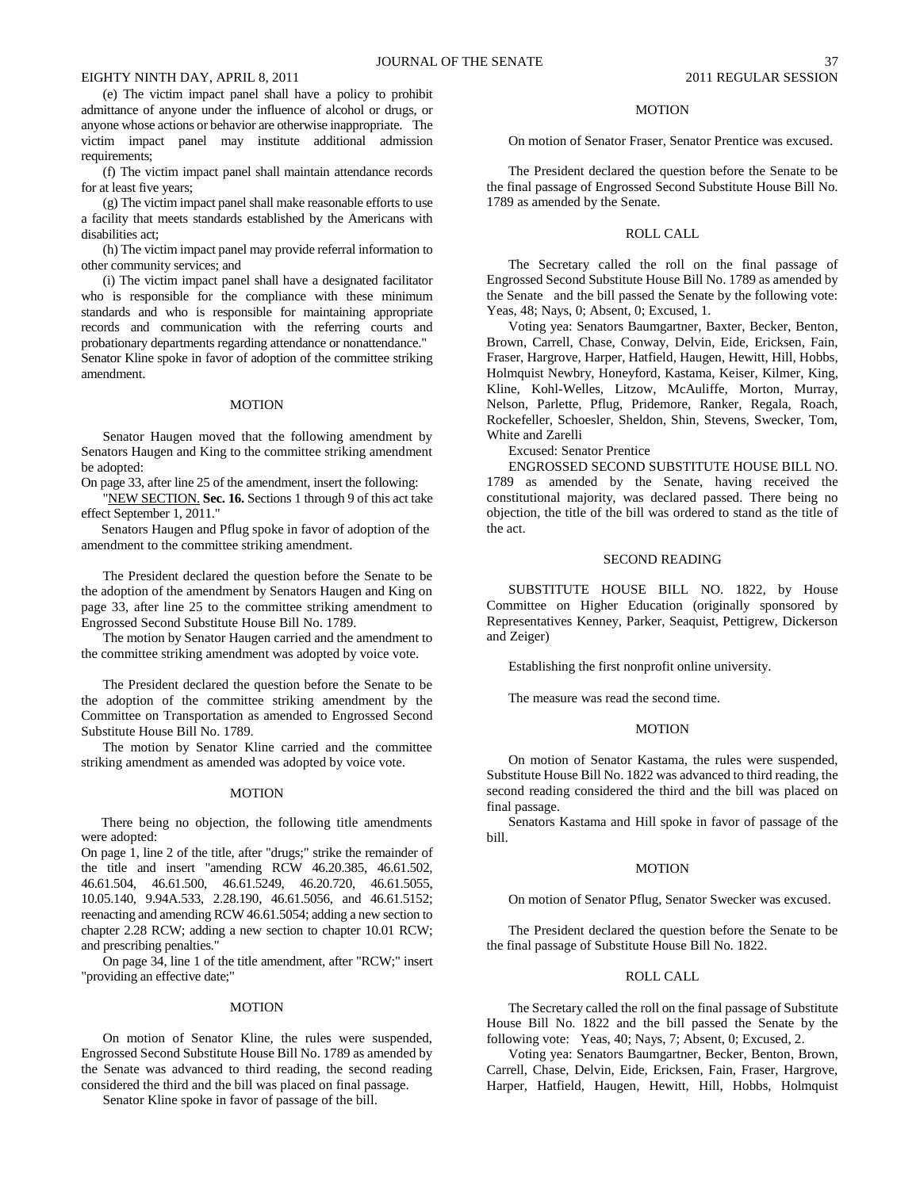(e) The victim impact panel shall have a policy to prohibit admittance of anyone under the influence of alcohol or drugs, or anyone whose actions or behavior are otherwise inappropriate. The victim impact panel may institute additional admission requirements;

(f) The victim impact panel shall maintain attendance records for at least five years;

(g) The victim impact panel shall make reasonable efforts to use a facility that meets standards established by the Americans with disabilities act;

(h) The victim impact panel may provide referral information to other community services; and

(i) The victim impact panel shall have a designated facilitator who is responsible for the compliance with these minimum standards and who is responsible for maintaining appropriate records and communication with the referring courts and probationary departments regarding attendance or nonattendance."

Senator Kline spoke in favor of adoption of the committee striking amendment.

MOTION

Senator Haugen moved that the following amendment by Senators Haugen and King to the committee striking amendment be adopted:

On page 33, after line 25 of the amendment, insert the following:

"NEW SECTION. **Sec. 16.** Sections 1 through 9 of this act take effect September 1, 2011."

Senators Haugen and Pflug spoke in favor of adoption of the amendment to the committee striking amendment.

The President declared the question before the Senate to be the adoption of the amendment by Senators Haugen and King on page 33, after line 25 to the committee striking amendment to Engrossed Second Substitute House Bill No. 1789.

The motion by Senator Haugen carried and the amendment to the committee striking amendment was adopted by voice vote.

The President declared the question before the Senate to be the adoption of the committee striking amendment by the Committee on Transportation as amended to Engrossed Second Substitute House Bill No. 1789.

The motion by Senator Kline carried and the committee striking amendment as amended was adopted by voice vote.

MOTION

There being no objection, the following title amendments were adopted:

On page 1, line 2 of the title, after "drugs;" strike the remainder of the title and insert "amending RCW 46.20.385, 46.61.502, 46.61.504, 46.61.500, 46.61.5249, 46.20.720, 46.61.5055, 10.05.140, 9.94A.533, 2.28.190, 46.61.5056, and 46.61.5152; reenacting and amending RCW 46.61.5054; adding a new section to chapter 2.28 RCW; adding a new section to chapter 10.01 RCW; and prescribing penalties."

On page 34, line 1 of the title amendment, after "RCW;" insert "providing an effective date;"

MOTION

On motion of Senator Kline, the rules were suspended, Engrossed Second Substitute House Bill No. 1789 as amended by the Senate was advanced to third reading, the second reading considered the third and the bill was placed on final passage.

Senator Kline spoke in favor of passage of the bill.

MOTION

On motion of Senator Fraser, Senator Prentice was excused.

The President declared the question before the Senate to be the final passage of Engrossed Second Substitute House Bill No. 1789 as amended by the Senate.

ROLL CALL

The Secretary called the roll on the final passage of Engrossed Second Substitute House Bill No. 1789 as amended by the Senate and the bill passed the Senate by the following vote: Yeas, 48; Nays, 0; Absent, 0; Excused, 1.

Voting yea: Senators Baumgartner, Baxter, Becker, Benton, Brown, Carrell, Chase, Conway, Delvin, Eide, Ericksen, Fain, Fraser, Hargrove, Harper, Hatfield, Haugen, Hewitt, Hill, Hobbs, Holmquist Newbry, Honeyford, Kastama, Keiser, Kilmer, King, Kline, Kohl-Welles, Litzow, McAuliffe, Morton, Murray, Nelson, Parlette, Pflug, Pridemore, Ranker, Regala, Roach, Rockefeller, Schoesler, Sheldon, Shin, Stevens, Swecker, Tom, White and Zarelli

Excused: Senator Prentice

ENGROSSED SECOND SUBSTITUTE HOUSE BILL NO. 1789 as amended by the Senate, having received the constitutional majority, was declared passed. There being no objection, the title of the bill was ordered to stand as the title of the act.

SECOND READING

SUBSTITUTE HOUSE BILL NO. 1822, by House Committee on Higher Education (originally sponsored by Representatives Kenney, Parker, Seaquist, Pettigrew, Dickerson and Zeiger)

Establishing the first nonprofit online university.

The measure was read the second time.

MOTION

On motion of Senator Kastama, the rules were suspended, Substitute House Bill No. 1822 was advanced to third reading, the second reading considered the third and the bill was placed on final passage.

Senators Kastama and Hill spoke in favor of passage of the bill.

MOTION

On motion of Senator Pflug, Senator Swecker was excused.

The President declared the question before the Senate to be the final passage of Substitute House Bill No. 1822.

ROLL CALL

The Secretary called the roll on the final passage of Substitute House Bill No. 1822 and the bill passed the Senate by the following vote: Yeas, 40; Nays, 7; Absent, 0; Excused, 2.

Voting yea: Senators Baumgartner, Becker, Benton, Brown, Carrell, Chase, Delvin, Eide, Ericksen, Fain, Fraser, Hargrove, Harper, Hatfield, Haugen, Hewitt, Hill, Hobbs, Holmquist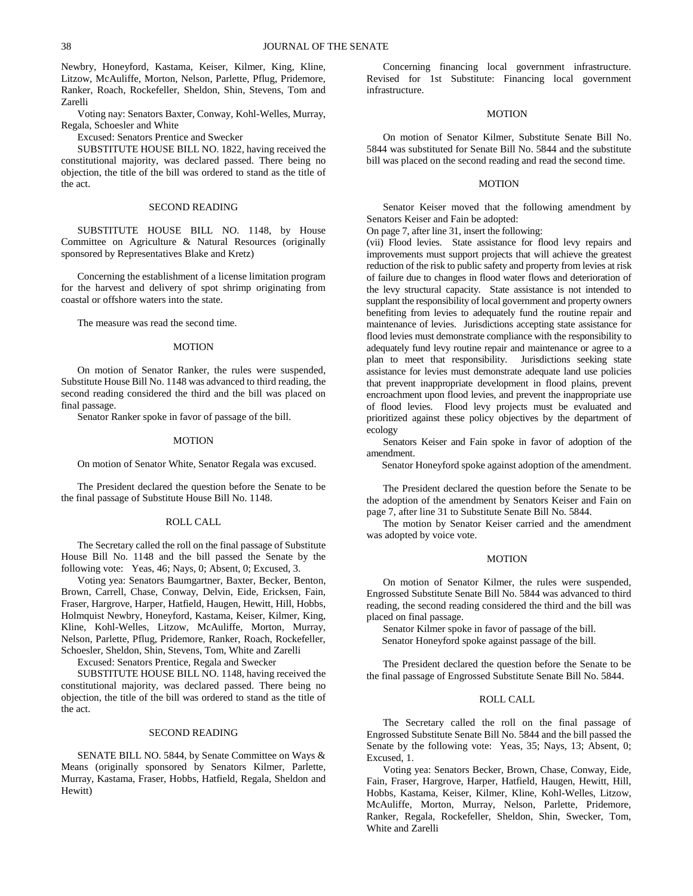Newbry, Honeyford, Kastama, Keiser, Kilmer, King, Kline, Litzow, McAuliffe, Morton, Nelson, Parlette, Pflug, Pridemore, Ranker, Roach, Rockefeller, Sheldon, Shin, Stevens, Tom and Zarelli

Voting nay: Senators Baxter, Conway, Kohl-Welles, Murray, Regala, Schoesler and White

Excused: Senators Prentice and Swecker

SUBSTITUTE HOUSE BILL NO. 1822, having received the constitutional majority, was declared passed. There being no objection, the title of the bill was ordered to stand as the title of the act.

SECOND READING

SUBSTITUTE HOUSE BILL NO. 1148, by House Committee on Agriculture & Natural Resources (originally sponsored by Representatives Blake and Kretz)

Concerning the establishment of a license limitation program for the harvest and delivery of spot shrimp originating from coastal or offshore waters into the state.

The measure was read the second time.

MOTION

On motion of Senator Ranker, the rules were suspended, Substitute House Bill No. 1148 was advanced to third reading, the second reading considered the third and the bill was placed on final passage.

Senator Ranker spoke in favor of passage of the bill.

MOTION

On motion of Senator White, Senator Regala was excused.

The President declared the question before the Senate to be the final passage of Substitute House Bill No. 1148.

ROLL CALL

The Secretary called the roll on the final passage of Substitute House Bill No. 1148 and the bill passed the Senate by the following vote: Yeas, 46; Nays, 0; Absent, 0; Excused, 3.

Voting yea: Senators Baumgartner, Baxter, Becker, Benton, Brown, Carrell, Chase, Conway, Delvin, Eide, Ericksen, Fain, Fraser, Hargrove, Harper, Hatfield, Haugen, Hewitt, Hill, Hobbs, Holmquist Newbry, Honeyford, Kastama, Keiser, Kilmer, King, Kline, Kohl-Welles, Litzow, McAuliffe, Morton, Murray, Nelson, Parlette, Pflug, Pridemore, Ranker, Roach, Rockefeller, Schoesler, Sheldon, Shin, Stevens, Tom, White and Zarelli

Excused: Senators Prentice, Regala and Swecker

SUBSTITUTE HOUSE BILL NO. 1148, having received the constitutional majority, was declared passed. There being no objection, the title of the bill was ordered to stand as the title of the act.

SECOND READING

SENATE BILL NO. 5844, by Senate Committee on Ways & Means (originally sponsored by Senators Kilmer, Parlette, Murray, Kastama, Fraser, Hobbs, Hatfield, Regala, Sheldon and Hewitt)

Concerning financing local government infrastructure. Revised for 1st Substitute: Financing local government infrastructure.

MOTION

On motion of Senator Kilmer, Substitute Senate Bill No. 5844 was substituted for Senate Bill No. 5844 and the substitute bill was placed on the second reading and read the second time.

MOTION

Senator Keiser moved that the following amendment by Senators Keiser and Fain be adopted:

On page 7, after line 31, insert the following:

(vii) Flood levies. State assistance for flood levy repairs and improvements must support projects that will achieve the greatest reduction of the risk to public safety and property from levies at risk of failure due to changes in flood water flows and deterioration of the levy structural capacity. State assistance is not intended to supplant the responsibility of local government and property owners benefiting from levies to adequately fund the routine repair and maintenance of levies. Jurisdictions accepting state assistance for flood levies must demonstrate compliance with the responsibility to adequately fund levy routine repair and maintenance or agree to a plan to meet that responsibility. Jurisdictions seeking state assistance for levies must demonstrate adequate land use policies that prevent inappropriate development in flood plains, prevent encroachment upon flood levies, and prevent the inappropriate use of flood levies. Flood levy projects must be evaluated and prioritized against these policy objectives by the department of ecology

Senators Keiser and Fain spoke in favor of adoption of the amendment.

Senator Honeyford spoke against adoption of the amendment.

The President declared the question before the Senate to be the adoption of the amendment by Senators Keiser and Fain on page 7, after line 31 to Substitute Senate Bill No. 5844.

The motion by Senator Keiser carried and the amendment was adopted by voice vote.

MOTION

On motion of Senator Kilmer, the rules were suspended, Engrossed Substitute Senate Bill No. 5844 was advanced to third reading, the second reading considered the third and the bill was placed on final passage.

Senator Kilmer spoke in favor of passage of the bill.

Senator Honeyford spoke against passage of the bill.

The President declared the question before the Senate to be the final passage of Engrossed Substitute Senate Bill No. 5844.

ROLL CALL

The Secretary called the roll on the final passage of Engrossed Substitute Senate Bill No. 5844 and the bill passed the Senate by the following vote: Yeas, 35; Nays, 13; Absent, 0; Excused, 1.

Voting yea: Senators Becker, Brown, Chase, Conway, Eide, Fain, Fraser, Hargrove, Harper, Hatfield, Haugen, Hewitt, Hill, Hobbs, Kastama, Keiser, Kilmer, Kline, Kohl-Welles, Litzow, McAuliffe, Morton, Murray, Nelson, Parlette, Pridemore, Ranker, Regala, Rockefeller, Sheldon, Shin, Swecker, Tom, White and Zarelli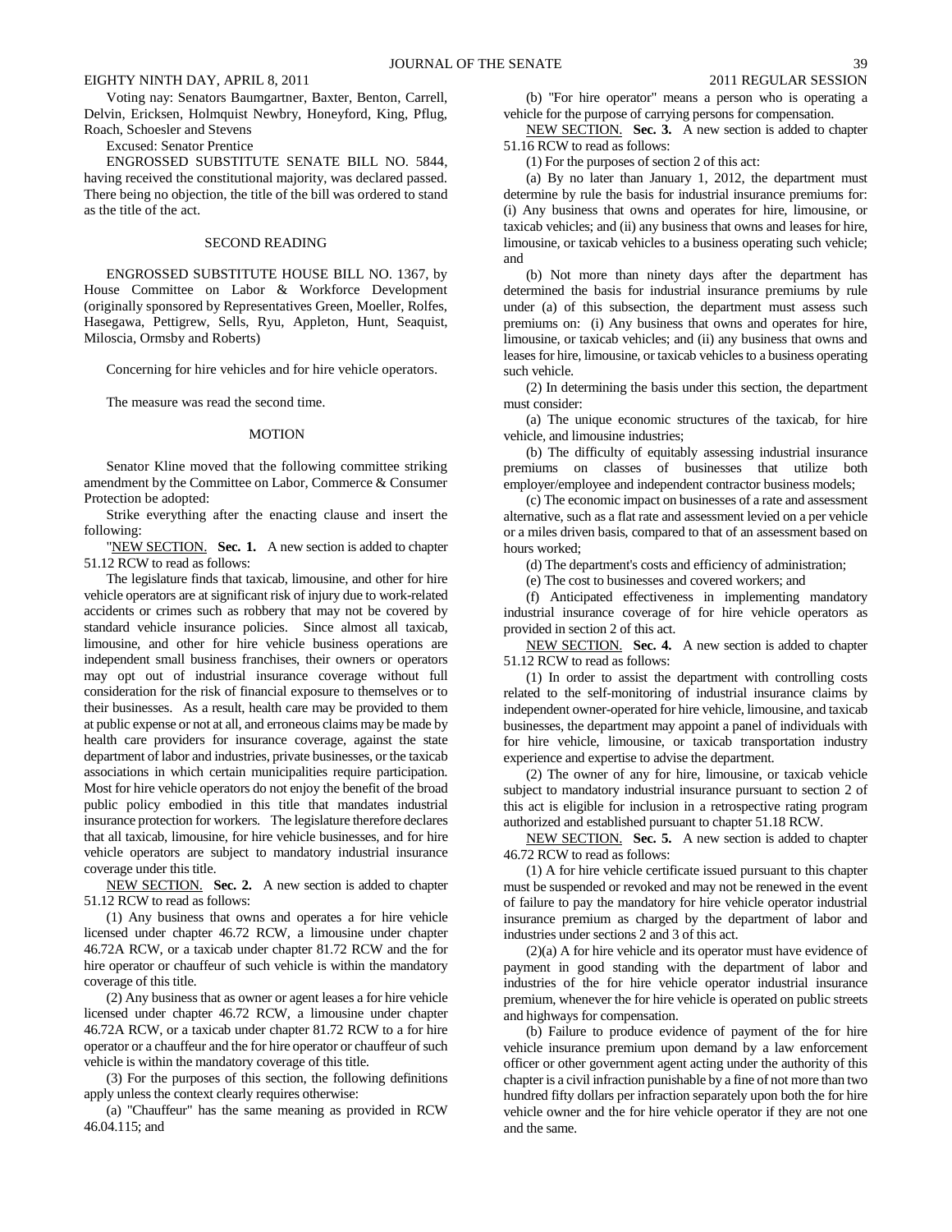Voting nay: Senators Baumgartner, Baxter, Benton, Carrell, Delvin, Ericksen, Holmquist Newbry, Honeyford, King, Pflug, Roach, Schoesler and Stevens

Excused: Senator Prentice

ENGROSSED SUBSTITUTE SENATE BILL NO. 5844, having received the constitutional majority, was declared passed. There being no objection, the title of the bill was ordered to stand as the title of the act.

## SECOND READING

ENGROSSED SUBSTITUTE HOUSE BILL NO. 1367, by House Committee on Labor & Workforce Development (originally sponsored by Representatives Green, Moeller, Rolfes, Hasegawa, Pettigrew, Sells, Ryu, Appleton, Hunt, Seaquist, Miloscia, Ormsby and Roberts)

Concerning for hire vehicles and for hire vehicle operators.

The measure was read the second time.

## MOTION

Senator Kline moved that the following committee striking amendment by the Committee on Labor, Commerce & Consumer Protection be adopted:

Strike everything after the enacting clause and insert the following:

"NEW SECTION. **Sec. 1.** A new section is added to chapter 51.12 RCW to read as follows:

The legislature finds that taxicab, limousine, and other for hire vehicle operators are at significant risk of injury due to work-related accidents or crimes such as robbery that may not be covered by standard vehicle insurance policies. Since almost all taxicab, limousine, and other for hire vehicle business operations are independent small business franchises, their owners or operators may opt out of industrial insurance coverage without full consideration for the risk of financial exposure to themselves or to their businesses. As a result, health care may be provided to them at public expense or not at all, and erroneous claims may be made by health care providers for insurance coverage, against the state department of labor and industries, private businesses, or the taxicab associations in which certain municipalities require participation. Most for hire vehicle operators do not enjoy the benefit of the broad public policy embodied in this title that mandates industrial insurance protection for workers. The legislature therefore declares that all taxicab, limousine, for hire vehicle businesses, and for hire vehicle operators are subject to mandatory industrial insurance coverage under this title.

NEW SECTION. **Sec. 2.** A new section is added to chapter 51.12 RCW to read as follows:

(1) Any business that owns and operates a for hire vehicle licensed under chapter 46.72 RCW, a limousine under chapter 46.72A RCW, or a taxicab under chapter 81.72 RCW and the for hire operator or chauffeur of such vehicle is within the mandatory coverage of this title.

(2) Any business that as owner or agent leases a for hire vehicle licensed under chapter 46.72 RCW, a limousine under chapter 46.72A RCW, or a taxicab under chapter 81.72 RCW to a for hire operator or a chauffeur and the for hire operator or chauffeur of such vehicle is within the mandatory coverage of this title.

(3) For the purposes of this section, the following definitions apply unless the context clearly requires otherwise:

(a) "Chauffeur" has the same meaning as provided in RCW 46.04.115; and

(b) "For hire operator" means a person who is operating a vehicle for the purpose of carrying persons for compensation.

NEW SECTION. **Sec. 3.** A new section is added to chapter 51.16 RCW to read as follows:

(1) For the purposes of section 2 of this act:

(a) By no later than January 1, 2012, the department must determine by rule the basis for industrial insurance premiums for: (i) Any business that owns and operates for hire, limousine, or taxicab vehicles; and (ii) any business that owns and leases for hire, limousine, or taxicab vehicles to a business operating such vehicle; and

(b) Not more than ninety days after the department has determined the basis for industrial insurance premiums by rule under (a) of this subsection, the department must assess such premiums on: (i) Any business that owns and operates for hire, limousine, or taxicab vehicles; and (ii) any business that owns and leases for hire, limousine, or taxicab vehicles to a business operating such vehicle.

(2) In determining the basis under this section, the department must consider:

(a) The unique economic structures of the taxicab, for hire vehicle, and limousine industries;

(b) The difficulty of equitably assessing industrial insurance premiums on classes of businesses that utilize both employer/employee and independent contractor business models;

(c) The economic impact on businesses of a rate and assessment alternative, such as a flat rate and assessment levied on a per vehicle or a miles driven basis, compared to that of an assessment based on hours worked;

(d) The department's costs and efficiency of administration;

(e) The cost to businesses and covered workers; and

(f) Anticipated effectiveness in implementing mandatory industrial insurance coverage of for hire vehicle operators as provided in section 2 of this act.

NEW SECTION. **Sec. 4.** A new section is added to chapter 51.12 RCW to read as follows:

(1) In order to assist the department with controlling costs related to the self-monitoring of industrial insurance claims by independent owner-operated for hire vehicle, limousine, and taxicab businesses, the department may appoint a panel of individuals with for hire vehicle, limousine, or taxicab transportation industry experience and expertise to advise the department.

(2) The owner of any for hire, limousine, or taxicab vehicle subject to mandatory industrial insurance pursuant to section 2 of this act is eligible for inclusion in a retrospective rating program authorized and established pursuant to chapter 51.18 RCW.

NEW SECTION. **Sec. 5.** A new section is added to chapter 46.72 RCW to read as follows:

(1) A for hire vehicle certificate issued pursuant to this chapter must be suspended or revoked and may not be renewed in the event of failure to pay the mandatory for hire vehicle operator industrial insurance premium as charged by the department of labor and industries under sections 2 and 3 of this act.

(2)(a) A for hire vehicle and its operator must have evidence of payment in good standing with the department of labor and industries of the for hire vehicle operator industrial insurance premium, whenever the for hire vehicle is operated on public streets and highways for compensation.

(b) Failure to produce evidence of payment of the for hire vehicle insurance premium upon demand by a law enforcement officer or other government agent acting under the authority of this chapter is a civil infraction punishable by a fine of not more than two hundred fifty dollars per infraction separately upon both the for hire vehicle owner and the for hire vehicle operator if they are not one and the same.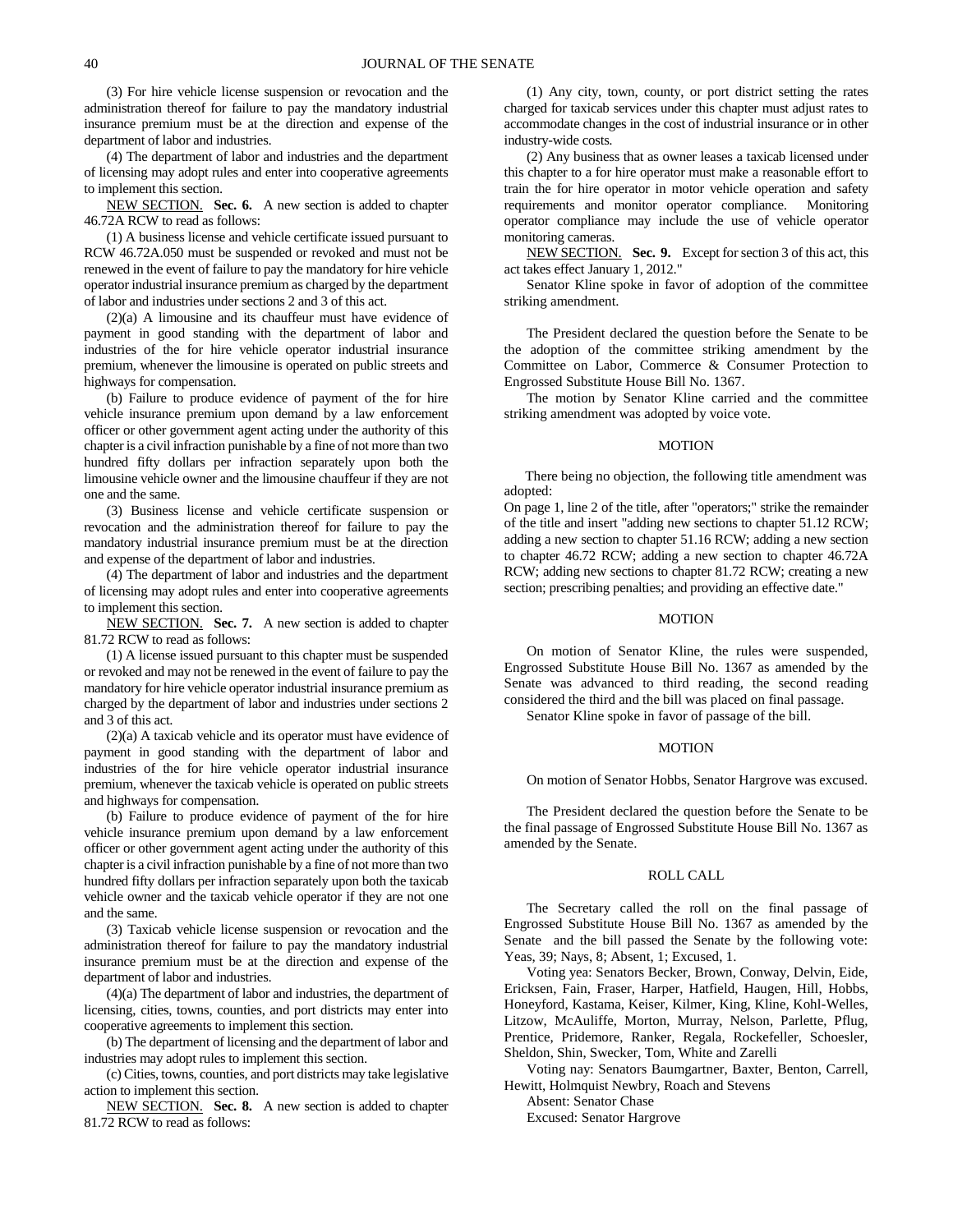(3) For hire vehicle license suspension or revocation and the administration thereof for failure to pay the mandatory industrial insurance premium must be at the direction and expense of the department of labor and industries.

(4) The department of labor and industries and the department of licensing may adopt rules and enter into cooperative agreements to implement this section.

NEW SECTION. **Sec. 6.** A new section is added to chapter 46.72A RCW to read as follows:

(1) A business license and vehicle certificate issued pursuant to RCW 46.72A.050 must be suspended or revoked and must not be renewed in the event of failure to pay the mandatory for hire vehicle operator industrial insurance premium as charged by the department of labor and industries under sections 2 and 3 of this act.

(2)(a) A limousine and its chauffeur must have evidence of payment in good standing with the department of labor and industries of the for hire vehicle operator industrial insurance premium, whenever the limousine is operated on public streets and highways for compensation.

(b) Failure to produce evidence of payment of the for hire vehicle insurance premium upon demand by a law enforcement officer or other government agent acting under the authority of this chapter is a civil infraction punishable by a fine of not more than two hundred fifty dollars per infraction separately upon both the limousine vehicle owner and the limousine chauffeur if they are not one and the same.

(3) Business license and vehicle certificate suspension or revocation and the administration thereof for failure to pay the mandatory industrial insurance premium must be at the direction and expense of the department of labor and industries.

(4) The department of labor and industries and the department of licensing may adopt rules and enter into cooperative agreements to implement this section.

NEW SECTION. **Sec. 7.** A new section is added to chapter 81.72 RCW to read as follows:

(1) A license issued pursuant to this chapter must be suspended or revoked and may not be renewed in the event of failure to pay the mandatory for hire vehicle operator industrial insurance premium as charged by the department of labor and industries under sections 2 and 3 of this act.

(2)(a) A taxicab vehicle and its operator must have evidence of payment in good standing with the department of labor and industries of the for hire vehicle operator industrial insurance premium, whenever the taxicab vehicle is operated on public streets and highways for compensation.

(b) Failure to produce evidence of payment of the for hire vehicle insurance premium upon demand by a law enforcement officer or other government agent acting under the authority of this chapter is a civil infraction punishable by a fine of not more than two hundred fifty dollars per infraction separately upon both the taxicab vehicle owner and the taxicab vehicle operator if they are not one and the same.

(3) Taxicab vehicle license suspension or revocation and the administration thereof for failure to pay the mandatory industrial insurance premium must be at the direction and expense of the department of labor and industries.

(4)(a) The department of labor and industries, the department of licensing, cities, towns, counties, and port districts may enter into cooperative agreements to implement this section.

(b) The department of licensing and the department of labor and industries may adopt rules to implement this section.

(c) Cities, towns, counties, and port districts may take legislative action to implement this section.

NEW SECTION. **Sec. 8.** A new section is added to chapter 81.72 RCW to read as follows:

(1) Any city, town, county, or port district setting the rates charged for taxicab services under this chapter must adjust rates to accommodate changes in the cost of industrial insurance or in other industry-wide costs.

(2) Any business that as owner leases a taxicab licensed under this chapter to a for hire operator must make a reasonable effort to train the for hire operator in motor vehicle operation and safety requirements and monitor operator compliance. Monitoring operator compliance may include the use of vehicle operator monitoring cameras.

NEW SECTION. **Sec. 9.** Except for section 3 of this act, this act takes effect January 1, 2012."

Senator Kline spoke in favor of adoption of the committee striking amendment.

The President declared the question before the Senate to be the adoption of the committee striking amendment by the Committee on Labor, Commerce & Consumer Protection to Engrossed Substitute House Bill No. 1367.

The motion by Senator Kline carried and the committee striking amendment was adopted by voice vote.

MOTION

There being no objection, the following title amendment was adopted:

On page 1, line 2 of the title, after "operators;" strike the remainder of the title and insert "adding new sections to chapter 51.12 RCW; adding a new section to chapter 51.16 RCW; adding a new section to chapter 46.72 RCW; adding a new section to chapter 46.72A RCW; adding new sections to chapter 81.72 RCW; creating a new section; prescribing penalties; and providing an effective date."

MOTION

On motion of Senator Kline, the rules were suspended, Engrossed Substitute House Bill No. 1367 as amended by the Senate was advanced to third reading, the second reading considered the third and the bill was placed on final passage.

Senator Kline spoke in favor of passage of the bill.

MOTION

On motion of Senator Hobbs, Senator Hargrove was excused.

The President declared the question before the Senate to be the final passage of Engrossed Substitute House Bill No. 1367 as amended by the Senate.

ROLL CALL

The Secretary called the roll on the final passage of Engrossed Substitute House Bill No. 1367 as amended by the Senate and the bill passed the Senate by the following vote: Yeas, 39; Nays, 8; Absent, 1; Excused, 1.

Voting yea: Senators Becker, Brown, Conway, Delvin, Eide, Ericksen, Fain, Fraser, Harper, Hatfield, Haugen, Hill, Hobbs, Honeyford, Kastama, Keiser, Kilmer, King, Kline, Kohl-Welles, Litzow, McAuliffe, Morton, Murray, Nelson, Parlette, Pflug, Prentice, Pridemore, Ranker, Regala, Rockefeller, Schoesler, Sheldon, Shin, Swecker, Tom, White and Zarelli

Voting nay: Senators Baumgartner, Baxter, Benton, Carrell, Hewitt, Holmquist Newbry, Roach and Stevens

Absent: Senator Chase

Excused: Senator Hargrove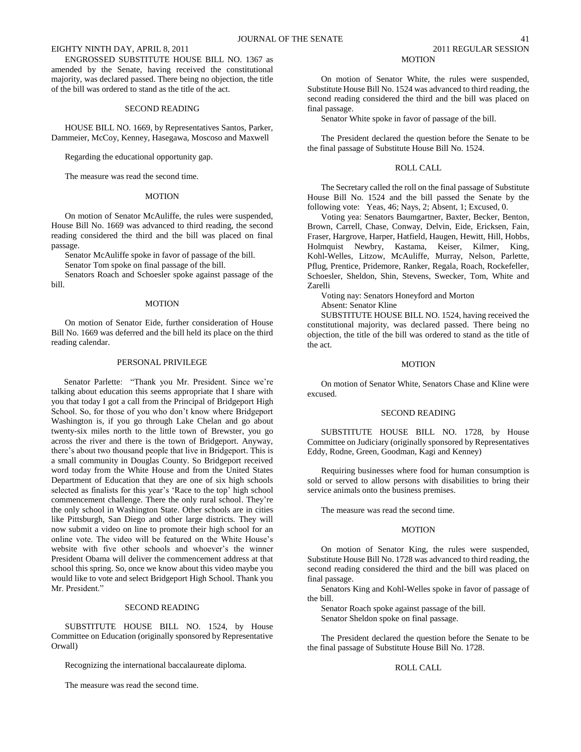ENGROSSED SUBSTITUTE HOUSE BILL NO. 1367 as amended by the Senate, having received the constitutional majority, was declared passed. There being no objection, the title of the bill was ordered to stand as the title of the act.

SECOND READING

HOUSE BILL NO. 1669, by Representatives Santos, Parker, Dammeier, McCoy, Kenney, Hasegawa, Moscoso and Maxwell

Regarding the educational opportunity gap.

The measure was read the second time.

MOTION

On motion of Senator McAuliffe, the rules were suspended, House Bill No. 1669 was advanced to third reading, the second reading considered the third and the bill was placed on final passage.

Senator McAuliffe spoke in favor of passage of the bill.

Senator Tom spoke on final passage of the bill.

Senators Roach and Schoesler spoke against passage of the bill.

MOTION

On motion of Senator Eide, further consideration of House Bill No. 1669 was deferred and the bill held its place on the third reading calendar.

PERSONAL PRIVILEGE

Senator Parlette: "Thank you Mr. President. Since we're talking about education this seems appropriate that I share with you that today I got a call from the Principal of Bridgeport High School. So, for those of you who don't know where Bridgeport Washington is, if you go through Lake Chelan and go about twenty-six miles north to the little town of Brewster, you go across the river and there is the town of Bridgeport. Anyway, there's about two thousand people that live in Bridgeport. This is a small community in Douglas County. So Bridgeport received word today from the White House and from the United States Department of Education that they are one of six high schools selected as finalists for this year's 'Race to the top' high school commencement challenge. There the only rural school. They're the only school in Washington State. Other schools are in cities like Pittsburgh, San Diego and other large districts. They will now submit a video on line to promote their high school for an online vote. The video will be featured on the White House's website with five other schools and whoever's the winner President Obama will deliver the commencement address at that school this spring. So, once we know about this video maybe you would like to vote and select Bridgeport High School. Thank you Mr. President."

SECOND READING

SUBSTITUTE HOUSE BILL NO. 1524, by House Committee on Education (originally sponsored by Representative Orwall)

Recognizing the international baccalaureate diploma.

The measure was read the second time.

MOTION

On motion of Senator White, the rules were suspended, Substitute House Bill No. 1524 was advanced to third reading, the second reading considered the third and the bill was placed on final passage.

Senator White spoke in favor of passage of the bill.

The President declared the question before the Senate to be the final passage of Substitute House Bill No. 1524.

ROLL CALL

The Secretary called the roll on the final passage of Substitute House Bill No. 1524 and the bill passed the Senate by the following vote: Yeas, 46; Nays, 2; Absent, 1; Excused, 0.

Voting yea: Senators Baumgartner, Baxter, Becker, Benton, Brown, Carrell, Chase, Conway, Delvin, Eide, Ericksen, Fain, Fraser, Hargrove, Harper, Hatfield, Haugen, Hewitt, Hill, Hobbs, Holmquist Newbry, Kastama, Keiser, Kilmer, King, Kohl-Welles, Litzow, McAuliffe, Murray, Nelson, Parlette, Pflug, Prentice, Pridemore, Ranker, Regala, Roach, Rockefeller, Schoesler, Sheldon, Shin, Stevens, Swecker, Tom, White and Zarelli

Voting nay: Senators Honeyford and Morton

Absent: Senator Kline

SUBSTITUTE HOUSE BILL NO. 1524, having received the constitutional majority, was declared passed. There being no objection, the title of the bill was ordered to stand as the title of the act.

MOTION

On motion of Senator White, Senators Chase and Kline were excused.

SECOND READING

SUBSTITUTE HOUSE BILL NO. 1728, by House Committee on Judiciary (originally sponsored by Representatives Eddy, Rodne, Green, Goodman, Kagi and Kenney)

Requiring businesses where food for human consumption is sold or served to allow persons with disabilities to bring their service animals onto the business premises.

The measure was read the second time.

MOTION

On motion of Senator King, the rules were suspended, Substitute House Bill No. 1728 was advanced to third reading, the second reading considered the third and the bill was placed on final passage.

Senators King and Kohl-Welles spoke in favor of passage of the bill.

Senator Roach spoke against passage of the bill.

Senator Sheldon spoke on final passage.

The President declared the question before the Senate to be the final passage of Substitute House Bill No. 1728.

ROLL CALL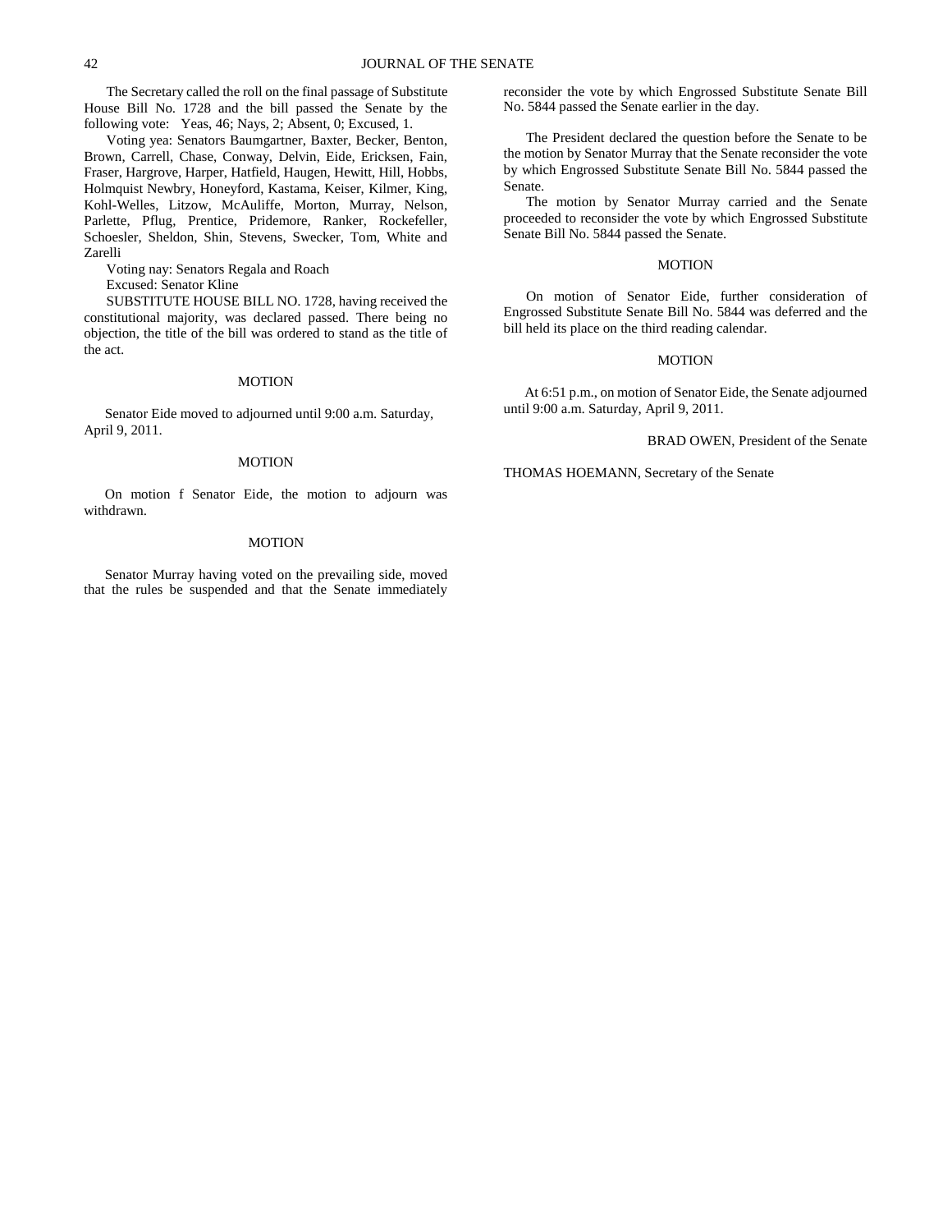The Secretary called the roll on the final passage of Substitute House Bill No. 1728 and the bill passed the Senate by the following vote: Yeas, 46; Nays, 2; Absent, 0; Excused, 1.

Voting yea: Senators Baumgartner, Baxter, Becker, Benton, Brown, Carrell, Chase, Conway, Delvin, Eide, Ericksen, Fain, Fraser, Hargrove, Harper, Hatfield, Haugen, Hewitt, Hill, Hobbs, Holmquist Newbry, Honeyford, Kastama, Keiser, Kilmer, King, Kohl-Welles, Litzow, McAuliffe, Morton, Murray, Nelson, Parlette, Pflug, Prentice, Pridemore, Ranker, Rockefeller, Schoesler, Sheldon, Shin, Stevens, Swecker, Tom, White and Zarelli

Voting nay: Senators Regala and Roach

Excused: Senator Kline

SUBSTITUTE HOUSE BILL NO. 1728, having received the constitutional majority, was declared passed. There being no objection, the title of the bill was ordered to stand as the title of the act.

MOTION

Senator Eide moved to adjourned until 9:00 a.m. Saturday, April 9, 2011.

MOTION

On motion f Senator Eide, the motion to adjourn was withdrawn.

MOTION

Senator Murray having voted on the prevailing side, moved that the rules be suspended and that the Senate immediately reconsider the vote by which Engrossed Substitute Senate Bill No. 5844 passed the Senate earlier in the day.

The President declared the question before the Senate to be the motion by Senator Murray that the Senate reconsider the vote by which Engrossed Substitute Senate Bill No. 5844 passed the Senate.

The motion by Senator Murray carried and the Senate proceeded to reconsider the vote by which Engrossed Substitute Senate Bill No. 5844 passed the Senate.

MOTION

On motion of Senator Eide, further consideration of Engrossed Substitute Senate Bill No. 5844 was deferred and the bill held its place on the third reading calendar.

MOTION

At 6:51 p.m., on motion of Senator Eide, the Senate adjourned until 9:00 a.m. Saturday, April 9, 2011.

BRAD OWEN, President of the Senate

THOMAS HOEMANN, Secretary of the Senate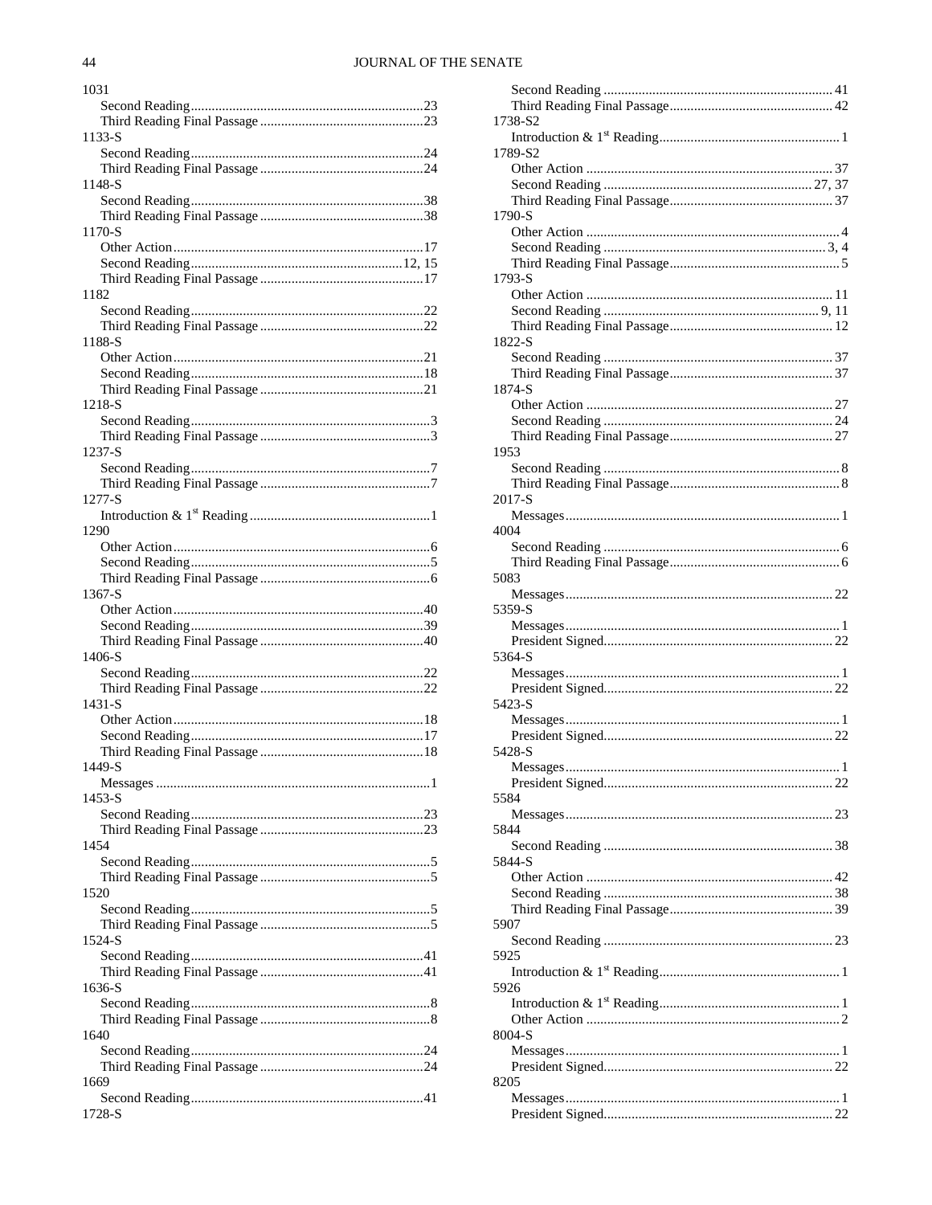1031
Second Reading....................23
Third Reading Final Passage....................23
1133-S
Second Reading....................24
Third Reading Final Passage....................24
1148-S
Second Reading....................38
Third Reading Final Passage....................38
1170-S
Other Action....................17
Second Reading....................12, 15
Third Reading Final Passage....................17
1182
Second Reading....................22
Third Reading Final Passage....................22
1188-S
Other Action....................21
Second Reading....................18
Third Reading Final Passage....................21
1218-S
Second Reading....................3
Third Reading Final Passage....................3
1237-S
Second Reading....................7
Third Reading Final Passage....................7
1277-S
Introduction & 1st Reading....................1
1290
Other Action....................6
Second Reading....................5
Third Reading Final Passage....................6
1367-S
Other Action....................40
Second Reading....................39
Third Reading Final Passage....................40
1406-S
Second Reading....................22
Third Reading Final Passage....................22
1431-S
Other Action....................18
Second Reading....................17
Third Reading Final Passage....................18
1449-S
Messages....................1
1453-S
Second Reading....................23
Third Reading Final Passage....................23
1454
Second Reading....................5
Third Reading Final Passage....................5
1520
Second Reading....................5
Third Reading Final Passage....................5
1524-S
Second Reading....................41
Third Reading Final Passage....................41
1636-S
Second Reading....................8
Third Reading Final Passage....................8
1640
Second Reading....................24
Third Reading Final Passage....................24
1669
Second Reading....................41
1728-S
Second Reading....................41
Third Reading Final Passage....................42
1738-S2
Introduction & 1st Reading....................1
1789-S2
Other Action....................37
Second Reading....................27, 37
Third Reading Final Passage....................37
1790-S
Other Action....................4
Second Reading....................3, 4
Third Reading Final Passage....................5
1793-S
Other Action....................11
Second Reading....................9, 11
Third Reading Final Passage....................12
1822-S
Second Reading....................37
Third Reading Final Passage....................37
1874-S
Other Action....................27
Second Reading....................24
Third Reading Final Passage....................27
1953
Second Reading....................8
Third Reading Final Passage....................8
2017-S
Messages....................1
4004
Second Reading....................6
Third Reading Final Passage....................6
5083
Messages....................22
5359-S
Messages....................1
President Signed....................22
5364-S
Messages....................1
President Signed....................22
5423-S
Messages....................1
President Signed....................22
5428-S
Messages....................1
President Signed....................22
5584
Messages....................23
5844
Second Reading....................38
5844-S
Other Action....................42
Second Reading....................38
Third Reading Final Passage....................39
5907
Second Reading....................23
5925
Introduction & 1st Reading....................1
5926
Introduction & 1st Reading....................1
Other Action....................2
8004-S
Messages....................1
President Signed....................22
8205
Messages....................1
President Signed....................22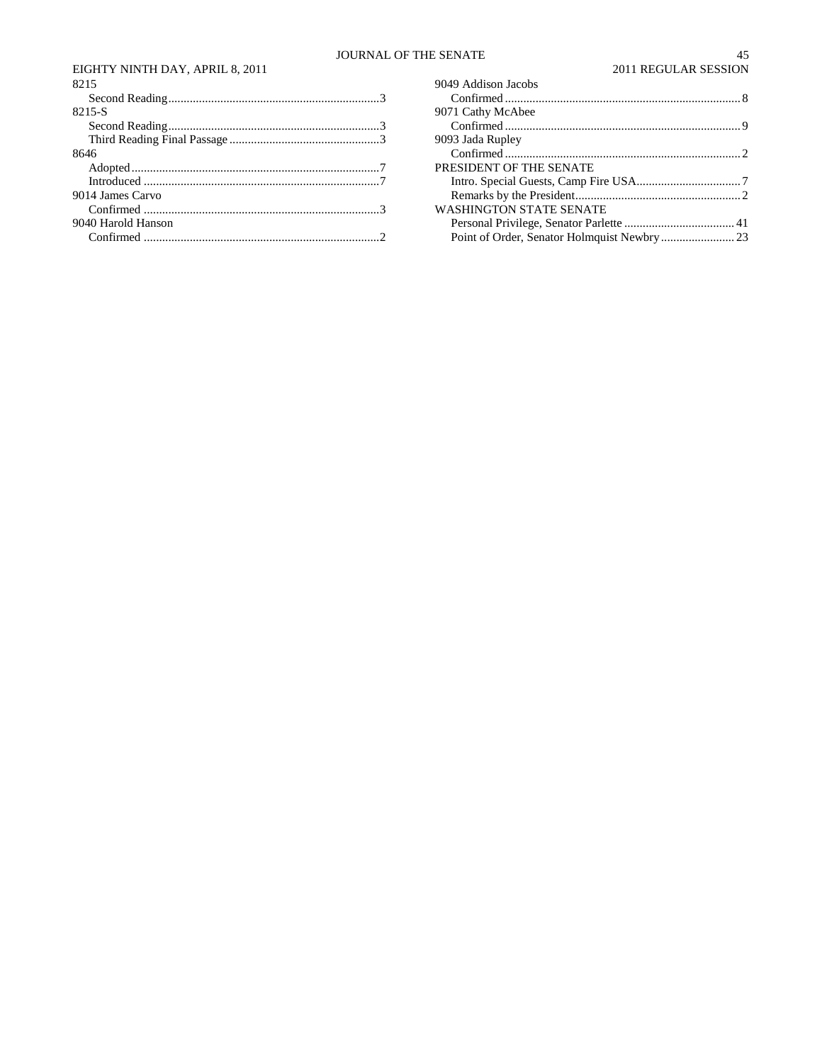EIGHTY NINTH DAY, APRIL 8, 2011

8215
  Second Reading....................................................................3
8215-S
  Second Reading....................................................................3
  Third Reading Final Passage .................................................3
8646
  Adopted.................................................................................7
  Introduced .............................................................................7
9014 James Carvo
  Confirmed .............................................................................3
9040 Harold Hanson
  Confirmed .............................................................................2
9049 Addison Jacobs
  Confirmed .............................................................................8
9071 Cathy McAbee
  Confirmed .............................................................................9
9093 Jada Rupley
  Confirmed .............................................................................2
PRESIDENT OF THE SENATE
  Intro. Special Guests, Camp Fire USA..................................7
  Remarks by the President......................................................2
WASHINGTON STATE SENATE
  Personal Privilege, Senator Parlette ....................................41
  Point of Order, Senator Holmquist Newbry........................23